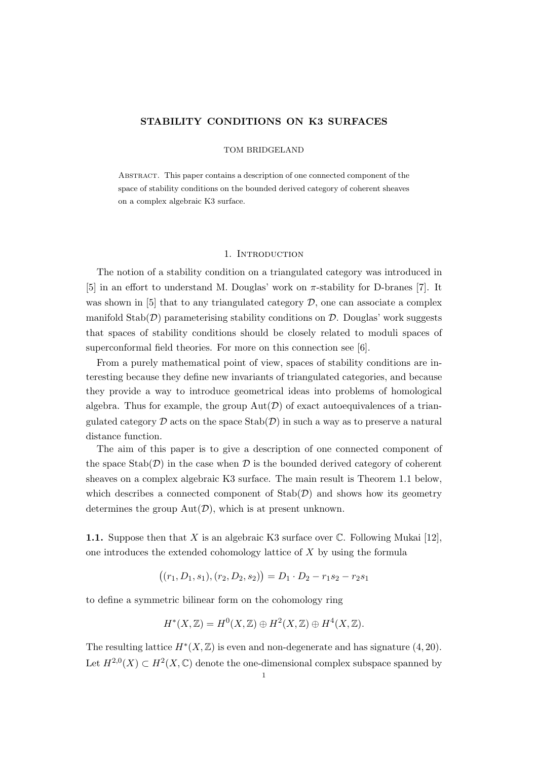# STABILITY CONDITIONS ON K3 SURFACES

TOM BRIDGELAND

Abstract. This paper contains a description of one connected component of the space of stability conditions on the bounded derived category of coherent sheaves on a complex algebraic K3 surface.

## 1. Introduction

The notion of a stability condition on a triangulated category was introduced in [5] in an effort to understand M. Douglas' work on $\pi$-stability for D-branes [7]. It was shown in [5] that to any triangulated category $\mathcal{D}$, one can associate a complex manifold $\operatorname{Stab}(\mathcal{D})$ parameterising stability conditions on $\mathcal{D}$. Douglas' work suggests that spaces of stability conditions should be closely related to moduli spaces of superconformal field theories. For more on this connection see [6].

From a purely mathematical point of view, spaces of stability conditions are interesting because they define new invariants of triangulated categories, and because they provide a way to introduce geometrical ideas into problems of homological algebra. Thus for example, the group $\operatorname{Aut}(\mathcal{D})$ of exact autoequivalences of a triangulated category $\mathcal{D}$ acts on the space $\operatorname{Stab}(\mathcal{D})$ in such a way as to preserve a natural distance function.

The aim of this paper is to give a description of one connected component of the space $\operatorname{Stab}(\mathcal{D})$ in the case when $\mathcal{D}$ is the bounded derived category of coherent sheaves on a complex algebraic K3 surface. The main result is Theorem 1.1 below, which describes a connected component of $\operatorname{Stab}(\mathcal{D})$ and shows how its geometry determines the group $\operatorname{Aut}(\mathcal{D})$, which is at present unknown.

**1.1.** Suppose then that $X$ is an algebraic K3 surface over $\mathbb{C}$. Following Mukai [12], one introduces the extended cohomology lattice of $X$ by using the formula

$$\big((r_1, D_1, s_1), (r_2, D_2, s_2)\big) = D_1 \cdot D_2 - r_1 s_2 - r_2 s_1$$

to define a symmetric bilinear form on the cohomology ring

$$H^*(X, \mathbb{Z}) = H^0(X, \mathbb{Z}) \oplus H^2(X, \mathbb{Z}) \oplus H^4(X, \mathbb{Z}).$$

The resulting lattice $H^*(X, \mathbb{Z})$ is even and non-degenerate and has signature $(4, 20)$. Let $H^{2,0}(X) \subset H^2(X, \mathbb{C})$ denote the one-dimensional complex subspace spanned by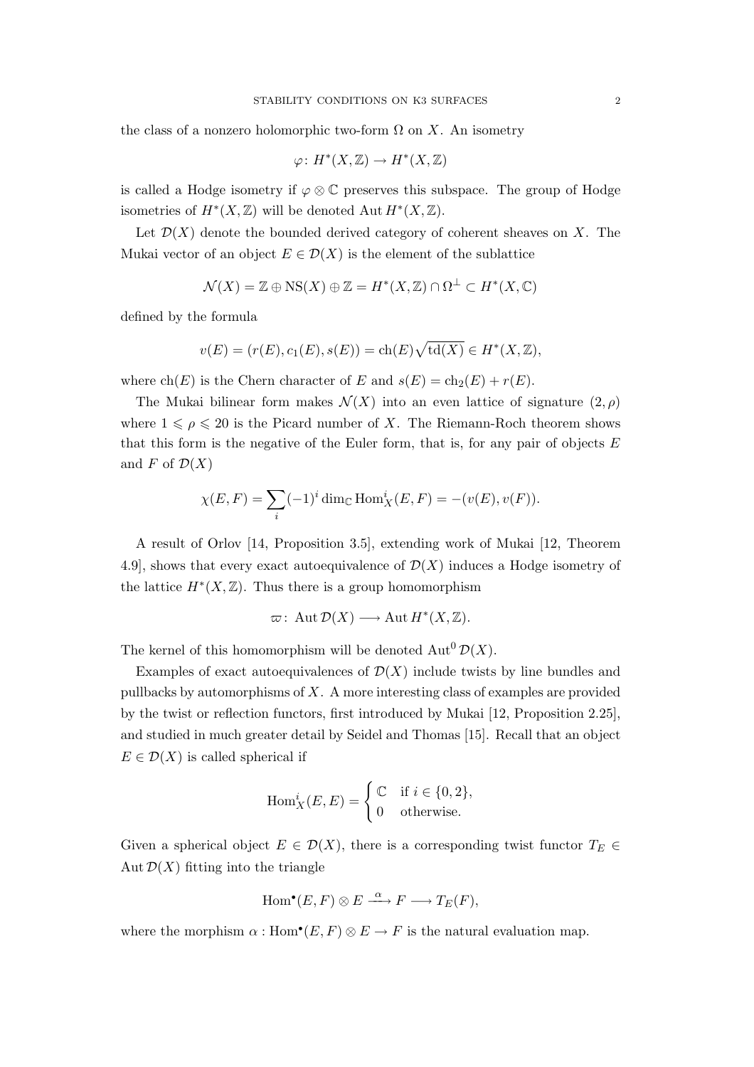the class of a nonzero holomorphic two-form $\Omega$ on $X$. An isometry

$$\varphi\colon H^*(X,\mathbb{Z}) \to H^*(X,\mathbb{Z})$$

is called a Hodge isometry if $\varphi \otimes \mathbb{C}$ preserves this subspace. The group of Hodge isometries of $H^*(X,\mathbb{Z})$ will be denoted $\operatorname{Aut} H^*(X,\mathbb{Z})$.

Let $\mathcal{D}(X)$ denote the bounded derived category of coherent sheaves on $X$. The Mukai vector of an object $E \in \mathcal{D}(X)$ is the element of the sublattice

$$\mathcal{N}(X) = \mathbb{Z} \oplus \operatorname{NS}(X) \oplus \mathbb{Z} = H^*(X,\mathbb{Z}) \cap \Omega^{\perp} \subset H^*(X,\mathbb{C})$$

defined by the formula

$$v(E) = (r(E), c_1(E), s(E)) = \operatorname{ch}(E)\sqrt{\operatorname{td}(X)} \in H^*(X,\mathbb{Z}),$$

where $\operatorname{ch}(E)$ is the Chern character of $E$ and $s(E) = \operatorname{ch}_2(E) + r(E)$.

The Mukai bilinear form makes $\mathcal{N}(X)$ into an even lattice of signature $(2,\rho)$ where $1 \leqslant \rho \leqslant 20$ is the Picard number of $X$. The Riemann-Roch theorem shows that this form is the negative of the Euler form, that is, for any pair of objects $E$ and $F$ of $\mathcal{D}(X)$

$$\chi(E,F) = \sum_i (-1)^i \dim_{\mathbb{C}} \operatorname{Hom}^i_X(E,F) = -(v(E), v(F)).$$

A result of Orlov [14, Proposition 3.5], extending work of Mukai [12, Theorem 4.9], shows that every exact autoequivalence of $\mathcal{D}(X)$ induces a Hodge isometry of the lattice $H^*(X,\mathbb{Z})$. Thus there is a group homomorphism

$$\varpi\colon \operatorname{Aut}\mathcal{D}(X) \longrightarrow \operatorname{Aut} H^*(X,\mathbb{Z}).$$

The kernel of this homomorphism will be denoted $\operatorname{Aut}^0 \mathcal{D}(X)$.

Examples of exact autoequivalences of $\mathcal{D}(X)$ include twists by line bundles and pullbacks by automorphisms of $X$. A more interesting class of examples are provided by the twist or reflection functors, first introduced by Mukai [12, Proposition 2.25], and studied in much greater detail by Seidel and Thomas [15]. Recall that an object $E \in \mathcal{D}(X)$ is called spherical if

$$\operatorname{Hom}^i_X(E,E) = \begin{cases} \mathbb{C} & \text{if } i \in \{0,2\}, \\ 0 & \text{otherwise.} \end{cases}$$

Given a spherical object $E \in \mathcal{D}(X)$, there is a corresponding twist functor $T_E \in \operatorname{Aut}\mathcal{D}(X)$ fitting into the triangle

$$\operatorname{Hom}^{\bullet}(E,F) \otimes E \xrightarrow{\alpha} F \longrightarrow T_E(F),$$

where the morphism $\alpha : \operatorname{Hom}^{\bullet}(E,F) \otimes E \to F$ is the natural evaluation map.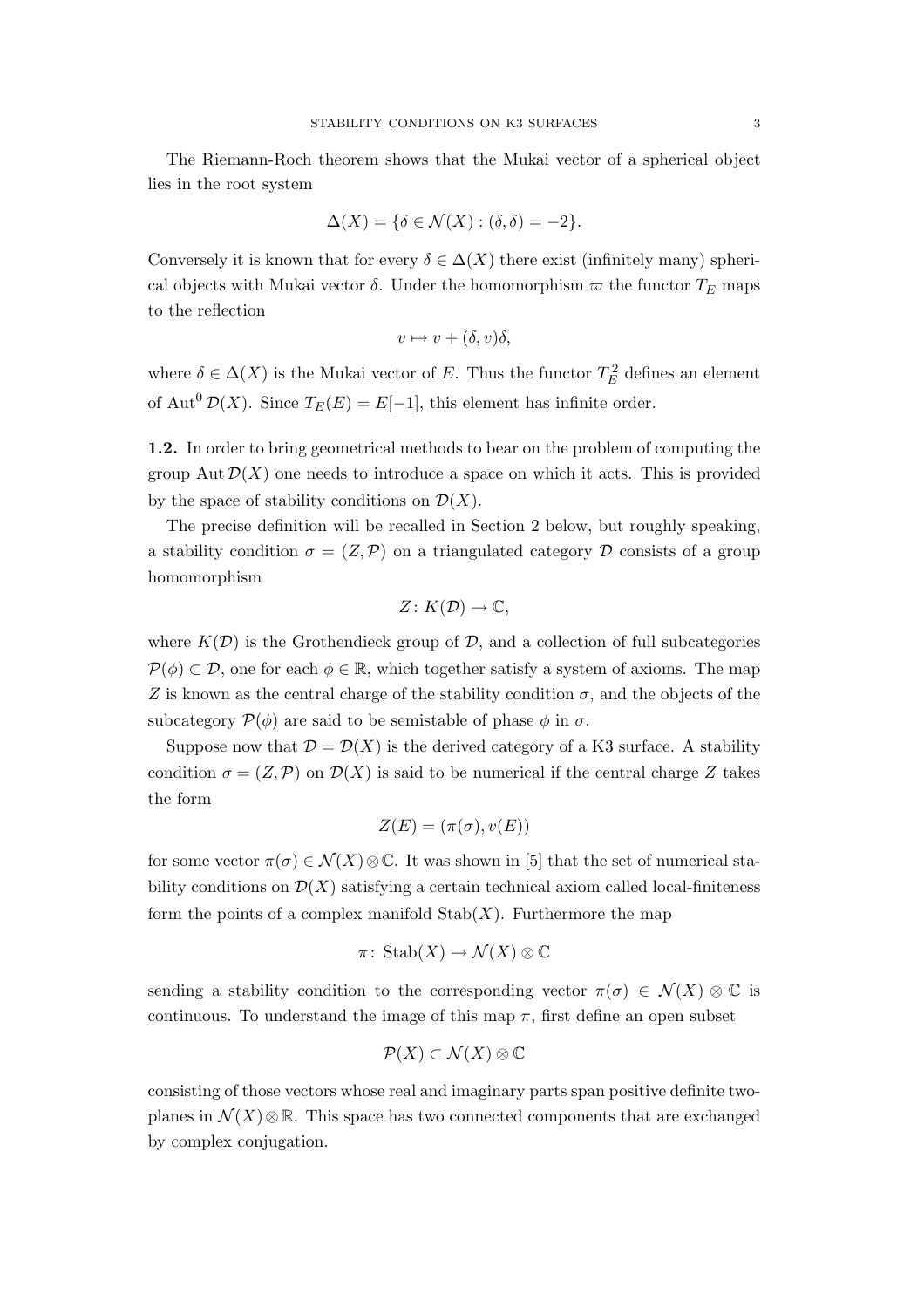The Riemann-Roch theorem shows that the Mukai vector of a spherical object lies in the root system

$$\Delta(X) = \{\delta \in \mathcal{N}(X) : (\delta, \delta) = -2\}.$$

Conversely it is known that for every $\delta \in \Delta(X)$ there exist (infinitely many) spherical objects with Mukai vector $\delta$. Under the homomorphism $\varpi$ the functor $T_E$ maps to the reflection

$$v \mapsto v + (\delta, v)\delta,$$

where $\delta \in \Delta(X)$ is the Mukai vector of $E$. Thus the functor $T_E^2$ defines an element of $\operatorname{Aut}^0 \mathcal{D}(X)$. Since $T_E(E) = E[-1]$, this element has infinite order.

**1.2.** In order to bring geometrical methods to bear on the problem of computing the group $\operatorname{Aut} \mathcal{D}(X)$ one needs to introduce a space on which it acts. This is provided by the space of stability conditions on $\mathcal{D}(X)$.

The precise definition will be recalled in Section 2 below, but roughly speaking, a stability condition $\sigma = (Z, \mathcal{P})$ on a triangulated category $\mathcal{D}$ consists of a group homomorphism

$$Z \colon K(\mathcal{D}) \to \mathbb{C},$$

where $K(\mathcal{D})$ is the Grothendieck group of $\mathcal{D}$, and a collection of full subcategories $\mathcal{P}(\phi) \subset \mathcal{D}$, one for each $\phi \in \mathbb{R}$, which together satisfy a system of axioms. The map $Z$ is known as the central charge of the stability condition $\sigma$, and the objects of the subcategory $\mathcal{P}(\phi)$ are said to be semistable of phase $\phi$ in $\sigma$.

Suppose now that $\mathcal{D} = \mathcal{D}(X)$ is the derived category of a K3 surface. A stability condition $\sigma = (Z, \mathcal{P})$ on $\mathcal{D}(X)$ is said to be numerical if the central charge $Z$ takes the form

$$Z(E) = (\pi(\sigma), v(E))$$

for some vector $\pi(\sigma) \in \mathcal{N}(X) \otimes \mathbb{C}$. It was shown in [5] that the set of numerical stability conditions on $\mathcal{D}(X)$ satisfying a certain technical axiom called local-finiteness form the points of a complex manifold $\operatorname{Stab}(X)$. Furthermore the map

$$\pi \colon \operatorname{Stab}(X) \to \mathcal{N}(X) \otimes \mathbb{C}$$

sending a stability condition to the corresponding vector $\pi(\sigma) \in \mathcal{N}(X) \otimes \mathbb{C}$ is continuous. To understand the image of this map $\pi$, first define an open subset

$$\mathcal{P}(X) \subset \mathcal{N}(X) \otimes \mathbb{C}$$

consisting of those vectors whose real and imaginary parts span positive definite two-planes in $\mathcal{N}(X) \otimes \mathbb{R}$. This space has two connected components that are exchanged by complex conjugation.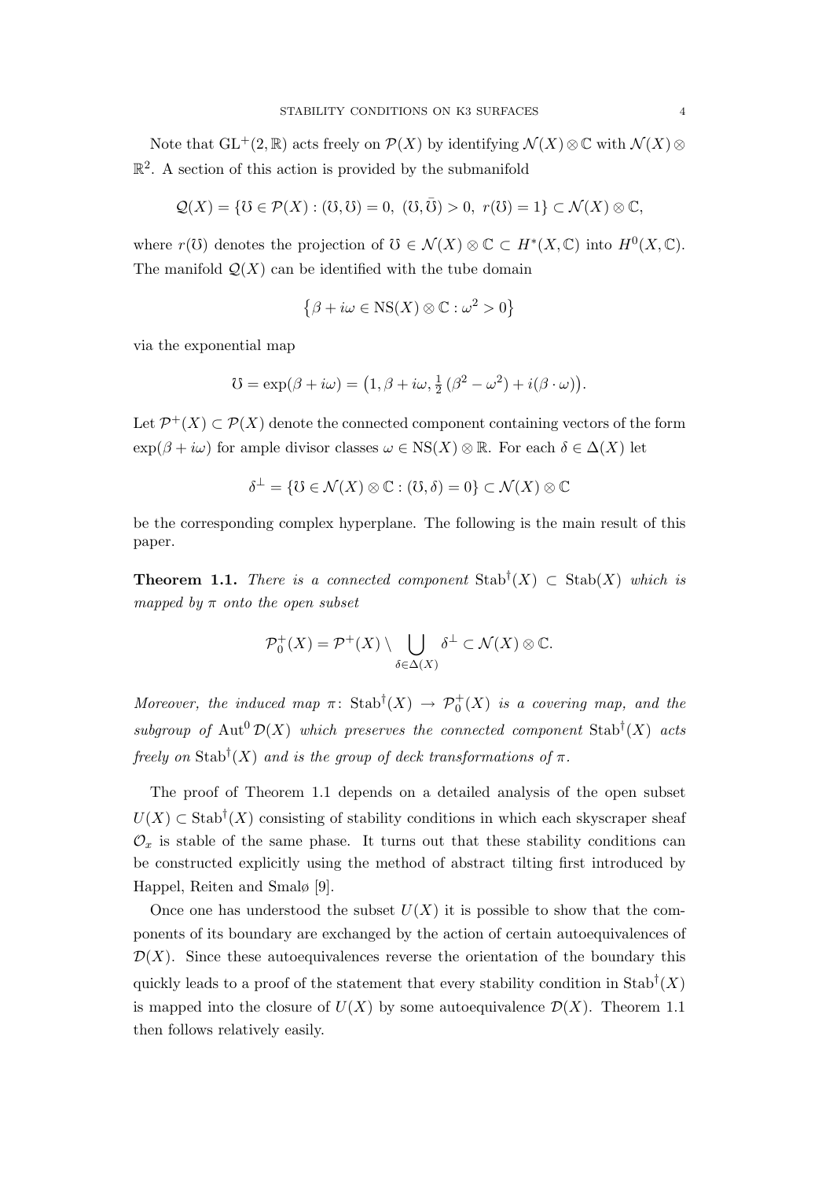Note that $\mathrm{GL}^+(2,\mathbb{R})$ acts freely on $\mathcal{P}(X)$ by identifying $\mathcal{N}(X)\otimes\mathbb{C}$ with $\mathcal{N}(X)\otimes\mathbb{R}^2$. A section of this action is provided by the submanifold

$$\mathcal{Q}(X) = \{\mho \in \mathcal{P}(X) : (\mho,\mho)=0,\ (\mho,\bar{\mho})>0,\ r(\mho)=1\} \subset \mathcal{N}(X)\otimes\mathbb{C},$$

where $r(\mho)$ denotes the projection of $\mho \in \mathcal{N}(X)\otimes\mathbb{C} \subset H^*(X,\mathbb{C})$ into $H^0(X,\mathbb{C})$. The manifold $\mathcal{Q}(X)$ can be identified with the tube domain

$$\left\{\beta + i\omega \in \mathrm{NS}(X)\otimes\mathbb{C} : \omega^2 > 0\right\}$$

via the exponential map

$$\mho = \exp(\beta + i\omega) = \left(1, \beta + i\omega, \tfrac{1}{2}\left(\beta^2 - \omega^2\right) + i(\beta\cdot\omega)\right).$$

Let $\mathcal{P}^+(X) \subset \mathcal{P}(X)$ denote the connected component containing vectors of the form $\exp(\beta + i\omega)$ for ample divisor classes $\omega \in \mathrm{NS}(X)\otimes\mathbb{R}$. For each $\delta \in \Delta(X)$ let

$$\delta^\perp = \{\mho \in \mathcal{N}(X)\otimes\mathbb{C} : (\mho,\delta)=0\} \subset \mathcal{N}(X)\otimes\mathbb{C}$$

be the corresponding complex hyperplane. The following is the main result of this paper.

**Theorem 1.1.** *There is a connected component* $\mathrm{Stab}^\dagger(X) \subset \mathrm{Stab}(X)$ *which is mapped by* $\pi$ *onto the open subset*

$$\mathcal{P}_0^+(X) = \mathcal{P}^+(X) \setminus \bigcup_{\delta\in\Delta(X)} \delta^\perp \subset \mathcal{N}(X)\otimes\mathbb{C}.$$

*Moreover, the induced map* $\pi\colon \mathrm{Stab}^\dagger(X) \to \mathcal{P}_0^+(X)$ *is a covering map, and the subgroup of* $\mathrm{Aut}^0\,\mathcal{D}(X)$ *which preserves the connected component* $\mathrm{Stab}^\dagger(X)$ *acts freely on* $\mathrm{Stab}^\dagger(X)$ *and is the group of deck transformations of* $\pi$.

The proof of Theorem 1.1 depends on a detailed analysis of the open subset $U(X) \subset \mathrm{Stab}^\dagger(X)$ consisting of stability conditions in which each skyscraper sheaf $\mathcal{O}_x$ is stable of the same phase. It turns out that these stability conditions can be constructed explicitly using the method of abstract tilting first introduced by Happel, Reiten and Smalø [9].

Once one has understood the subset $U(X)$ it is possible to show that the components of its boundary are exchanged by the action of certain autoequivalences of $\mathcal{D}(X)$. Since these autoequivalences reverse the orientation of the boundary this quickly leads to a proof of the statement that every stability condition in $\mathrm{Stab}^\dagger(X)$ is mapped into the closure of $U(X)$ by some autoequivalence $\mathcal{D}(X)$. Theorem 1.1 then follows relatively easily.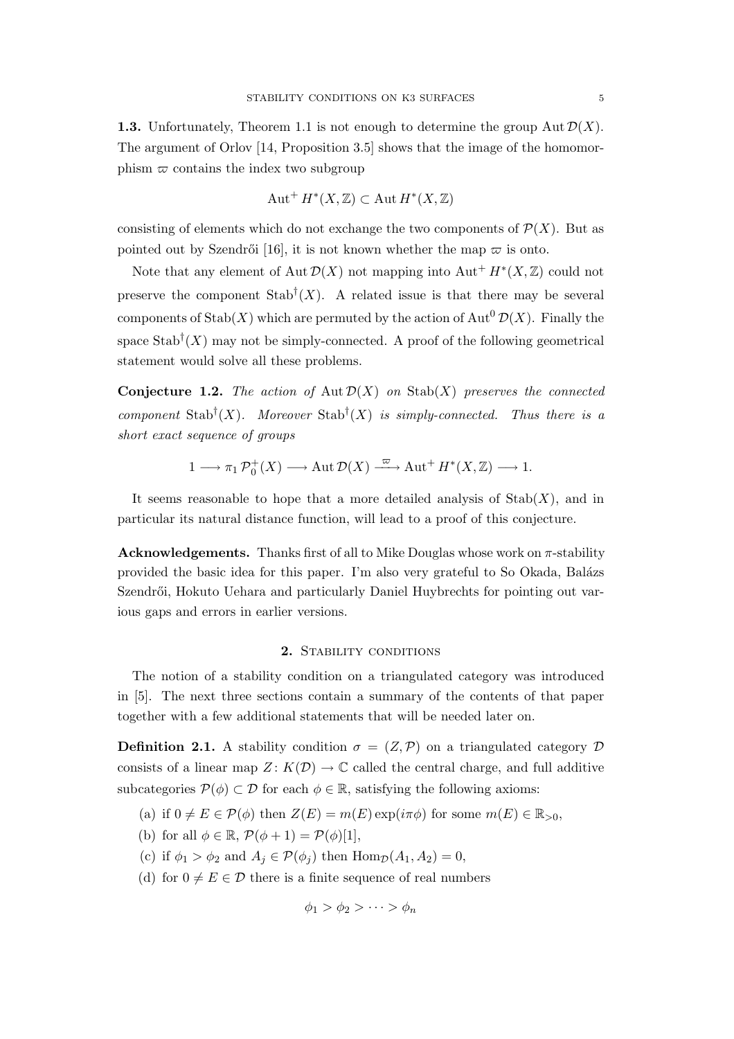**1.3.** Unfortunately, Theorem 1.1 is not enough to determine the group $\operatorname{Aut} \mathcal{D}(X)$. The argument of Orlov [14, Proposition 3.5] shows that the image of the homomorphism $\varpi$ contains the index two subgroup

$$\operatorname{Aut}^+ H^*(X,\mathbb{Z}) \subset \operatorname{Aut} H^*(X,\mathbb{Z})$$

consisting of elements which do not exchange the two components of $\mathcal{P}(X)$. But as pointed out by Szendrői [16], it is not known whether the map $\varpi$ is onto.

Note that any element of $\operatorname{Aut} \mathcal{D}(X)$ not mapping into $\operatorname{Aut}^+ H^*(X,\mathbb{Z})$ could not preserve the component $\operatorname{Stab}^\dagger(X)$. A related issue is that there may be several components of $\operatorname{Stab}(X)$ which are permuted by the action of $\operatorname{Aut}^0 \mathcal{D}(X)$. Finally the space $\operatorname{Stab}^\dagger(X)$ may not be simply-connected. A proof of the following geometrical statement would solve all these problems.

**Conjecture 1.2.** *The action of $\operatorname{Aut} \mathcal{D}(X)$ on $\operatorname{Stab}(X)$ preserves the connected component $\operatorname{Stab}^\dagger(X)$. Moreover $\operatorname{Stab}^\dagger(X)$ is simply-connected. Thus there is a short exact sequence of groups*

$$1 \longrightarrow \pi_1 \mathcal{P}_0^+(X) \longrightarrow \operatorname{Aut} \mathcal{D}(X) \xrightarrow{\ \varpi\ } \operatorname{Aut}^+ H^*(X,\mathbb{Z}) \longrightarrow 1.$$

It seems reasonable to hope that a more detailed analysis of $\operatorname{Stab}(X)$, and in particular its natural distance function, will lead to a proof of this conjecture.

**Acknowledgements.** Thanks first of all to Mike Douglas whose work on $\pi$-stability provided the basic idea for this paper. I'm also very grateful to So Okada, Balázs Szendrői, Hokuto Uehara and particularly Daniel Huybrechts for pointing out various gaps and errors in earlier versions.

## 2. Stability conditions

The notion of a stability condition on a triangulated category was introduced in [5]. The next three sections contain a summary of the contents of that paper together with a few additional statements that will be needed later on.

**Definition 2.1.** A stability condition $\sigma = (Z, \mathcal{P})$ on a triangulated category $\mathcal{D}$ consists of a linear map $Z\colon K(\mathcal{D}) \to \mathbb{C}$ called the central charge, and full additive subcategories $\mathcal{P}(\phi) \subset \mathcal{D}$ for each $\phi \in \mathbb{R}$, satisfying the following axioms:

(a) if $0 \neq E \in \mathcal{P}(\phi)$ then $Z(E) = m(E)\exp(i\pi\phi)$ for some $m(E) \in \mathbb{R}_{>0}$,

(b) for all $\phi \in \mathbb{R}$, $\mathcal{P}(\phi + 1) = \mathcal{P}(\phi)[1]$,

(c) if $\phi_1 > \phi_2$ and $A_j \in \mathcal{P}(\phi_j)$ then $\operatorname{Hom}_{\mathcal{D}}(A_1, A_2) = 0$,

(d) for $0 \neq E \in \mathcal{D}$ there is a finite sequence of real numbers

$$\phi_1 > \phi_2 > \cdots > \phi_n$$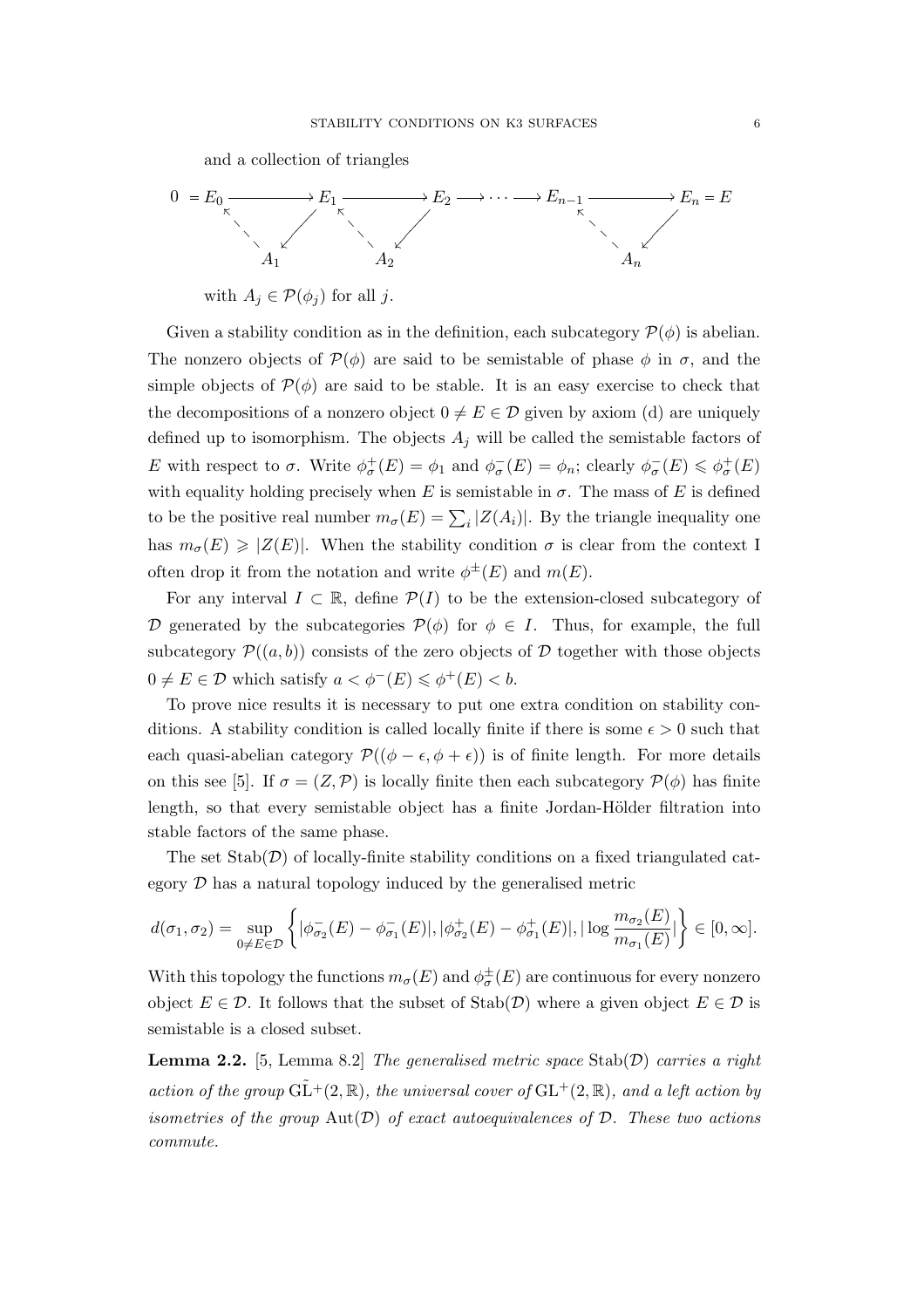and a collection of triangles

$$
\begin{array}{ccccccccccc}
0 = E_0 & \longrightarrow & E_1 & \longrightarrow & E_2 & \longrightarrow \cdots \longrightarrow & E_{n-1} & \longrightarrow & E_n = E \\
 & \nwarrow \swarrow & & \nwarrow \swarrow & & & & \nwarrow \swarrow & \\
 & A_1 & & A_2 & & & & A_n &
\end{array}
$$

with $A_j \in \mathcal{P}(\phi_j)$ for all $j$.

Given a stability condition as in the definition, each subcategory $\mathcal{P}(\phi)$ is abelian. The nonzero objects of $\mathcal{P}(\phi)$ are said to be semistable of phase $\phi$ in $\sigma$, and the simple objects of $\mathcal{P}(\phi)$ are said to be stable. It is an easy exercise to check that the decompositions of a nonzero object $0 \neq E \in \mathcal{D}$ given by axiom (d) are uniquely defined up to isomorphism. The objects $A_j$ will be called the semistable factors of $E$ with respect to $\sigma$. Write $\phi^+_\sigma(E) = \phi_1$ and $\phi^-_\sigma(E) = \phi_n$; clearly $\phi^-_\sigma(E) \leqslant \phi^+_\sigma(E)$ with equality holding precisely when $E$ is semistable in $\sigma$. The mass of $E$ is defined to be the positive real number $m_\sigma(E) = \sum_i |Z(A_i)|$. By the triangle inequality one has $m_\sigma(E) \geqslant |Z(E)|$. When the stability condition $\sigma$ is clear from the context I often drop it from the notation and write $\phi^\pm(E)$ and $m(E)$.

For any interval $I \subset \mathbb{R}$, define $\mathcal{P}(I)$ to be the extension-closed subcategory of $\mathcal{D}$ generated by the subcategories $\mathcal{P}(\phi)$ for $\phi \in I$. Thus, for example, the full subcategory $\mathcal{P}((a, b))$ consists of the zero objects of $\mathcal{D}$ together with those objects $0 \neq E \in \mathcal{D}$ which satisfy $a < \phi^-(E) \leqslant \phi^+(E) < b$.

To prove nice results it is necessary to put one extra condition on stability conditions. A stability condition is called locally finite if there is some $\epsilon > 0$ such that each quasi-abelian category $\mathcal{P}((\phi - \epsilon, \phi + \epsilon))$ is of finite length. For more details on this see [5]. If $\sigma = (Z, \mathcal{P})$ is locally finite then each subcategory $\mathcal{P}(\phi)$ has finite length, so that every semistable object has a finite Jordan-Hölder filtration into stable factors of the same phase.

The set $\mathrm{Stab}(\mathcal{D})$ of locally-finite stability conditions on a fixed triangulated category $\mathcal{D}$ has a natural topology induced by the generalised metric

$$
d(\sigma_1, \sigma_2) = \sup_{0 \neq E \in \mathcal{D}} \left\{ |\phi^-_{\sigma_2}(E) - \phi^-_{\sigma_1}(E)|, |\phi^+_{\sigma_2}(E) - \phi^+_{\sigma_1}(E)|, |\log \frac{m_{\sigma_2}(E)}{m_{\sigma_1}(E)}| \right\} \in [0, \infty].
$$

With this topology the functions $m_\sigma(E)$ and $\phi^\pm_\sigma(E)$ are continuous for every nonzero object $E \in \mathcal{D}$. It follows that the subset of $\mathrm{Stab}(\mathcal{D})$ where a given object $E \in \mathcal{D}$ is semistable is a closed subset.

**Lemma 2.2.** [5, Lemma 8.2] *The generalised metric space* $\mathrm{Stab}(\mathcal{D})$ *carries a right action of the group* $\tilde{\mathrm{GL}}^+(2, \mathbb{R})$*, the universal cover of* $\mathrm{GL}^+(2, \mathbb{R})$*, and a left action by isometries of the group* $\mathrm{Aut}(\mathcal{D})$ *of exact autoequivalences of* $\mathcal{D}$*. These two actions commute.*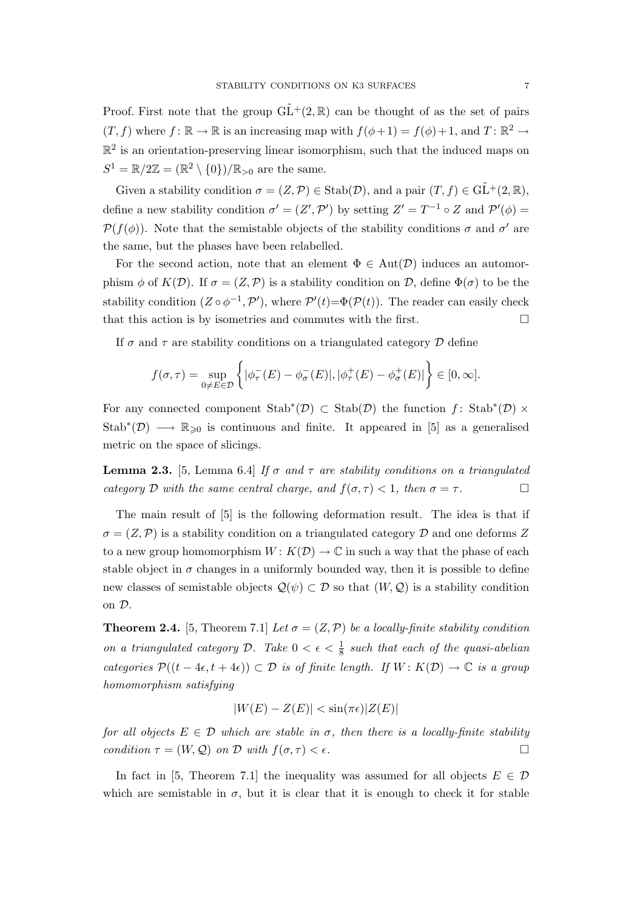Proof. First note that the group $\tilde{\mathrm{GL}}^+(2,\mathbb{R})$ can be thought of as the set of pairs $(T, f)$ where $f\colon \mathbb{R} \to \mathbb{R}$ is an increasing map with $f(\phi+1) = f(\phi)+1$, and $T\colon \mathbb{R}^2 \to \mathbb{R}^2$ is an orientation-preserving linear isomorphism, such that the induced maps on $S^1 = \mathbb{R}/2\mathbb{Z} = (\mathbb{R}^2 \setminus \{0\})/\mathbb{R}_{>0}$ are the same.

Given a stability condition $\sigma = (Z, \mathcal{P}) \in \mathrm{Stab}(\mathcal{D})$, and a pair $(T, f) \in \tilde{\mathrm{GL}}^+(2,\mathbb{R})$, define a new stability condition $\sigma' = (Z', \mathcal{P}')$ by setting $Z' = T^{-1} \circ Z$ and $\mathcal{P}'(\phi) = \mathcal{P}(f(\phi))$. Note that the semistable objects of the stability conditions $\sigma$ and $\sigma'$ are the same, but the phases have been relabelled.

For the second action, note that an element $\Phi \in \mathrm{Aut}(\mathcal{D})$ induces an automorphism $\phi$ of $K(\mathcal{D})$. If $\sigma = (Z, \mathcal{P})$ is a stability condition on $\mathcal{D}$, define $\Phi(\sigma)$ to be the stability condition $(Z \circ \phi^{-1}, \mathcal{P}')$, where $\mathcal{P}'(t)=\Phi(\mathcal{P}(t))$. The reader can easily check that this action is by isometries and commutes with the first. $\square$

If $\sigma$ and $\tau$ are stability conditions on a triangulated category $\mathcal{D}$ define

$$f(\sigma,\tau) = \sup_{0 \neq E \in \mathcal{D}} \left\{ |\phi^-_\tau(E) - \phi^-_\sigma(E)|, |\phi^+_\tau(E) - \phi^+_\sigma(E)| \right\} \in [0, \infty].$$

For any connected component $\mathrm{Stab}^*(\mathcal{D}) \subset \mathrm{Stab}(\mathcal{D})$ the function $f\colon \mathrm{Stab}^*(\mathcal{D}) \times \mathrm{Stab}^*(\mathcal{D}) \longrightarrow \mathbb{R}_{\geqslant 0}$ is continuous and finite. It appeared in [5] as a generalised metric on the space of slicings.

**Lemma 2.3.** [5, Lemma 6.4] *If $\sigma$ and $\tau$ are stability conditions on a triangulated category $\mathcal{D}$ with the same central charge, and $f(\sigma,\tau) < 1$, then $\sigma = \tau$.* $\square$

The main result of [5] is the following deformation result. The idea is that if $\sigma = (Z, \mathcal{P})$ is a stability condition on a triangulated category $\mathcal{D}$ and one deforms $Z$ to a new group homomorphism $W\colon K(\mathcal{D}) \to \mathbb{C}$ in such a way that the phase of each stable object in $\sigma$ changes in a uniformly bounded way, then it is possible to define new classes of semistable objects $\mathcal{Q}(\psi) \subset \mathcal{D}$ so that $(W, \mathcal{Q})$ is a stability condition on $\mathcal{D}$.

**Theorem 2.4.** [5, Theorem 7.1] *Let $\sigma = (Z, \mathcal{P})$ be a locally-finite stability condition on a triangulated category $\mathcal{D}$. Take $0 < \epsilon < \frac{1}{8}$ such that each of the quasi-abelian categories $\mathcal{P}((t - 4\epsilon, t + 4\epsilon)) \subset \mathcal{D}$ is of finite length. If $W\colon K(\mathcal{D}) \to \mathbb{C}$ is a group homomorphism satisfying*

$$|W(E) - Z(E)| < \sin(\pi\epsilon)|Z(E)|$$

*for all objects $E \in \mathcal{D}$ which are stable in $\sigma$, then there is a locally-finite stability condition $\tau = (W, \mathcal{Q})$ on $\mathcal{D}$ with $f(\sigma,\tau) < \epsilon$.* $\square$

In fact in [5, Theorem 7.1] the inequality was assumed for all objects $E \in \mathcal{D}$ which are semistable in $\sigma$, but it is clear that it is enough to check it for stable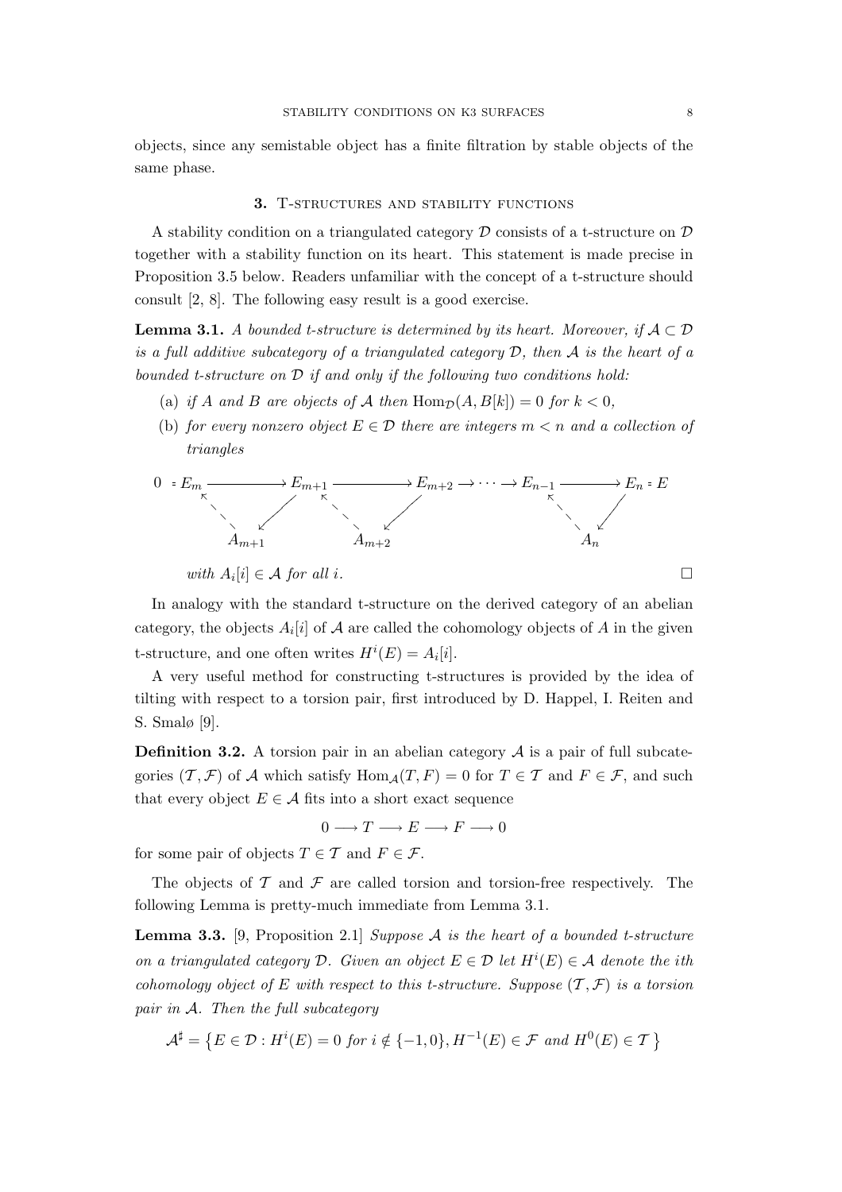objects, since any semistable object has a finite filtration by stable objects of the same phase.

## 3. T-structures and stability functions

A stability condition on a triangulated category $\mathcal{D}$ consists of a t-structure on $\mathcal{D}$ together with a stability function on its heart. This statement is made precise in Proposition 3.5 below. Readers unfamiliar with the concept of a t-structure should consult [2, 8]. The following easy result is a good exercise.

**Lemma 3.1.** *A bounded t-structure is determined by its heart. Moreover, if $\mathcal{A} \subset \mathcal{D}$ is a full additive subcategory of a triangulated category $\mathcal{D}$, then $\mathcal{A}$ is the heart of a bounded t-structure on $\mathcal{D}$ if and only if the following two conditions hold:*

(a) *if $A$ and $B$ are objects of $\mathcal{A}$ then $\operatorname{Hom}_{\mathcal{D}}(A, B[k]) = 0$ for $k < 0$,*

(b) *for every nonzero object $E \in \mathcal{D}$ there are integers $m < n$ and a collection of triangles*

$$
\begin{array}{ccccccccccc}
0 = E_m & \longrightarrow & E_{m+1} & \longrightarrow & E_{m+2} & \longrightarrow \cdots \longrightarrow & E_{n-1} & \longrightarrow & E_n = E \\
 & \nwarrow \swarrow & & \nwarrow \swarrow & & & & \nwarrow \swarrow & \\
 & A_{m+1} & & A_{m+2} & & & & A_n &
\end{array}
$$

*with $A_i[i] \in \mathcal{A}$ for all $i$.* $\square$

In analogy with the standard t-structure on the derived category of an abelian category, the objects $A_i[i]$ of $\mathcal{A}$ are called the cohomology objects of $A$ in the given t-structure, and one often writes $H^i(E) = A_i[i]$.

A very useful method for constructing t-structures is provided by the idea of tilting with respect to a torsion pair, first introduced by D. Happel, I. Reiten and S. Smalø [9].

**Definition 3.2.** A torsion pair in an abelian category $\mathcal{A}$ is a pair of full subcategories $(\mathcal{T}, \mathcal{F})$ of $\mathcal{A}$ which satisfy $\operatorname{Hom}_{\mathcal{A}}(T, F) = 0$ for $T \in \mathcal{T}$ and $F \in \mathcal{F}$, and such that every object $E \in \mathcal{A}$ fits into a short exact sequence

$$0 \longrightarrow T \longrightarrow E \longrightarrow F \longrightarrow 0$$

for some pair of objects $T \in \mathcal{T}$ and $F \in \mathcal{F}$.

The objects of $\mathcal{T}$ and $\mathcal{F}$ are called torsion and torsion-free respectively. The following Lemma is pretty-much immediate from Lemma 3.1.

**Lemma 3.3.** [9, Proposition 2.1] *Suppose $\mathcal{A}$ is the heart of a bounded t-structure on a triangulated category $\mathcal{D}$. Given an object $E \in \mathcal{D}$ let $H^i(E) \in \mathcal{A}$ denote the ith cohomology object of $E$ with respect to this t-structure. Suppose $(\mathcal{T}, \mathcal{F})$ is a torsion pair in $\mathcal{A}$. Then the full subcategory*

$$\mathcal{A}^\sharp = \left\{ E \in \mathcal{D} : H^i(E) = 0 \text{ for } i \notin \{-1, 0\}, H^{-1}(E) \in \mathcal{F} \text{ and } H^0(E) \in \mathcal{T} \right\}$$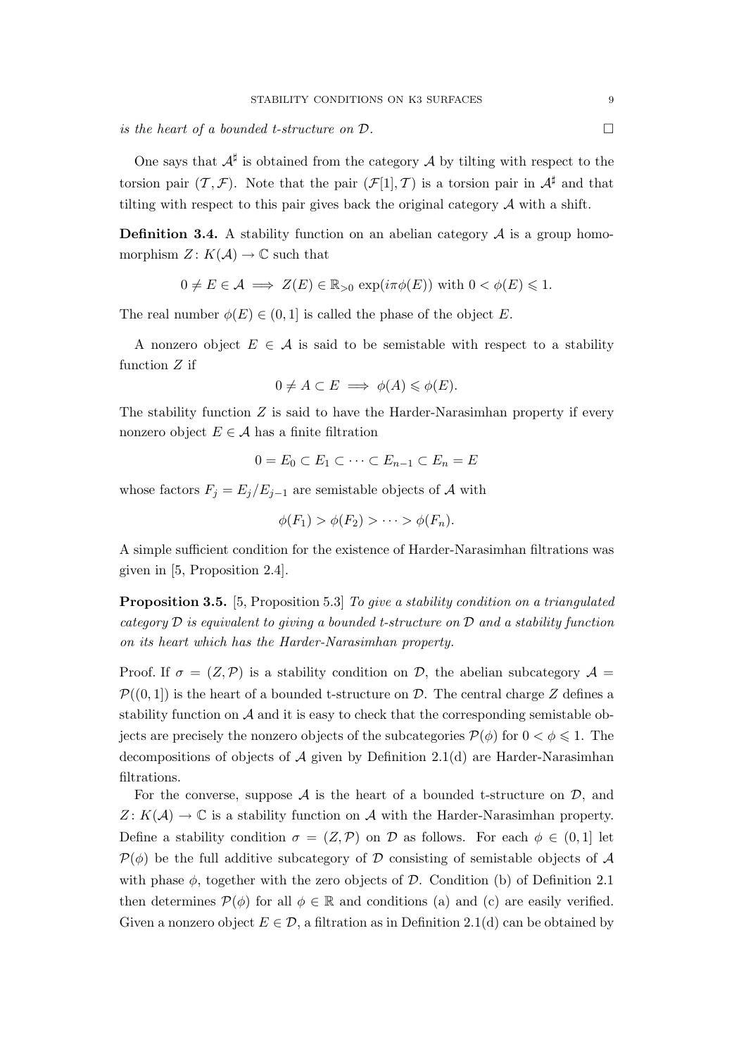*is the heart of a bounded t-structure on $\mathcal{D}$.* □

One says that $\mathcal{A}^\sharp$ is obtained from the category $\mathcal{A}$ by tilting with respect to the torsion pair $(\mathcal{T},\mathcal{F})$. Note that the pair $(\mathcal{F}[1],\mathcal{T})$ is a torsion pair in $\mathcal{A}^\sharp$ and that tilting with respect to this pair gives back the original category $\mathcal{A}$ with a shift.

**Definition 3.4.** A stability function on an abelian category $\mathcal{A}$ is a group homomorphism $Z\colon K(\mathcal{A})\to\mathbb{C}$ such that

$$0\neq E\in\mathcal{A}\implies Z(E)\in\mathbb{R}_{>0}\,\exp(i\pi\phi(E))\text{ with }0<\phi(E)\leqslant 1.$$

The real number $\phi(E)\in(0,1]$ is called the phase of the object $E$.

A nonzero object $E\in\mathcal{A}$ is said to be semistable with respect to a stability function $Z$ if

$$0\neq A\subset E\implies \phi(A)\leqslant\phi(E).$$

The stability function $Z$ is said to have the Harder-Narasimhan property if every nonzero object $E\in\mathcal{A}$ has a finite filtration

$$0=E_0\subset E_1\subset\cdots\subset E_{n-1}\subset E_n=E$$

whose factors $F_j=E_j/E_{j-1}$ are semistable objects of $\mathcal{A}$ with

$$\phi(F_1)>\phi(F_2)>\cdots>\phi(F_n).$$

A simple sufficient condition for the existence of Harder-Narasimhan filtrations was given in [5, Proposition 2.4].

**Proposition 3.5.** [5, Proposition 5.3] *To give a stability condition on a triangulated category $\mathcal{D}$ is equivalent to giving a bounded t-structure on $\mathcal{D}$ and a stability function on its heart which has the Harder-Narasimhan property.*

Proof. If $\sigma=(Z,\mathcal{P})$ is a stability condition on $\mathcal{D}$, the abelian subcategory $\mathcal{A}=\mathcal{P}((0,1])$ is the heart of a bounded t-structure on $\mathcal{D}$. The central charge $Z$ defines a stability function on $\mathcal{A}$ and it is easy to check that the corresponding semistable objects are precisely the nonzero objects of the subcategories $\mathcal{P}(\phi)$ for $0<\phi\leqslant 1$. The decompositions of objects of $\mathcal{A}$ given by Definition 2.1(d) are Harder-Narasimhan filtrations.

For the converse, suppose $\mathcal{A}$ is the heart of a bounded t-structure on $\mathcal{D}$, and $Z\colon K(\mathcal{A})\to\mathbb{C}$ is a stability function on $\mathcal{A}$ with the Harder-Narasimhan property. Define a stability condition $\sigma=(Z,\mathcal{P})$ on $\mathcal{D}$ as follows. For each $\phi\in(0,1]$ let $\mathcal{P}(\phi)$ be the full additive subcategory of $\mathcal{D}$ consisting of semistable objects of $\mathcal{A}$ with phase $\phi$, together with the zero objects of $\mathcal{D}$. Condition (b) of Definition 2.1 then determines $\mathcal{P}(\phi)$ for all $\phi\in\mathbb{R}$ and conditions (a) and (c) are easily verified. Given a nonzero object $E\in\mathcal{D}$, a filtration as in Definition 2.1(d) can be obtained by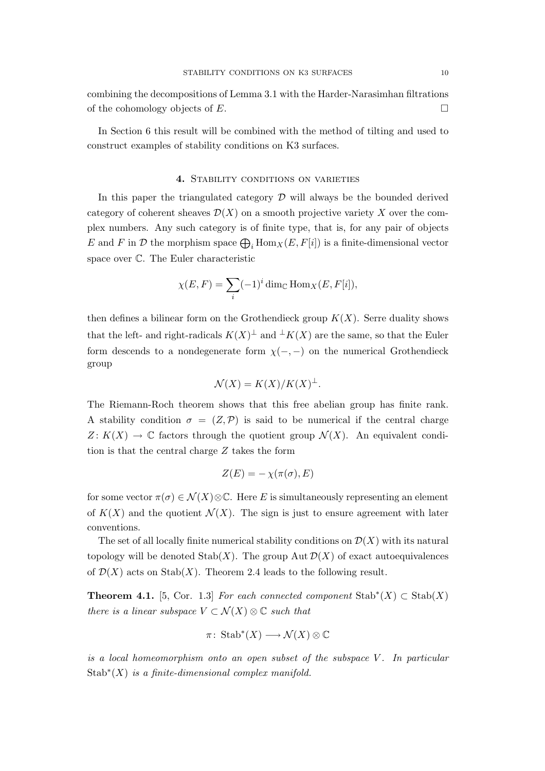combining the decompositions of Lemma 3.1 with the Harder-Narasimhan filtrations of the cohomology objects of $E$. □

In Section 6 this result will be combined with the method of tilting and used to construct examples of stability conditions on K3 surfaces.

## 4. Stability conditions on varieties

In this paper the triangulated category $\mathcal{D}$ will always be the bounded derived category of coherent sheaves $\mathcal{D}(X)$ on a smooth projective variety $X$ over the complex numbers. Any such category is of finite type, that is, for any pair of objects $E$ and $F$ in $\mathcal{D}$ the morphism space $\bigoplus_i \operatorname{Hom}_X(E, F[i])$ is a finite-dimensional vector space over $\mathbb{C}$. The Euler characteristic

$$\chi(E,F) = \sum_i (-1)^i \dim_{\mathbb{C}} \operatorname{Hom}_X(E, F[i]),$$

then defines a bilinear form on the Grothendieck group $K(X)$. Serre duality shows that the left- and right-radicals $K(X)^{\perp}$ and ${}^{\perp}K(X)$ are the same, so that the Euler form descends to a nondegenerate form $\chi(-,-)$ on the numerical Grothendieck group

$$\mathcal{N}(X) = K(X)/K(X)^{\perp}.$$

The Riemann-Roch theorem shows that this free abelian group has finite rank. A stability condition $\sigma = (Z, \mathcal{P})$ is said to be numerical if the central charge $Z\colon K(X) \to \mathbb{C}$ factors through the quotient group $\mathcal{N}(X)$. An equivalent condition is that the central charge $Z$ takes the form

$$Z(E) = -\,\chi(\pi(\sigma), E)$$

for some vector $\pi(\sigma) \in \mathcal{N}(X)\otimes\mathbb{C}$. Here $E$ is simultaneously representing an element of $K(X)$ and the quotient $\mathcal{N}(X)$. The sign is just to ensure agreement with later conventions.

The set of all locally finite numerical stability conditions on $\mathcal{D}(X)$ with its natural topology will be denoted $\operatorname{Stab}(X)$. The group $\operatorname{Aut}\mathcal{D}(X)$ of exact autoequivalences of $\mathcal{D}(X)$ acts on $\operatorname{Stab}(X)$. Theorem 2.4 leads to the following result.

**Theorem 4.1.** [5, Cor. 1.3] *For each connected component $\operatorname{Stab}^*(X) \subset \operatorname{Stab}(X)$ there is a linear subspace $V \subset \mathcal{N}(X)\otimes\mathbb{C}$ such that*

$$\pi\colon \operatorname{Stab}^*(X) \longrightarrow \mathcal{N}(X)\otimes\mathbb{C}$$

*is a local homeomorphism onto an open subset of the subspace $V$. In particular $\operatorname{Stab}^*(X)$ is a finite-dimensional complex manifold.*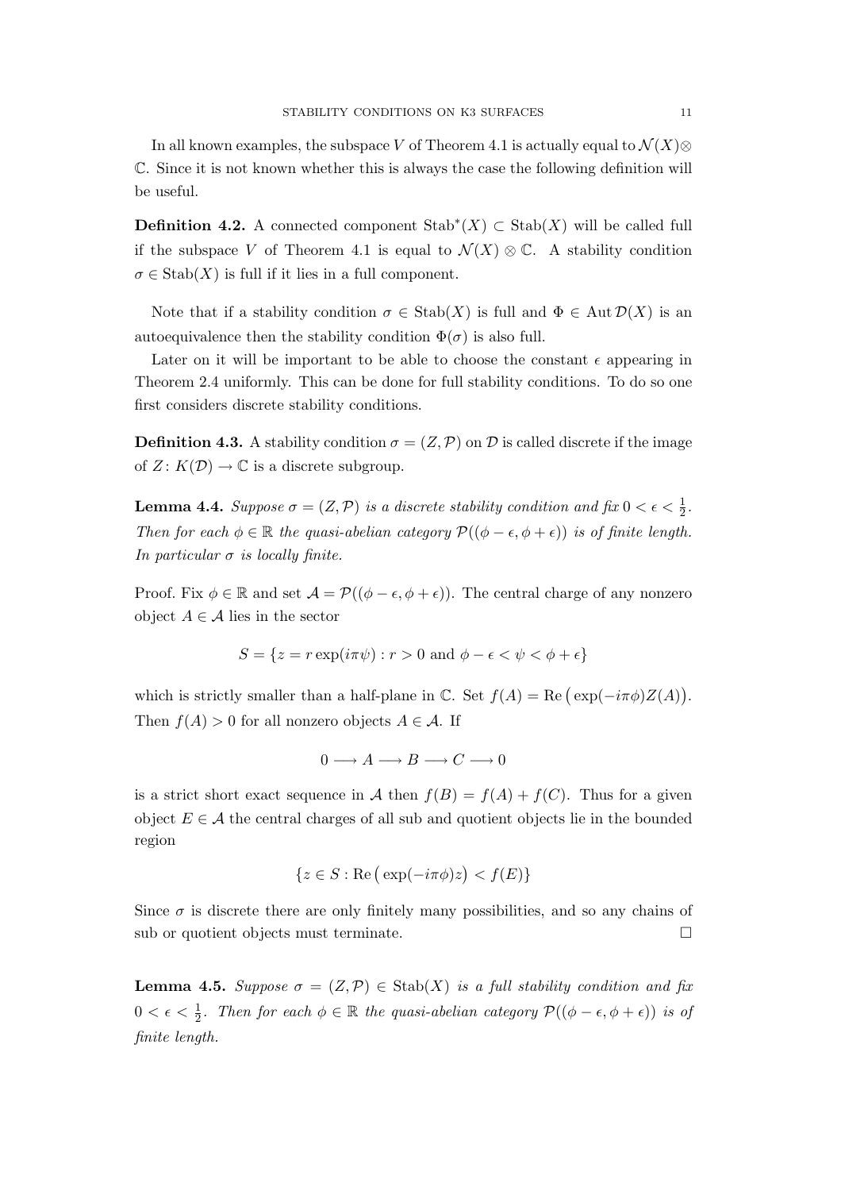In all known examples, the subspace $V$ of Theorem 4.1 is actually equal to $\mathcal{N}(X)\otimes\mathbb{C}$. Since it is not known whether this is always the case the following definition will be useful.

**Definition 4.2.** A connected component $\mathrm{Stab}^*(X)\subset\mathrm{Stab}(X)$ will be called full if the subspace $V$ of Theorem 4.1 is equal to $\mathcal{N}(X)\otimes\mathbb{C}$. A stability condition $\sigma\in\mathrm{Stab}(X)$ is full if it lies in a full component.

Note that if a stability condition $\sigma\in\mathrm{Stab}(X)$ is full and $\Phi\in\mathrm{Aut}\,\mathcal{D}(X)$ is an autoequivalence then the stability condition $\Phi(\sigma)$ is also full.

Later on it will be important to be able to choose the constant $\epsilon$ appearing in Theorem 2.4 uniformly. This can be done for full stability conditions. To do so one first considers discrete stability conditions.

**Definition 4.3.** A stability condition $\sigma=(Z,\mathcal{P})$ on $\mathcal{D}$ is called discrete if the image of $Z\colon K(\mathcal{D})\to\mathbb{C}$ is a discrete subgroup.

**Lemma 4.4.** *Suppose $\sigma=(Z,\mathcal{P})$ is a discrete stability condition and fix $0<\epsilon<\frac{1}{2}$. Then for each $\phi\in\mathbb{R}$ the quasi-abelian category $\mathcal{P}((\phi-\epsilon,\phi+\epsilon))$ is of finite length. In particular $\sigma$ is locally finite.*

Proof. Fix $\phi\in\mathbb{R}$ and set $\mathcal{A}=\mathcal{P}((\phi-\epsilon,\phi+\epsilon))$. The central charge of any nonzero object $A\in\mathcal{A}$ lies in the sector

$$S=\{z=r\exp(i\pi\psi): r>0 \text{ and } \phi-\epsilon<\psi<\phi+\epsilon\}$$

which is strictly smaller than a half-plane in $\mathbb{C}$. Set $f(A)=\mathrm{Re}\big(\exp(-i\pi\phi)Z(A)\big)$. Then $f(A)>0$ for all nonzero objects $A\in\mathcal{A}$. If

$$0\longrightarrow A\longrightarrow B\longrightarrow C\longrightarrow 0$$

is a strict short exact sequence in $\mathcal{A}$ then $f(B)=f(A)+f(C)$. Thus for a given object $E\in\mathcal{A}$ the central charges of all sub and quotient objects lie in the bounded region

$$\{z\in S:\mathrm{Re}\big(\exp(-i\pi\phi)z\big)<f(E)\}$$

Since $\sigma$ is discrete there are only finitely many possibilities, and so any chains of sub or quotient objects must terminate. $\square$

**Lemma 4.5.** *Suppose $\sigma=(Z,\mathcal{P})\in\mathrm{Stab}(X)$ is a full stability condition and fix $0<\epsilon<\frac{1}{2}$. Then for each $\phi\in\mathbb{R}$ the quasi-abelian category $\mathcal{P}((\phi-\epsilon,\phi+\epsilon))$ is of finite length.*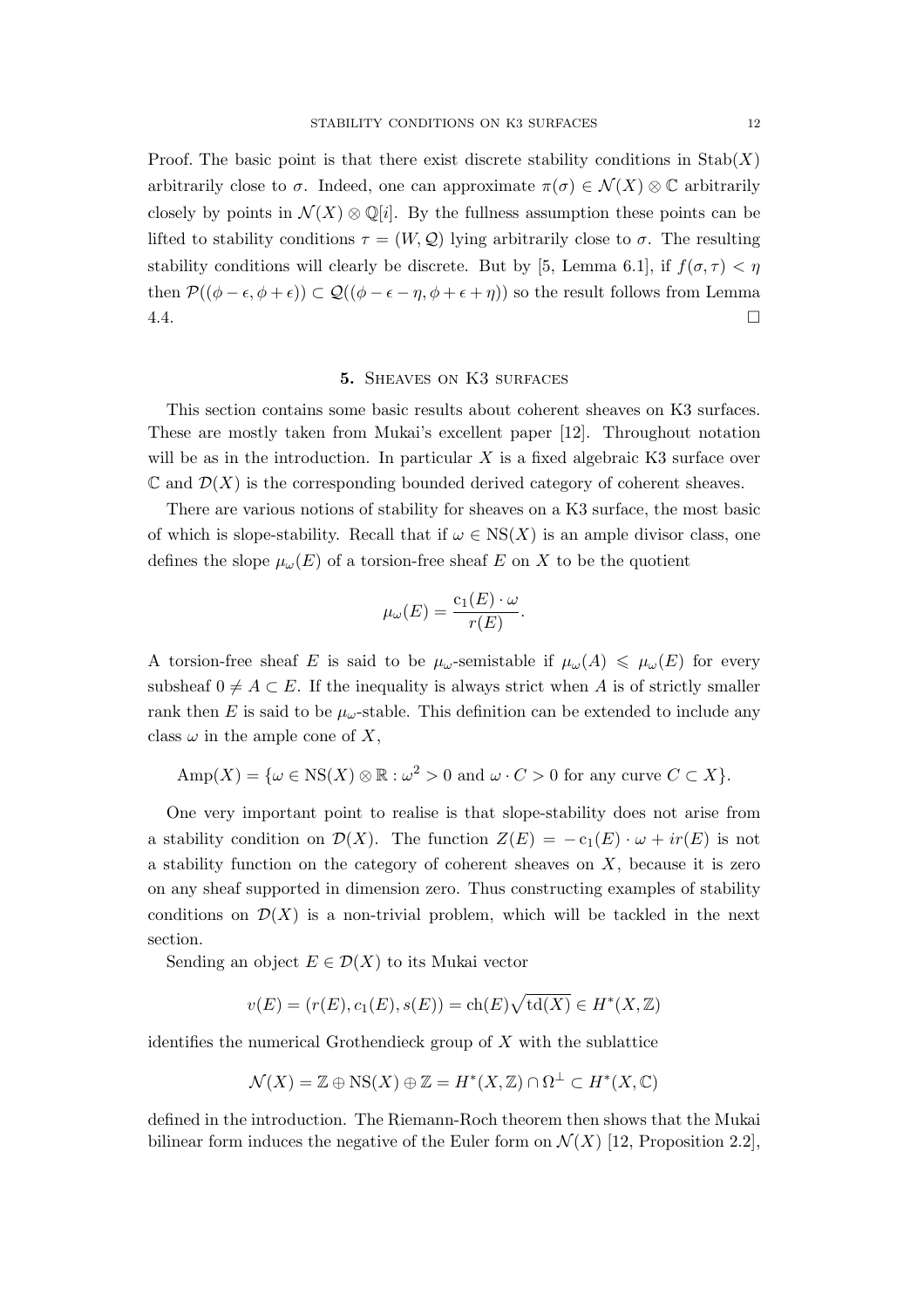Proof. The basic point is that there exist discrete stability conditions in $\operatorname{Stab}(X)$ arbitrarily close to $\sigma$. Indeed, one can approximate $\pi(\sigma) \in \mathcal{N}(X) \otimes \mathbb{C}$ arbitrarily closely by points in $\mathcal{N}(X) \otimes \mathbb{Q}[i]$. By the fullness assumption these points can be lifted to stability conditions $\tau = (W, \mathcal{Q})$ lying arbitrarily close to $\sigma$. The resulting stability conditions will clearly be discrete. But by [5, Lemma 6.1], if $f(\sigma, \tau) < \eta$ then $\mathcal{P}((\phi - \epsilon, \phi + \epsilon)) \subset \mathcal{Q}((\phi - \epsilon - \eta, \phi + \epsilon + \eta))$ so the result follows from Lemma 4.4. □

## 5. Sheaves on K3 surfaces

This section contains some basic results about coherent sheaves on K3 surfaces. These are mostly taken from Mukai's excellent paper [12]. Throughout notation will be as in the introduction. In particular $X$ is a fixed algebraic K3 surface over $\mathbb{C}$ and $\mathcal{D}(X)$ is the corresponding bounded derived category of coherent sheaves.

There are various notions of stability for sheaves on a K3 surface, the most basic of which is slope-stability. Recall that if $\omega \in \operatorname{NS}(X)$ is an ample divisor class, one defines the slope $\mu_\omega(E)$ of a torsion-free sheaf $E$ on $X$ to be the quotient

$$\mu_\omega(E) = \frac{c_1(E) \cdot \omega}{r(E)}.$$

A torsion-free sheaf $E$ is said to be $\mu_\omega$-semistable if $\mu_\omega(A) \leqslant \mu_\omega(E)$ for every subsheaf $0 \neq A \subset E$. If the inequality is always strict when $A$ is of strictly smaller rank then $E$ is said to be $\mu_\omega$-stable. This definition can be extended to include any class $\omega$ in the ample cone of $X$,

$$\operatorname{Amp}(X) = \{\omega \in \operatorname{NS}(X) \otimes \mathbb{R} : \omega^2 > 0 \text{ and } \omega \cdot C > 0 \text{ for any curve } C \subset X\}.$$

One very important point to realise is that slope-stability does not arise from a stability condition on $\mathcal{D}(X)$. The function $Z(E) = -c_1(E) \cdot \omega + ir(E)$ is not a stability function on the category of coherent sheaves on $X$, because it is zero on any sheaf supported in dimension zero. Thus constructing examples of stability conditions on $\mathcal{D}(X)$ is a non-trivial problem, which will be tackled in the next section.

Sending an object $E \in \mathcal{D}(X)$ to its Mukai vector

$$v(E) = (r(E), c_1(E), s(E)) = \operatorname{ch}(E)\sqrt{\operatorname{td}(X)} \in H^*(X, \mathbb{Z})$$

identifies the numerical Grothendieck group of $X$ with the sublattice

$$\mathcal{N}(X) = \mathbb{Z} \oplus \operatorname{NS}(X) \oplus \mathbb{Z} = H^*(X, \mathbb{Z}) \cap \Omega^\perp \subset H^*(X, \mathbb{C})$$

defined in the introduction. The Riemann-Roch theorem then shows that the Mukai bilinear form induces the negative of the Euler form on $\mathcal{N}(X)$ [12, Proposition 2.2],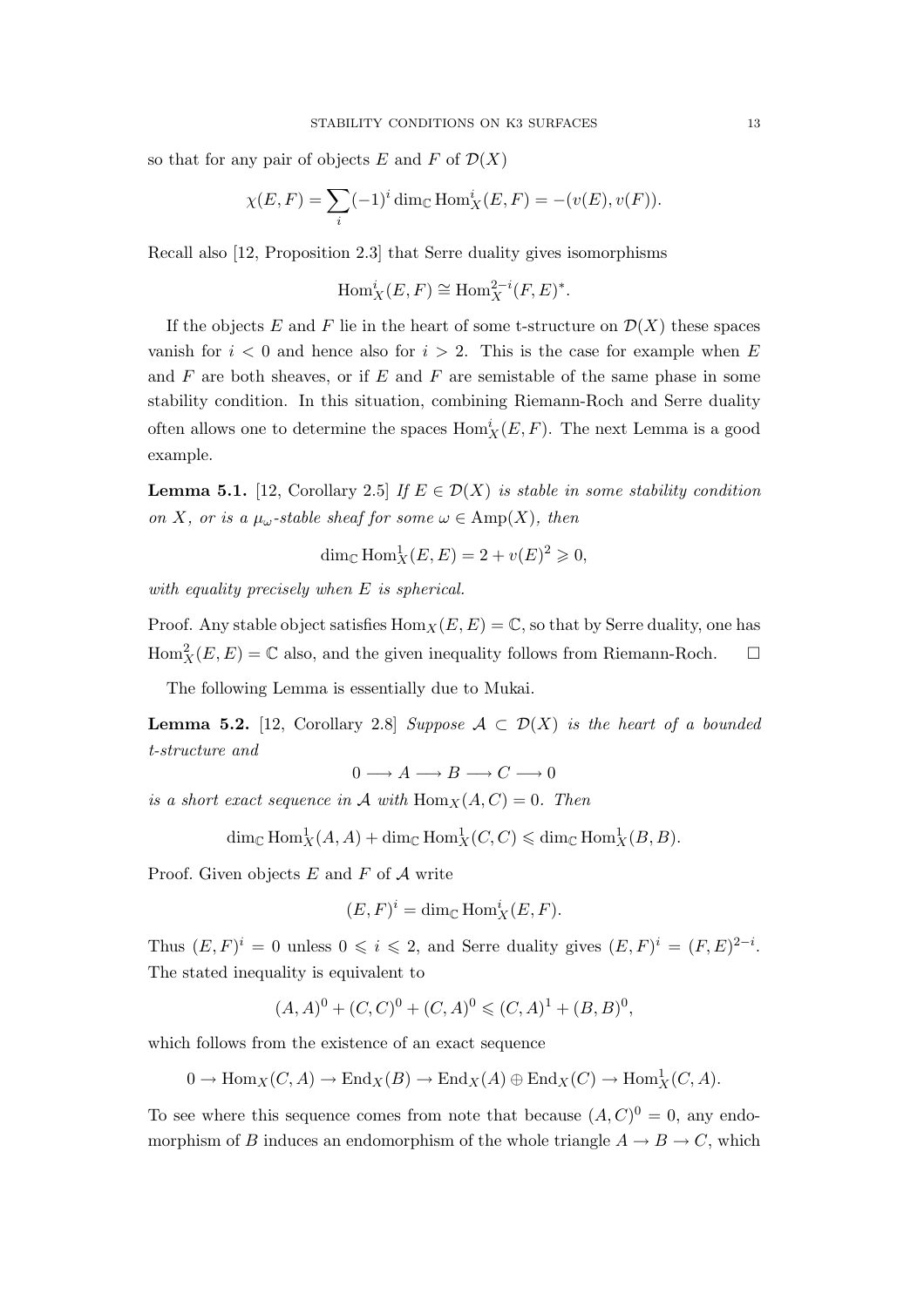so that for any pair of objects $E$ and $F$ of $\mathcal{D}(X)$

$$\chi(E,F) = \sum_i (-1)^i \dim_{\mathbb{C}} \operatorname{Hom}^i_X(E,F) = -(v(E), v(F)).$$

Recall also [12, Proposition 2.3] that Serre duality gives isomorphisms

$$\operatorname{Hom}^i_X(E,F) \cong \operatorname{Hom}^{2-i}_X(F,E)^*.$$

If the objects $E$ and $F$ lie in the heart of some t-structure on $\mathcal{D}(X)$ these spaces vanish for $i < 0$ and hence also for $i > 2$. This is the case for example when $E$ and $F$ are both sheaves, or if $E$ and $F$ are semistable of the same phase in some stability condition. In this situation, combining Riemann-Roch and Serre duality often allows one to determine the spaces $\operatorname{Hom}^i_X(E,F)$. The next Lemma is a good example.

**Lemma 5.1.** [12, Corollary 2.5] *If $E \in \mathcal{D}(X)$ is stable in some stability condition on $X$, or is a $\mu_\omega$-stable sheaf for some $\omega \in \operatorname{Amp}(X)$, then*

$$\dim_{\mathbb{C}} \operatorname{Hom}^1_X(E,E) = 2 + v(E)^2 \geqslant 0,$$

*with equality precisely when $E$ is spherical.*

Proof. Any stable object satisfies $\operatorname{Hom}_X(E,E) = \mathbb{C}$, so that by Serre duality, one has $\operatorname{Hom}^2_X(E,E) = \mathbb{C}$ also, and the given inequality follows from Riemann-Roch. □

The following Lemma is essentially due to Mukai.

**Lemma 5.2.** [12, Corollary 2.8] *Suppose $\mathcal{A} \subset \mathcal{D}(X)$ is the heart of a bounded t-structure and*

$$0 \longrightarrow A \longrightarrow B \longrightarrow C \longrightarrow 0$$

*is a short exact sequence in $\mathcal{A}$ with $\operatorname{Hom}_X(A,C) = 0$. Then*

$$\dim_{\mathbb{C}} \operatorname{Hom}^1_X(A,A) + \dim_{\mathbb{C}} \operatorname{Hom}^1_X(C,C) \leqslant \dim_{\mathbb{C}} \operatorname{Hom}^1_X(B,B).$$

Proof. Given objects $E$ and $F$ of $\mathcal{A}$ write

$$(E,F)^i = \dim_{\mathbb{C}} \operatorname{Hom}^i_X(E,F).$$

Thus $(E,F)^i = 0$ unless $0 \leqslant i \leqslant 2$, and Serre duality gives $(E,F)^i = (F,E)^{2-i}$. The stated inequality is equivalent to

$$(A,A)^0 + (C,C)^0 + (C,A)^0 \leqslant (C,A)^1 + (B,B)^0,$$

which follows from the existence of an exact sequence

$$0 \to \operatorname{Hom}_X(C,A) \to \operatorname{End}_X(B) \to \operatorname{End}_X(A) \oplus \operatorname{End}_X(C) \to \operatorname{Hom}^1_X(C,A).$$

To see where this sequence comes from note that because $(A,C)^0 = 0$, any endomorphism of $B$ induces an endomorphism of the whole triangle $A \to B \to C$, which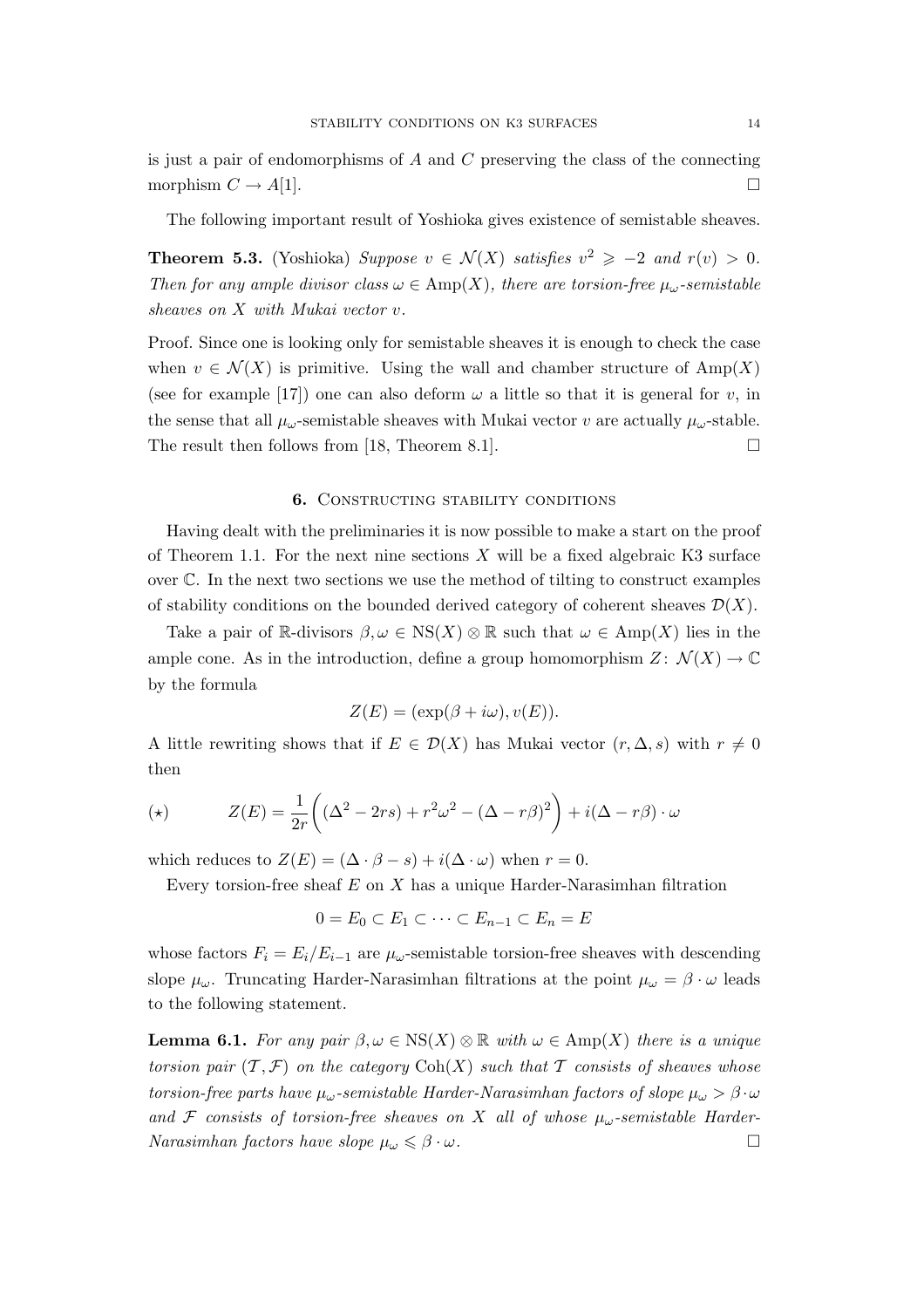is just a pair of endomorphisms of $A$ and $C$ preserving the class of the connecting morphism $C \to A[1]$. □

The following important result of Yoshioka gives existence of semistable sheaves.

**Theorem 5.3.** (Yoshioka) *Suppose $v \in \mathcal{N}(X)$ satisfies $v^2 \geqslant -2$ and $r(v) > 0$. Then for any ample divisor class $\omega \in \mathrm{Amp}(X)$, there are torsion-free $\mu_\omega$-semistable sheaves on $X$ with Mukai vector $v$.*

Proof. Since one is looking only for semistable sheaves it is enough to check the case when $v \in \mathcal{N}(X)$ is primitive. Using the wall and chamber structure of $\mathrm{Amp}(X)$ (see for example [17]) one can also deform $\omega$ a little so that it is general for $v$, in the sense that all $\mu_\omega$-semistable sheaves with Mukai vector $v$ are actually $\mu_\omega$-stable. The result then follows from [18, Theorem 8.1]. □

## 6. Constructing stability conditions

Having dealt with the preliminaries it is now possible to make a start on the proof of Theorem 1.1. For the next nine sections $X$ will be a fixed algebraic K3 surface over $\mathbb{C}$. In the next two sections we use the method of tilting to construct examples of stability conditions on the bounded derived category of coherent sheaves $\mathcal{D}(X)$.

Take a pair of $\mathbb{R}$-divisors $\beta, \omega \in \mathrm{NS}(X) \otimes \mathbb{R}$ such that $\omega \in \mathrm{Amp}(X)$ lies in the ample cone. As in the introduction, define a group homomorphism $Z \colon \mathcal{N}(X) \to \mathbb{C}$ by the formula

$$Z(E) = (\exp(\beta + i\omega), v(E)).$$

A little rewriting shows that if $E \in \mathcal{D}(X)$ has Mukai vector $(r, \Delta, s)$ with $r \neq 0$ then

$$(\star) \qquad Z(E) = \frac{1}{2r}\bigg((\Delta^2 - 2rs) + r^2\omega^2 - (\Delta - r\beta)^2\bigg) + i(\Delta - r\beta) \cdot \omega$$

which reduces to $Z(E) = (\Delta \cdot \beta - s) + i(\Delta \cdot \omega)$ when $r = 0$.

Every torsion-free sheaf $E$ on $X$ has a unique Harder-Narasimhan filtration

$$0 = E_0 \subset E_1 \subset \cdots \subset E_{n-1} \subset E_n = E$$

whose factors $F_i = E_i/E_{i-1}$ are $\mu_\omega$-semistable torsion-free sheaves with descending slope $\mu_\omega$. Truncating Harder-Narasimhan filtrations at the point $\mu_\omega = \beta \cdot \omega$ leads to the following statement.

**Lemma 6.1.** *For any pair $\beta, \omega \in \mathrm{NS}(X) \otimes \mathbb{R}$ with $\omega \in \mathrm{Amp}(X)$ there is a unique torsion pair $(\mathcal{T}, \mathcal{F})$ on the category $\mathrm{Coh}(X)$ such that $\mathcal{T}$ consists of sheaves whose torsion-free parts have $\mu_\omega$-semistable Harder-Narasimhan factors of slope $\mu_\omega > \beta \cdot \omega$ and $\mathcal{F}$ consists of torsion-free sheaves on $X$ all of whose $\mu_\omega$-semistable Harder-Narasimhan factors have slope $\mu_\omega \leqslant \beta \cdot \omega$.* □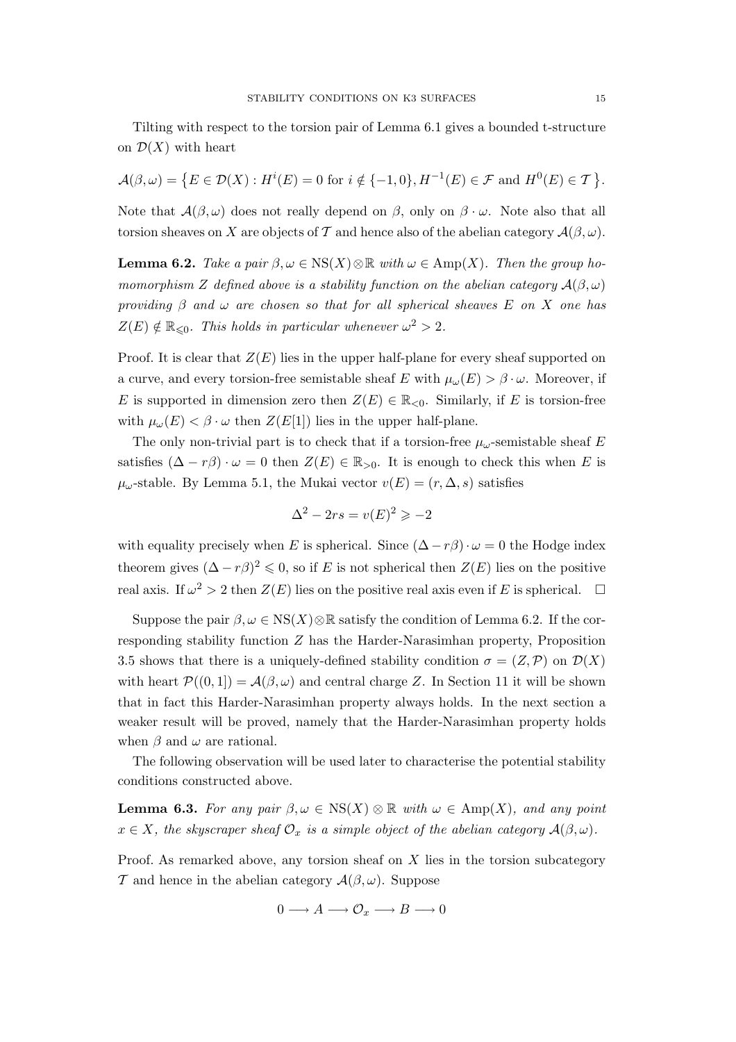Tilting with respect to the torsion pair of Lemma 6.1 gives a bounded t-structure on $\mathcal{D}(X)$ with heart

$$\mathcal{A}(\beta,\omega) = \big\{ E \in \mathcal{D}(X) : H^i(E) = 0 \text{ for } i \notin \{-1,0\}, H^{-1}(E) \in \mathcal{F} \text{ and } H^0(E) \in \mathcal{T} \big\}.$$

Note that $\mathcal{A}(\beta,\omega)$ does not really depend on $\beta$, only on $\beta \cdot \omega$. Note also that all torsion sheaves on $X$ are objects of $\mathcal{T}$ and hence also of the abelian category $\mathcal{A}(\beta,\omega)$.

**Lemma 6.2.** *Take a pair $\beta, \omega \in \mathrm{NS}(X) \otimes \mathbb{R}$ with $\omega \in \mathrm{Amp}(X)$. Then the group homomorphism $Z$ defined above is a stability function on the abelian category $\mathcal{A}(\beta,\omega)$ providing $\beta$ and $\omega$ are chosen so that for all spherical sheaves $E$ on $X$ one has $Z(E) \notin \mathbb{R}_{\leqslant 0}$. This holds in particular whenever $\omega^2 > 2$.*

Proof. It is clear that $Z(E)$ lies in the upper half-plane for every sheaf supported on a curve, and every torsion-free semistable sheaf $E$ with $\mu_\omega(E) > \beta \cdot \omega$. Moreover, if $E$ is supported in dimension zero then $Z(E) \in \mathbb{R}_{<0}$. Similarly, if $E$ is torsion-free with $\mu_\omega(E) < \beta \cdot \omega$ then $Z(E[1])$ lies in the upper half-plane.

The only non-trivial part is to check that if a torsion-free $\mu_\omega$-semistable sheaf $E$ satisfies $(\Delta - r\beta) \cdot \omega = 0$ then $Z(E) \in \mathbb{R}_{>0}$. It is enough to check this when $E$ is $\mu_\omega$-stable. By Lemma 5.1, the Mukai vector $v(E) = (r, \Delta, s)$ satisfies

$$\Delta^2 - 2rs = v(E)^2 \geqslant -2$$

with equality precisely when $E$ is spherical. Since $(\Delta - r\beta) \cdot \omega = 0$ the Hodge index theorem gives $(\Delta - r\beta)^2 \leqslant 0$, so if $E$ is not spherical then $Z(E)$ lies on the positive real axis. If $\omega^2 > 2$ then $Z(E)$ lies on the positive real axis even if $E$ is spherical. $\square$

Suppose the pair $\beta, \omega \in \mathrm{NS}(X) \otimes \mathbb{R}$ satisfy the condition of Lemma 6.2. If the corresponding stability function $Z$ has the Harder-Narasimhan property, Proposition 3.5 shows that there is a uniquely-defined stability condition $\sigma = (Z, \mathcal{P})$ on $\mathcal{D}(X)$ with heart $\mathcal{P}((0,1]) = \mathcal{A}(\beta,\omega)$ and central charge $Z$. In Section 11 it will be shown that in fact this Harder-Narasimhan property always holds. In the next section a weaker result will be proved, namely that the Harder-Narasimhan property holds when $\beta$ and $\omega$ are rational.

The following observation will be used later to characterise the potential stability conditions constructed above.

**Lemma 6.3.** *For any pair $\beta, \omega \in \mathrm{NS}(X) \otimes \mathbb{R}$ with $\omega \in \mathrm{Amp}(X)$, and any point $x \in X$, the skyscraper sheaf $\mathcal{O}_x$ is a simple object of the abelian category $\mathcal{A}(\beta,\omega)$.*

Proof. As remarked above, any torsion sheaf on $X$ lies in the torsion subcategory $\mathcal{T}$ and hence in the abelian category $\mathcal{A}(\beta,\omega)$. Suppose

$$0 \longrightarrow A \longrightarrow \mathcal{O}_x \longrightarrow B \longrightarrow 0$$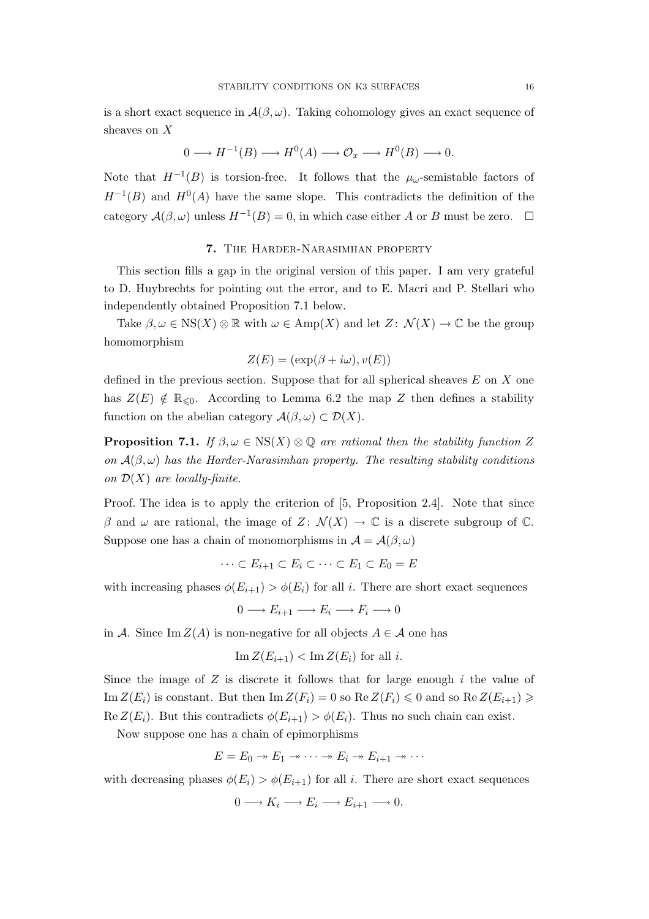is a short exact sequence in $\mathcal{A}(\beta, \omega)$. Taking cohomology gives an exact sequence of sheaves on $X$

$$0 \longrightarrow H^{-1}(B) \longrightarrow H^0(A) \longrightarrow \mathcal{O}_x \longrightarrow H^0(B) \longrightarrow 0.$$

Note that $H^{-1}(B)$ is torsion-free. It follows that the $\mu_\omega$-semistable factors of $H^{-1}(B)$ and $H^0(A)$ have the same slope. This contradicts the definition of the category $\mathcal{A}(\beta, \omega)$ unless $H^{-1}(B) = 0$, in which case either $A$ or $B$ must be zero. $\square$

## 7. The Harder-Narasimhan property

This section fills a gap in the original version of this paper. I am very grateful to D. Huybrechts for pointing out the error, and to E. Macri and P. Stellari who independently obtained Proposition 7.1 below.

Take $\beta, \omega \in \mathrm{NS}(X) \otimes \mathbb{R}$ with $\omega \in \mathrm{Amp}(X)$ and let $Z \colon \mathcal{N}(X) \to \mathbb{C}$ be the group homomorphism

$$Z(E) = (\exp(\beta + i\omega), v(E))$$

defined in the previous section. Suppose that for all spherical sheaves $E$ on $X$ one has $Z(E) \notin \mathbb{R}_{\leqslant 0}$. According to Lemma 6.2 the map $Z$ then defines a stability function on the abelian category $\mathcal{A}(\beta, \omega) \subset \mathcal{D}(X)$.

**Proposition 7.1.** *If $\beta, \omega \in \mathrm{NS}(X) \otimes \mathbb{Q}$ are rational then the stability function $Z$ on $\mathcal{A}(\beta, \omega)$ has the Harder-Narasimhan property. The resulting stability conditions on $\mathcal{D}(X)$ are locally-finite.*

Proof. The idea is to apply the criterion of [5, Proposition 2.4]. Note that since $\beta$ and $\omega$ are rational, the image of $Z \colon \mathcal{N}(X) \to \mathbb{C}$ is a discrete subgroup of $\mathbb{C}$. Suppose one has a chain of monomorphisms in $\mathcal{A} = \mathcal{A}(\beta, \omega)$

$$\cdots \subset E_{i+1} \subset E_i \subset \cdots \subset E_1 \subset E_0 = E$$

with increasing phases $\phi(E_{i+1}) > \phi(E_i)$ for all $i$. There are short exact sequences

$$0 \longrightarrow E_{i+1} \longrightarrow E_i \longrightarrow F_i \longrightarrow 0$$

in $\mathcal{A}$. Since $\operatorname{Im} Z(A)$ is non-negative for all objects $A \in \mathcal{A}$ one has

$$\operatorname{Im} Z(E_{i+1}) < \operatorname{Im} Z(E_i) \text{ for all } i.$$

Since the image of $Z$ is discrete it follows that for large enough $i$ the value of $\operatorname{Im} Z(E_i)$ is constant. But then $\operatorname{Im} Z(F_i) = 0$ so $\operatorname{Re} Z(F_i) \leqslant 0$ and so $\operatorname{Re} Z(E_{i+1}) \geqslant \operatorname{Re} Z(E_i)$. But this contradicts $\phi(E_{i+1}) > \phi(E_i)$. Thus no such chain can exist.

Now suppose one has a chain of epimorphisms

$$E = E_0 \twoheadrightarrow E_1 \twoheadrightarrow \cdots \twoheadrightarrow E_i \twoheadrightarrow E_{i+1} \twoheadrightarrow \cdots$$

with decreasing phases $\phi(E_i) > \phi(E_{i+1})$ for all $i$. There are short exact sequences

$$0 \longrightarrow K_i \longrightarrow E_i \longrightarrow E_{i+1} \longrightarrow 0.$$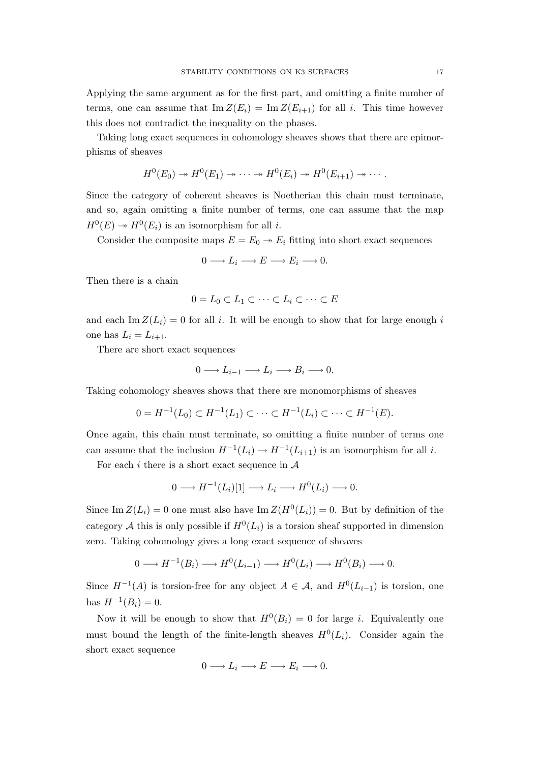Applying the same argument as for the first part, and omitting a finite number of terms, one can assume that $\operatorname{Im} Z(E_i) = \operatorname{Im} Z(E_{i+1})$ for all $i$. This time however this does not contradict the inequality on the phases.

Taking long exact sequences in cohomology sheaves shows that there are epimorphisms of sheaves

$$H^0(E_0) \twoheadrightarrow H^0(E_1) \twoheadrightarrow \cdots \twoheadrightarrow H^0(E_i) \twoheadrightarrow H^0(E_{i+1}) \twoheadrightarrow \cdots.$$

Since the category of coherent sheaves is Noetherian this chain must terminate, and so, again omitting a finite number of terms, one can assume that the map $H^0(E) \twoheadrightarrow H^0(E_i)$ is an isomorphism for all $i$.

Consider the composite maps $E = E_0 \twoheadrightarrow E_i$ fitting into short exact sequences

$$0 \longrightarrow L_i \longrightarrow E \longrightarrow E_i \longrightarrow 0.$$

Then there is a chain

$$0 = L_0 \subset L_1 \subset \cdots \subset L_i \subset \cdots \subset E$$

and each $\operatorname{Im} Z(L_i) = 0$ for all $i$. It will be enough to show that for large enough $i$ one has $L_i = L_{i+1}$.

There are short exact sequences

$$0 \longrightarrow L_{i-1} \longrightarrow L_i \longrightarrow B_i \longrightarrow 0.$$

Taking cohomology sheaves shows that there are monomorphisms of sheaves

$$0 = H^{-1}(L_0) \subset H^{-1}(L_1) \subset \cdots \subset H^{-1}(L_i) \subset \cdots \subset H^{-1}(E).$$

Once again, this chain must terminate, so omitting a finite number of terms one can assume that the inclusion $H^{-1}(L_i) \to H^{-1}(L_{i+1})$ is an isomorphism for all $i$.

For each $i$ there is a short exact sequence in $\mathcal{A}$

$$0 \longrightarrow H^{-1}(L_i)[1] \longrightarrow L_i \longrightarrow H^0(L_i) \longrightarrow 0.$$

Since $\operatorname{Im} Z(L_i) = 0$ one must also have $\operatorname{Im} Z(H^0(L_i)) = 0$. But by definition of the category $\mathcal{A}$ this is only possible if $H^0(L_i)$ is a torsion sheaf supported in dimension zero. Taking cohomology gives a long exact sequence of sheaves

$$0 \longrightarrow H^{-1}(B_i) \longrightarrow H^0(L_{i-1}) \longrightarrow H^0(L_i) \longrightarrow H^0(B_i) \longrightarrow 0.$$

Since $H^{-1}(A)$ is torsion-free for any object $A \in \mathcal{A}$, and $H^0(L_{i-1})$ is torsion, one has $H^{-1}(B_i) = 0$.

Now it will be enough to show that $H^0(B_i) = 0$ for large $i$. Equivalently one must bound the length of the finite-length sheaves $H^0(L_i)$. Consider again the short exact sequence

$$0 \longrightarrow L_i \longrightarrow E \longrightarrow E_i \longrightarrow 0.$$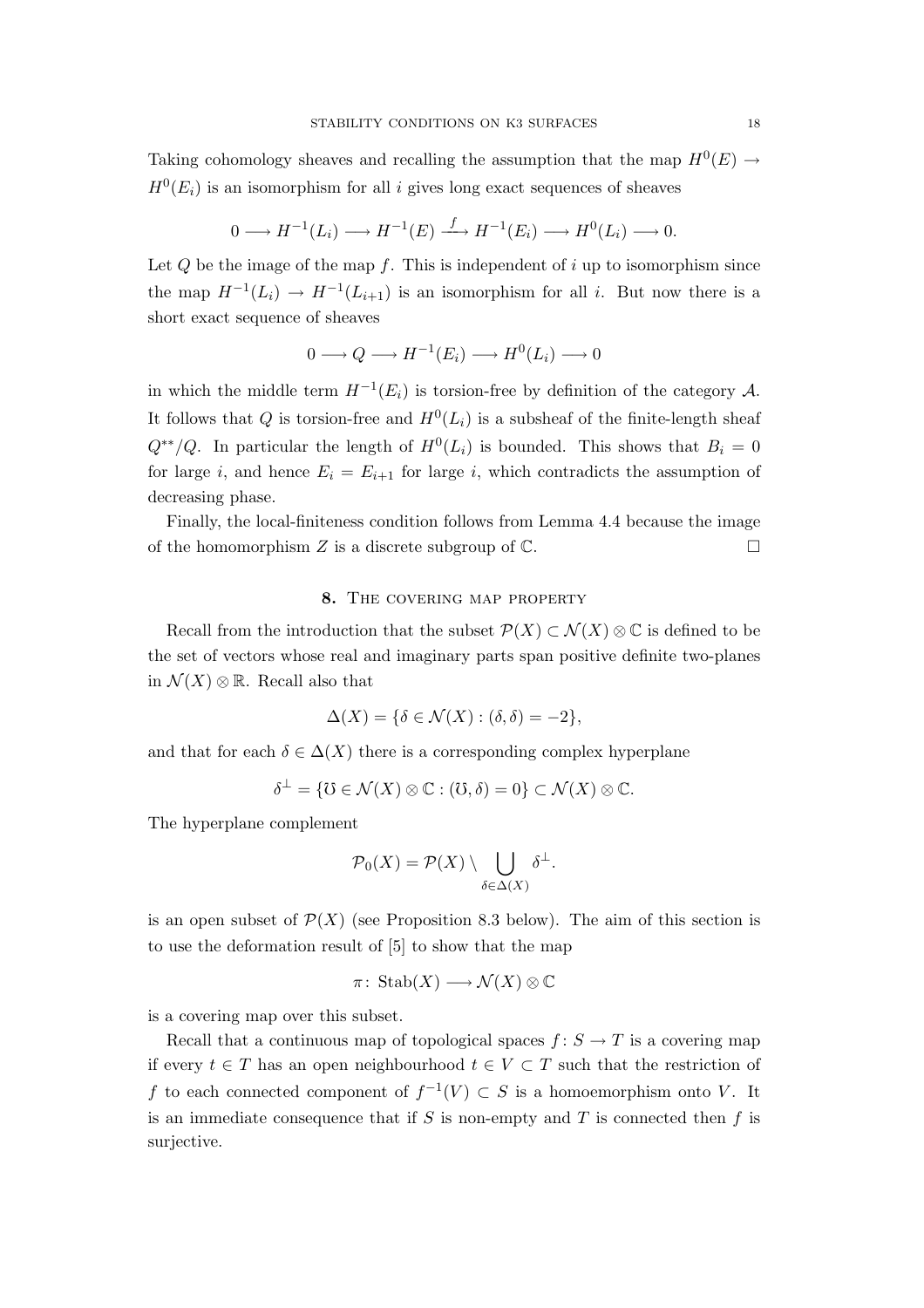Taking cohomology sheaves and recalling the assumption that the map $H^0(E) \to H^0(E_i)$ is an isomorphism for all $i$ gives long exact sequences of sheaves

$$0 \longrightarrow H^{-1}(L_i) \longrightarrow H^{-1}(E) \xrightarrow{f} H^{-1}(E_i) \longrightarrow H^0(L_i) \longrightarrow 0.$$

Let $Q$ be the image of the map $f$. This is independent of $i$ up to isomorphism since the map $H^{-1}(L_i) \to H^{-1}(L_{i+1})$ is an isomorphism for all $i$. But now there is a short exact sequence of sheaves

$$0 \longrightarrow Q \longrightarrow H^{-1}(E_i) \longrightarrow H^0(L_i) \longrightarrow 0$$

in which the middle term $H^{-1}(E_i)$ is torsion-free by definition of the category $\mathcal{A}$. It follows that $Q$ is torsion-free and $H^0(L_i)$ is a subsheaf of the finite-length sheaf $Q^{**}/Q$. In particular the length of $H^0(L_i)$ is bounded. This shows that $B_i = 0$ for large $i$, and hence $E_i = E_{i+1}$ for large $i$, which contradicts the assumption of decreasing phase.

Finally, the local-finiteness condition follows from Lemma 4.4 because the image of the homomorphism $Z$ is a discrete subgroup of $\mathbb{C}$. $\square$

## 8. The covering map property

Recall from the introduction that the subset $\mathcal{P}(X) \subset \mathcal{N}(X) \otimes \mathbb{C}$ is defined to be the set of vectors whose real and imaginary parts span positive definite two-planes in $\mathcal{N}(X) \otimes \mathbb{R}$. Recall also that

$$\Delta(X) = \{\delta \in \mathcal{N}(X) : (\delta, \delta) = -2\},$$

and that for each $\delta \in \Delta(X)$ there is a corresponding complex hyperplane

$$\delta^{\perp} = \{\mho \in \mathcal{N}(X) \otimes \mathbb{C} : (\mho, \delta) = 0\} \subset \mathcal{N}(X) \otimes \mathbb{C}.$$

The hyperplane complement

$$\mathcal{P}_0(X) = \mathcal{P}(X) \setminus \bigcup_{\delta \in \Delta(X)} \delta^{\perp}.$$

is an open subset of $\mathcal{P}(X)$ (see Proposition 8.3 below). The aim of this section is to use the deformation result of [5] to show that the map

$$\pi \colon \operatorname{Stab}(X) \longrightarrow \mathcal{N}(X) \otimes \mathbb{C}$$

is a covering map over this subset.

Recall that a continuous map of topological spaces $f \colon S \to T$ is a covering map if every $t \in T$ has an open neighbourhood $t \in V \subset T$ such that the restriction of $f$ to each connected component of $f^{-1}(V) \subset S$ is a homoemorphism onto $V$. It is an immediate consequence that if $S$ is non-empty and $T$ is connected then $f$ is surjective.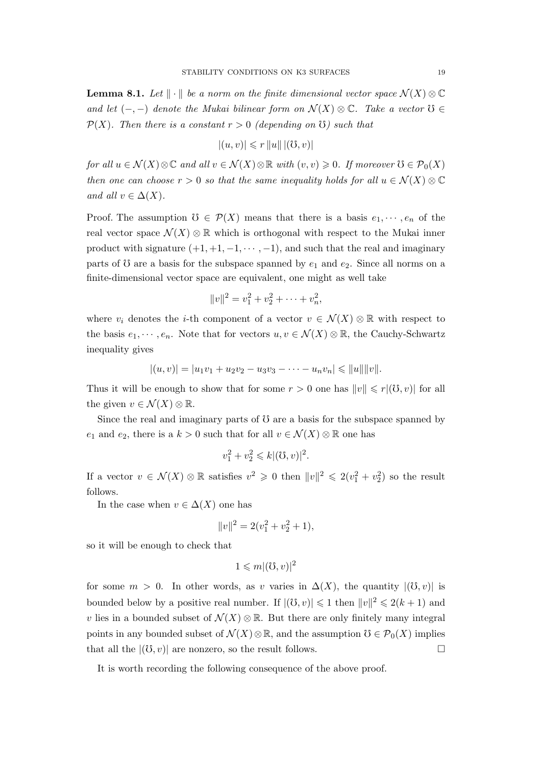**Lemma 8.1.** *Let $\|\cdot\|$ be a norm on the finite dimensional vector space $\mathcal{N}(X)\otimes\mathbb{C}$ and let $(-,-)$ denote the Mukai bilinear form on $\mathcal{N}(X)\otimes\mathbb{C}$. Take a vector $\mho \in \mathcal{P}(X)$. Then there is a constant $r>0$ (depending on $\mho$) such that*

$$|(u,v)| \leqslant r\,\|u\|\,|(\mho,v)|$$

*for all $u\in\mathcal{N}(X)\otimes\mathbb{C}$ and all $v\in\mathcal{N}(X)\otimes\mathbb{R}$ with $(v,v)\geqslant 0$. If moreover $\mho\in\mathcal{P}_0(X)$ then one can choose $r>0$ so that the same inequality holds for all $u\in\mathcal{N}(X)\otimes\mathbb{C}$ and all $v\in\Delta(X)$.*

Proof. The assumption $\mho\in\mathcal{P}(X)$ means that there is a basis $e_1,\cdots,e_n$ of the real vector space $\mathcal{N}(X)\otimes\mathbb{R}$ which is orthogonal with respect to the Mukai inner product with signature $(+1,+1,-1,\cdots,-1)$, and such that the real and imaginary parts of $\mho$ are a basis for the subspace spanned by $e_1$ and $e_2$. Since all norms on a finite-dimensional vector space are equivalent, one might as well take

$$\|v\|^2 = v_1^2+v_2^2+\cdots+v_n^2,$$

where $v_i$ denotes the $i$-th component of a vector $v\in\mathcal{N}(X)\otimes\mathbb{R}$ with respect to the basis $e_1,\cdots,e_n$. Note that for vectors $u,v\in\mathcal{N}(X)\otimes\mathbb{R}$, the Cauchy-Schwartz inequality gives

$$|(u,v)| = |u_1v_1+u_2v_2-u_3v_3-\cdots-u_nv_n| \leqslant \|u\|\|v\|.$$

Thus it will be enough to show that for some $r>0$ one has $\|v\|\leqslant r|(\mho,v)|$ for all the given $v\in\mathcal{N}(X)\otimes\mathbb{R}$.

Since the real and imaginary parts of $\mho$ are a basis for the subspace spanned by $e_1$ and $e_2$, there is a $k>0$ such that for all $v\in\mathcal{N}(X)\otimes\mathbb{R}$ one has

$$v_1^2+v_2^2 \leqslant k|(\mho,v)|^2.$$

If a vector $v\in\mathcal{N}(X)\otimes\mathbb{R}$ satisfies $v^2\geqslant 0$ then $\|v\|^2\leqslant 2(v_1^2+v_2^2)$ so the result follows.

In the case when $v\in\Delta(X)$ one has

$$\|v\|^2 = 2(v_1^2+v_2^2+1),$$

so it will be enough to check that

$$1\leqslant m|(\mho,v)|^2$$

for some $m>0$. In other words, as $v$ varies in $\Delta(X)$, the quantity $|(\mho,v)|$ is bounded below by a positive real number. If $|(\mho,v)|\leqslant 1$ then $\|v\|^2\leqslant 2(k+1)$ and $v$ lies in a bounded subset of $\mathcal{N}(X)\otimes\mathbb{R}$. But there are only finitely many integral points in any bounded subset of $\mathcal{N}(X)\otimes\mathbb{R}$, and the assumption $\mho\in\mathcal{P}_0(X)$ implies that all the $|(\mho,v)|$ are nonzero, so the result follows. □

It is worth recording the following consequence of the above proof.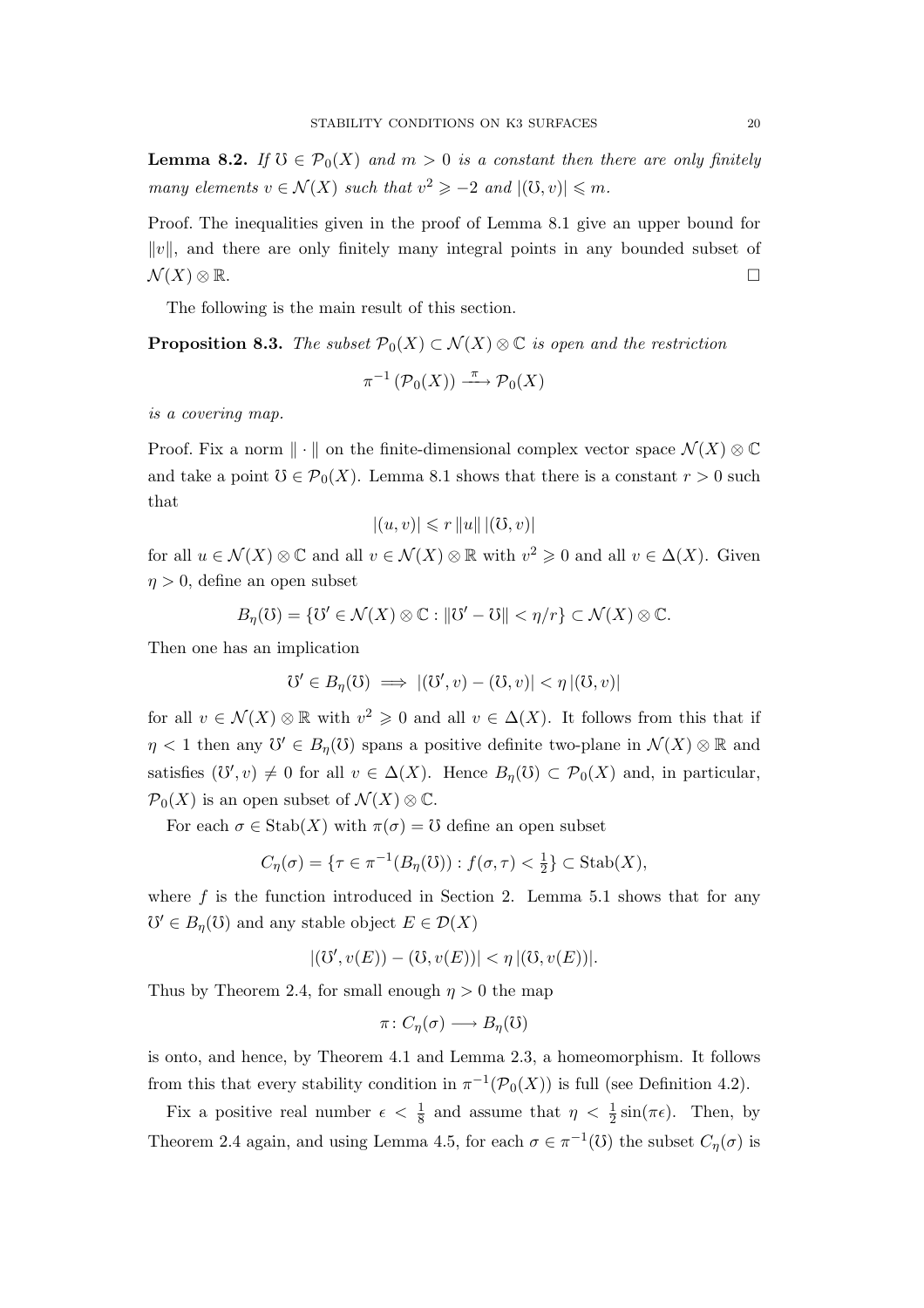**Lemma 8.2.** *If $\mho \in \mathcal{P}_0(X)$ and $m > 0$ is a constant then there are only finitely many elements $v \in \mathcal{N}(X)$ such that $v^2 \geqslant -2$ and $|(\mho, v)| \leqslant m$.*

Proof. The inequalities given in the proof of Lemma 8.1 give an upper bound for $\|v\|$, and there are only finitely many integral points in any bounded subset of $\mathcal{N}(X) \otimes \mathbb{R}$. □

The following is the main result of this section.

**Proposition 8.3.** *The subset $\mathcal{P}_0(X) \subset \mathcal{N}(X) \otimes \mathbb{C}$ is open and the restriction*

$$\pi^{-1}\left(\mathcal{P}_0(X)\right) \xrightarrow{\pi} \mathcal{P}_0(X)$$

*is a covering map.*

Proof. Fix a norm $\|\cdot\|$ on the finite-dimensional complex vector space $\mathcal{N}(X) \otimes \mathbb{C}$ and take a point $\mho \in \mathcal{P}_0(X)$. Lemma 8.1 shows that there is a constant $r > 0$ such that

$$|(u, v)| \leqslant r\,\|u\|\,|(\mho, v)|$$

for all $u \in \mathcal{N}(X) \otimes \mathbb{C}$ and all $v \in \mathcal{N}(X) \otimes \mathbb{R}$ with $v^2 \geqslant 0$ and all $v \in \Delta(X)$. Given $\eta > 0$, define an open subset

$$B_\eta(\mho) = \{\mho' \in \mathcal{N}(X) \otimes \mathbb{C} : \|\mho' - \mho\| < \eta/r\} \subset \mathcal{N}(X) \otimes \mathbb{C}.$$

Then one has an implication

$$\mho' \in B_\eta(\mho) \implies |(\mho', v) - (\mho, v)| < \eta\,|(\mho, v)|$$

for all $v \in \mathcal{N}(X) \otimes \mathbb{R}$ with $v^2 \geqslant 0$ and all $v \in \Delta(X)$. It follows from this that if $\eta < 1$ then any $\mho' \in B_\eta(\mho)$ spans a positive definite two-plane in $\mathcal{N}(X) \otimes \mathbb{R}$ and satisfies $(\mho', v) \neq 0$ for all $v \in \Delta(X)$. Hence $B_\eta(\mho) \subset \mathcal{P}_0(X)$ and, in particular, $\mathcal{P}_0(X)$ is an open subset of $\mathcal{N}(X) \otimes \mathbb{C}$.

For each $\sigma \in \operatorname{Stab}(X)$ with $\pi(\sigma) = \mho$ define an open subset

$$C_\eta(\sigma) = \{\tau \in \pi^{-1}(B_\eta(\mho)) : f(\sigma, \tau) < \tfrac{1}{2}\} \subset \operatorname{Stab}(X),$$

where $f$ is the function introduced in Section 2. Lemma 5.1 shows that for any $\mho' \in B_\eta(\mho)$ and any stable object $E \in \mathcal{D}(X)$

$$|(\mho', v(E)) - (\mho, v(E))| < \eta\,|(\mho, v(E))|.$$

Thus by Theorem 2.4, for small enough $\eta > 0$ the map

$$\pi \colon C_\eta(\sigma) \longrightarrow B_\eta(\mho)$$

is onto, and hence, by Theorem 4.1 and Lemma 2.3, a homeomorphism. It follows from this that every stability condition in $\pi^{-1}(\mathcal{P}_0(X))$ is full (see Definition 4.2).

Fix a positive real number $\epsilon < \frac{1}{8}$ and assume that $\eta < \frac{1}{2}\sin(\pi\epsilon)$. Then, by Theorem 2.4 again, and using Lemma 4.5, for each $\sigma \in \pi^{-1}(\mho)$ the subset $C_\eta(\sigma)$ is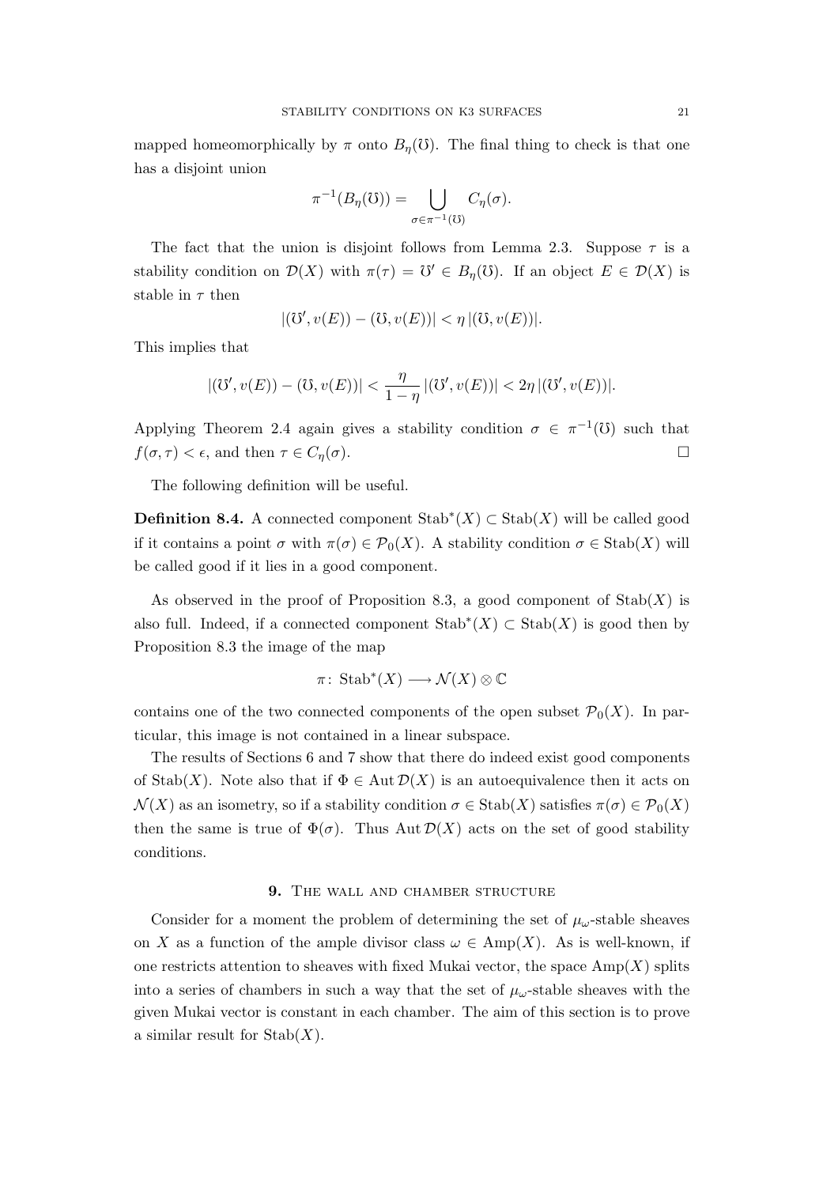mapped homeomorphically by $\pi$ onto $B_\eta(\mho)$. The final thing to check is that one has a disjoint union

$$\pi^{-1}(B_\eta(\mho)) = \bigcup_{\sigma\in\pi^{-1}(\mho)} C_\eta(\sigma).$$

The fact that the union is disjoint follows from Lemma 2.3. Suppose $\tau$ is a stability condition on $\mathcal{D}(X)$ with $\pi(\tau) = \mho' \in B_\eta(\mho)$. If an object $E \in \mathcal{D}(X)$ is stable in $\tau$ then

$$|(\mho', v(E)) - (\mho, v(E))| < \eta\, |(\mho, v(E))|.$$

This implies that

$$|(\mho', v(E)) - (\mho, v(E))| < \frac{\eta}{1-\eta}\, |(\mho', v(E))| < 2\eta\, |(\mho', v(E))|.$$

Applying Theorem 2.4 again gives a stability condition $\sigma \in \pi^{-1}(\mho)$ such that $f(\sigma, \tau) < \epsilon$, and then $\tau \in C_\eta(\sigma)$. □

The following definition will be useful.

**Definition 8.4.** A connected component $\operatorname{Stab}^*(X) \subset \operatorname{Stab}(X)$ will be called good if it contains a point $\sigma$ with $\pi(\sigma) \in \mathcal{P}_0(X)$. A stability condition $\sigma \in \operatorname{Stab}(X)$ will be called good if it lies in a good component.

As observed in the proof of Proposition 8.3, a good component of $\operatorname{Stab}(X)$ is also full. Indeed, if a connected component $\operatorname{Stab}^*(X) \subset \operatorname{Stab}(X)$ is good then by Proposition 8.3 the image of the map

$$\pi\colon \operatorname{Stab}^*(X) \longrightarrow \mathcal{N}(X) \otimes \mathbb{C}$$

contains one of the two connected components of the open subset $\mathcal{P}_0(X)$. In particular, this image is not contained in a linear subspace.

The results of Sections 6 and 7 show that there do indeed exist good components of $\operatorname{Stab}(X)$. Note also that if $\Phi \in \operatorname{Aut}\mathcal{D}(X)$ is an autoequivalence then it acts on $\mathcal{N}(X)$ as an isometry, so if a stability condition $\sigma \in \operatorname{Stab}(X)$ satisfies $\pi(\sigma) \in \mathcal{P}_0(X)$ then the same is true of $\Phi(\sigma)$. Thus $\operatorname{Aut}\mathcal{D}(X)$ acts on the set of good stability conditions.

## 9. The wall and chamber structure

Consider for a moment the problem of determining the set of $\mu_\omega$-stable sheaves on $X$ as a function of the ample divisor class $\omega \in \operatorname{Amp}(X)$. As is well-known, if one restricts attention to sheaves with fixed Mukai vector, the space $\operatorname{Amp}(X)$ splits into a series of chambers in such a way that the set of $\mu_\omega$-stable sheaves with the given Mukai vector is constant in each chamber. The aim of this section is to prove a similar result for $\operatorname{Stab}(X)$.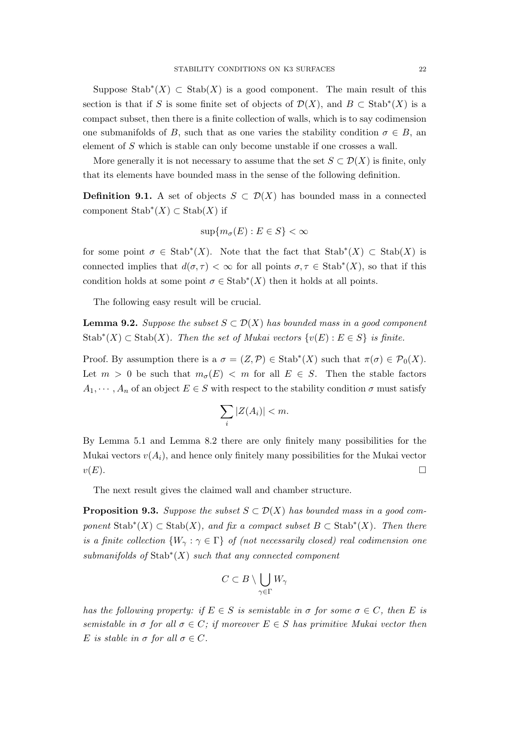Suppose $\operatorname{Stab}^*(X) \subset \operatorname{Stab}(X)$ is a good component. The main result of this section is that if $S$ is some finite set of objects of $\mathcal{D}(X)$, and $B \subset \operatorname{Stab}^*(X)$ is a compact subset, then there is a finite collection of walls, which is to say codimension one submanifolds of $B$, such that as one varies the stability condition $\sigma \in B$, an element of $S$ which is stable can only become unstable if one crosses a wall.

More generally it is not necessary to assume that the set $S \subset \mathcal{D}(X)$ is finite, only that its elements have bounded mass in the sense of the following definition.

**Definition 9.1.** A set of objects $S \subset \mathcal{D}(X)$ has bounded mass in a connected component $\operatorname{Stab}^*(X) \subset \operatorname{Stab}(X)$ if

$$\sup\{m_\sigma(E) : E \in S\} < \infty$$

for some point $\sigma \in \operatorname{Stab}^*(X)$. Note that the fact that $\operatorname{Stab}^*(X) \subset \operatorname{Stab}(X)$ is connected implies that $d(\sigma, \tau) < \infty$ for all points $\sigma, \tau \in \operatorname{Stab}^*(X)$, so that if this condition holds at some point $\sigma \in \operatorname{Stab}^*(X)$ then it holds at all points.

The following easy result will be crucial.

**Lemma 9.2.** *Suppose the subset $S \subset \mathcal{D}(X)$ has bounded mass in a good component $\operatorname{Stab}^*(X) \subset \operatorname{Stab}(X)$. Then the set of Mukai vectors $\{v(E) : E \in S\}$ is finite.*

Proof. By assumption there is a $\sigma = (Z, \mathcal{P}) \in \operatorname{Stab}^*(X)$ such that $\pi(\sigma) \in \mathcal{P}_0(X)$. Let $m > 0$ be such that $m_\sigma(E) < m$ for all $E \in S$. Then the stable factors $A_1, \cdots, A_n$ of an object $E \in S$ with respect to the stability condition $\sigma$ must satisfy

$$\sum_i |Z(A_i)| < m.$$

By Lemma 5.1 and Lemma 8.2 there are only finitely many possibilities for the Mukai vectors $v(A_i)$, and hence only finitely many possibilities for the Mukai vector $v(E)$. □

The next result gives the claimed wall and chamber structure.

**Proposition 9.3.** *Suppose the subset $S \subset \mathcal{D}(X)$ has bounded mass in a good component $\operatorname{Stab}^*(X) \subset \operatorname{Stab}(X)$, and fix a compact subset $B \subset \operatorname{Stab}^*(X)$. Then there is a finite collection $\{W_\gamma : \gamma \in \Gamma\}$ of (not necessarily closed) real codimension one submanifolds of $\operatorname{Stab}^*(X)$ such that any connected component*

$$C \subset B \setminus \bigcup_{\gamma \in \Gamma} W_\gamma$$

*has the following property: if $E \in S$ is semistable in $\sigma$ for some $\sigma \in C$, then $E$ is semistable in $\sigma$ for all $\sigma \in C$; if moreover $E \in S$ has primitive Mukai vector then $E$ is stable in $\sigma$ for all $\sigma \in C$.*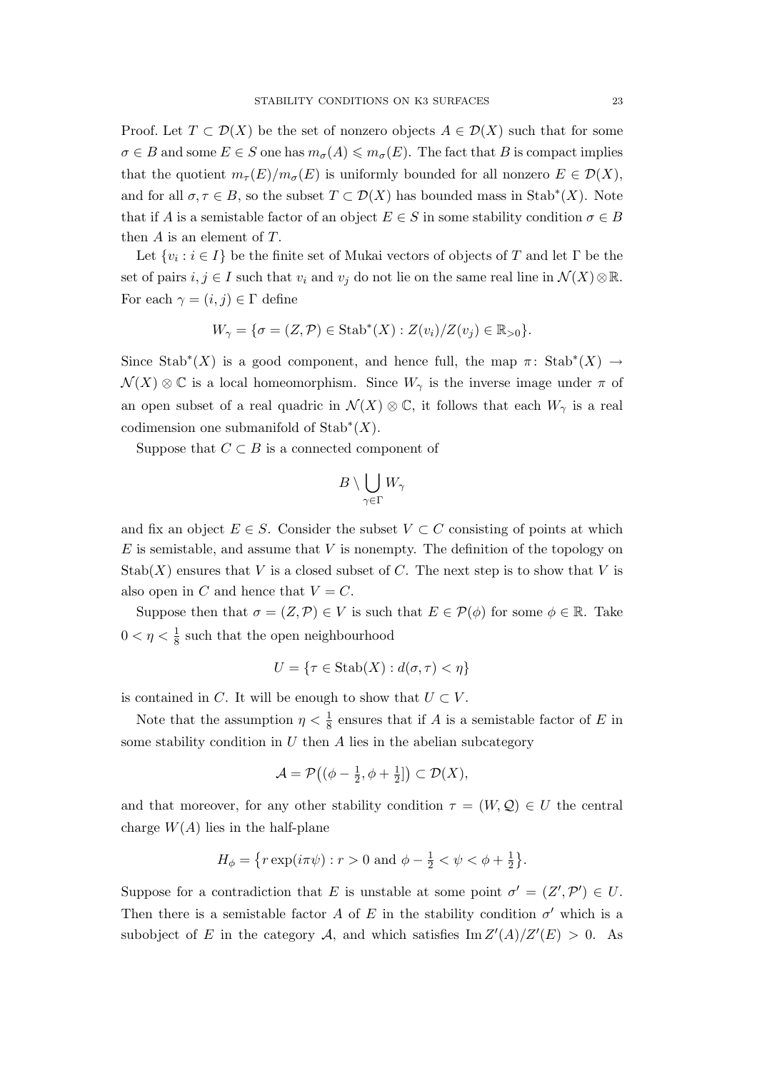Proof. Let $T \subset \mathcal{D}(X)$ be the set of nonzero objects $A \in \mathcal{D}(X)$ such that for some $\sigma \in B$ and some $E \in S$ one has $m_\sigma(A) \leqslant m_\sigma(E)$. The fact that $B$ is compact implies that the quotient $m_\tau(E)/m_\sigma(E)$ is uniformly bounded for all nonzero $E \in \mathcal{D}(X)$, and for all $\sigma, \tau \in B$, so the subset $T \subset \mathcal{D}(X)$ has bounded mass in $\operatorname{Stab}^*(X)$. Note that if $A$ is a semistable factor of an object $E \in S$ in some stability condition $\sigma \in B$ then $A$ is an element of $T$.

Let $\{v_i : i \in I\}$ be the finite set of Mukai vectors of objects of $T$ and let $\Gamma$ be the set of pairs $i, j \in I$ such that $v_i$ and $v_j$ do not lie on the same real line in $\mathcal{N}(X) \otimes \mathbb{R}$. For each $\gamma = (i, j) \in \Gamma$ define

$$W_\gamma = \{\sigma = (Z, \mathcal{P}) \in \operatorname{Stab}^*(X) : Z(v_i)/Z(v_j) \in \mathbb{R}_{>0}\}.$$

Since $\operatorname{Stab}^*(X)$ is a good component, and hence full, the map $\pi\colon \operatorname{Stab}^*(X) \to \mathcal{N}(X) \otimes \mathbb{C}$ is a local homeomorphism. Since $W_\gamma$ is the inverse image under $\pi$ of an open subset of a real quadric in $\mathcal{N}(X) \otimes \mathbb{C}$, it follows that each $W_\gamma$ is a real codimension one submanifold of $\operatorname{Stab}^*(X)$.

Suppose that $C \subset B$ is a connected component of

$$B \setminus \bigcup_{\gamma \in \Gamma} W_\gamma$$

and fix an object $E \in S$. Consider the subset $V \subset C$ consisting of points at which $E$ is semistable, and assume that $V$ is nonempty. The definition of the topology on $\operatorname{Stab}(X)$ ensures that $V$ is a closed subset of $C$. The next step is to show that $V$ is also open in $C$ and hence that $V = C$.

Suppose then that $\sigma = (Z, \mathcal{P}) \in V$ is such that $E \in \mathcal{P}(\phi)$ for some $\phi \in \mathbb{R}$. Take $0 < \eta < \frac{1}{8}$ such that the open neighbourhood

$$U = \{\tau \in \operatorname{Stab}(X) : d(\sigma, \tau) < \eta\}$$

is contained in $C$. It will be enough to show that $U \subset V$.

Note that the assumption $\eta < \frac{1}{8}$ ensures that if $A$ is a semistable factor of $E$ in some stability condition in $U$ then $A$ lies in the abelian subcategory

$$\mathcal{A} = \mathcal{P}\big((\phi - \tfrac{1}{2}, \phi + \tfrac{1}{2}]\big) \subset \mathcal{D}(X),$$

and that moreover, for any other stability condition $\tau = (W, \mathcal{Q}) \in U$ the central charge $W(A)$ lies in the half-plane

$$H_\phi = \big\{r \exp(i\pi\psi) : r > 0 \text{ and } \phi - \tfrac{1}{2} < \psi < \phi + \tfrac{1}{2}\big\}.$$

Suppose for a contradiction that $E$ is unstable at some point $\sigma' = (Z', \mathcal{P}') \in U$. Then there is a semistable factor $A$ of $E$ in the stability condition $\sigma'$ which is a subobject of $E$ in the category $\mathcal{A}$, and which satisfies $\operatorname{Im} Z'(A)/Z'(E) > 0$. As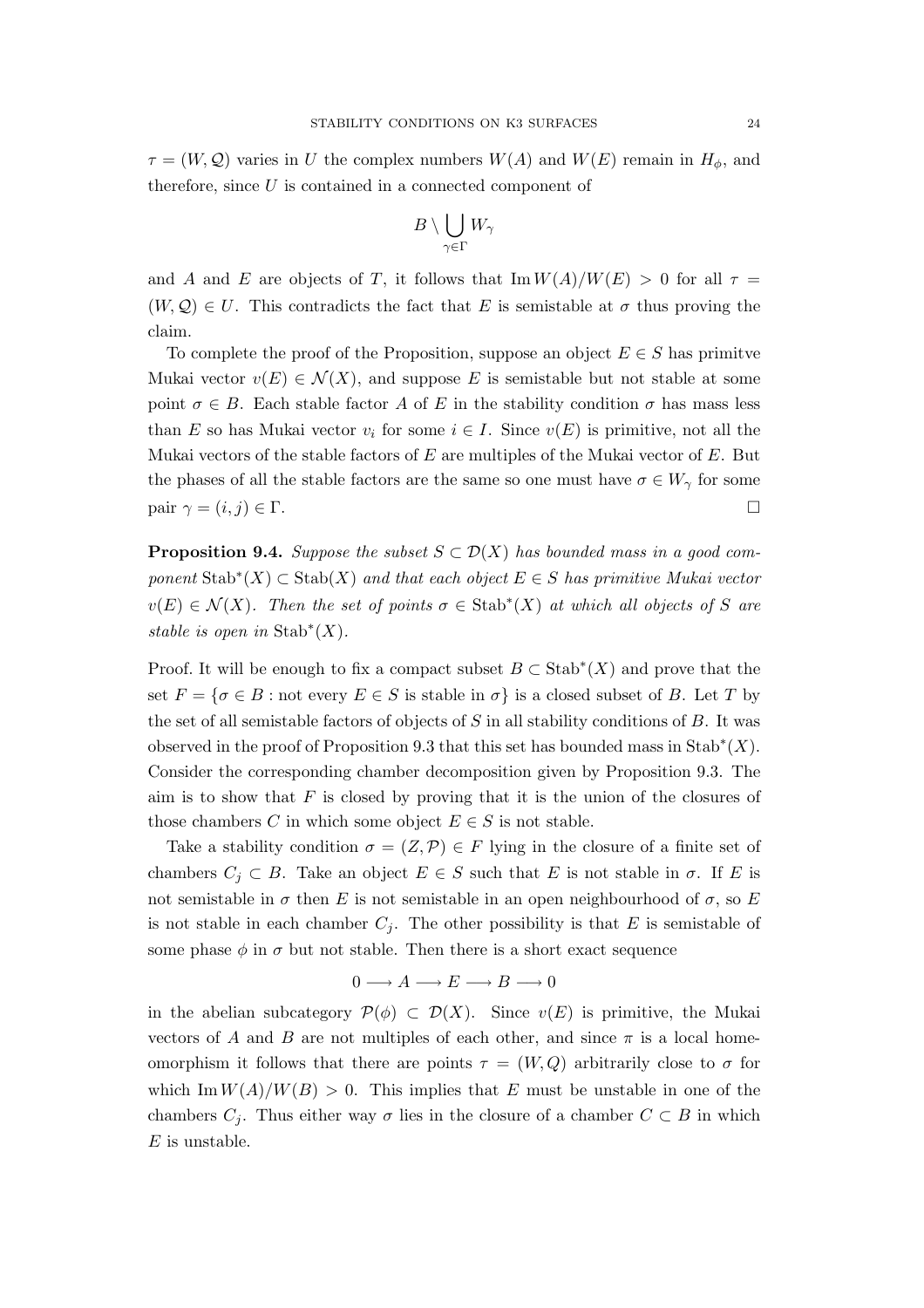$\tau = (W, \mathcal{Q})$ varies in $U$ the complex numbers $W(A)$ and $W(E)$ remain in $H_\phi$, and therefore, since $U$ is contained in a connected component of

$$B \setminus \bigcup_{\gamma \in \Gamma} W_\gamma$$

and $A$ and $E$ are objects of $T$, it follows that $\operatorname{Im} W(A)/W(E) > 0$ for all $\tau = (W, \mathcal{Q}) \in U$. This contradicts the fact that $E$ is semistable at $\sigma$ thus proving the claim.

To complete the proof of the Proposition, suppose an object $E \in S$ has primitve Mukai vector $v(E) \in \mathcal{N}(X)$, and suppose $E$ is semistable but not stable at some point $\sigma \in B$. Each stable factor $A$ of $E$ in the stability condition $\sigma$ has mass less than $E$ so has Mukai vector $v_i$ for some $i \in I$. Since $v(E)$ is primitive, not all the Mukai vectors of the stable factors of $E$ are multiples of the Mukai vector of $E$. But the phases of all the stable factors are the same so one must have $\sigma \in W_\gamma$ for some pair $\gamma = (i, j) \in \Gamma$. $\square$

**Proposition 9.4.** *Suppose the subset $S \subset \mathcal{D}(X)$ has bounded mass in a good component $\operatorname{Stab}^*(X) \subset \operatorname{Stab}(X)$ and that each object $E \in S$ has primitive Mukai vector $v(E) \in \mathcal{N}(X)$. Then the set of points $\sigma \in \operatorname{Stab}^*(X)$ at which all objects of $S$ are stable is open in $\operatorname{Stab}^*(X)$.*

Proof. It will be enough to fix a compact subset $B \subset \operatorname{Stab}^*(X)$ and prove that the set $F = \{\sigma \in B : \text{not every } E \in S \text{ is stable in } \sigma\}$ is a closed subset of $B$. Let $T$ by the set of all semistable factors of objects of $S$ in all stability conditions of $B$. It was observed in the proof of Proposition 9.3 that this set has bounded mass in $\operatorname{Stab}^*(X)$. Consider the corresponding chamber decomposition given by Proposition 9.3. The aim is to show that $F$ is closed by proving that it is the union of the closures of those chambers $C$ in which some object $E \in S$ is not stable.

Take a stability condition $\sigma = (Z, \mathcal{P}) \in F$ lying in the closure of a finite set of chambers $C_j \subset B$. Take an object $E \in S$ such that $E$ is not stable in $\sigma$. If $E$ is not semistable in $\sigma$ then $E$ is not semistable in an open neighbourhood of $\sigma$, so $E$ is not stable in each chamber $C_j$. The other possibility is that $E$ is semistable of some phase $\phi$ in $\sigma$ but not stable. Then there is a short exact sequence

$$0 \longrightarrow A \longrightarrow E \longrightarrow B \longrightarrow 0$$

in the abelian subcategory $\mathcal{P}(\phi) \subset \mathcal{D}(X)$. Since $v(E)$ is primitive, the Mukai vectors of $A$ and $B$ are not multiples of each other, and since $\pi$ is a local homeomorphism it follows that there are points $\tau = (W, Q)$ arbitrarily close to $\sigma$ for which $\operatorname{Im} W(A)/W(B) > 0$. This implies that $E$ must be unstable in one of the chambers $C_j$. Thus either way $\sigma$ lies in the closure of a chamber $C \subset B$ in which $E$ is unstable.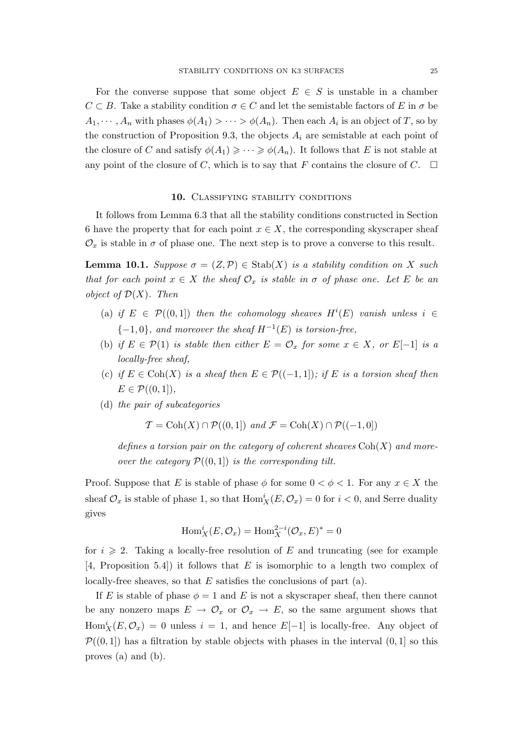For the converse suppose that some object $E \in S$ is unstable in a chamber $C \subset B$. Take a stability condition $\sigma \in C$ and let the semistable factors of $E$ in $\sigma$ be $A_1, \cdots, A_n$ with phases $\phi(A_1) > \cdots > \phi(A_n)$. Then each $A_i$ is an object of $T$, so by the construction of Proposition 9.3, the objects $A_i$ are semistable at each point of the closure of $C$ and satisfy $\phi(A_1) \geqslant \cdots \geqslant \phi(A_n)$. It follows that $E$ is not stable at any point of the closure of $C$, which is to say that $F$ contains the closure of $C$. □

## 10. Classifying stability conditions

It follows from Lemma 6.3 that all the stability conditions constructed in Section 6 have the property that for each point $x \in X$, the corresponding skyscraper sheaf $\mathcal{O}_x$ is stable in $\sigma$ of phase one. The next step is to prove a converse to this result.

**Lemma 10.1.** *Suppose $\sigma = (Z, \mathcal{P}) \in \operatorname{Stab}(X)$ is a stability condition on $X$ such that for each point $x \in X$ the sheaf $\mathcal{O}_x$ is stable in $\sigma$ of phase one. Let $E$ be an object of $\mathcal{D}(X)$. Then*

(a) *if $E \in \mathcal{P}((0,1])$ then the cohomology sheaves $H^i(E)$ vanish unless $i \in \{-1, 0\}$, and moreover the sheaf $H^{-1}(E)$ is torsion-free,*

(b) *if $E \in \mathcal{P}(1)$ is stable then either $E = \mathcal{O}_x$ for some $x \in X$, or $E[-1]$ is a locally-free sheaf,*

(c) *if $E \in \operatorname{Coh}(X)$ is a sheaf then $E \in \mathcal{P}((-1,1])$; if $E$ is a torsion sheaf then $E \in \mathcal{P}((0,1])$,*

(d) *the pair of subcategories*

$$\mathcal{T} = \operatorname{Coh}(X) \cap \mathcal{P}((0,1]) \text{ and } \mathcal{F} = \operatorname{Coh}(X) \cap \mathcal{P}((-1,0])$$

*defines a torsion pair on the category of coherent sheaves $\operatorname{Coh}(X)$ and moreover the category $\mathcal{P}((0,1])$ is the corresponding tilt.*

*Proof.* Suppose that $E$ is stable of phase $\phi$ for some $0 < \phi < 1$. For any $x \in X$ the sheaf $\mathcal{O}_x$ is stable of phase 1, so that $\operatorname{Hom}^i_X(E, \mathcal{O}_x) = 0$ for $i < 0$, and Serre duality gives

$$\operatorname{Hom}^i_X(E, \mathcal{O}_x) = \operatorname{Hom}^{2-i}_X(\mathcal{O}_x, E)^* = 0$$

for $i \geqslant 2$. Taking a locally-free resolution of $E$ and truncating (see for example [4, Proposition 5.4]) it follows that $E$ is isomorphic to a length two complex of locally-free sheaves, so that $E$ satisfies the conclusions of part (a).

If $E$ is stable of phase $\phi = 1$ and $E$ is not a skyscraper sheaf, then there cannot be any nonzero maps $E \to \mathcal{O}_x$ or $\mathcal{O}_x \to E$, so the same argument shows that $\operatorname{Hom}^i_X(E, \mathcal{O}_x) = 0$ unless $i = 1$, and hence $E[-1]$ is locally-free. Any object of $\mathcal{P}((0,1])$ has a filtration by stable objects with phases in the interval $(0,1]$ so this proves (a) and (b).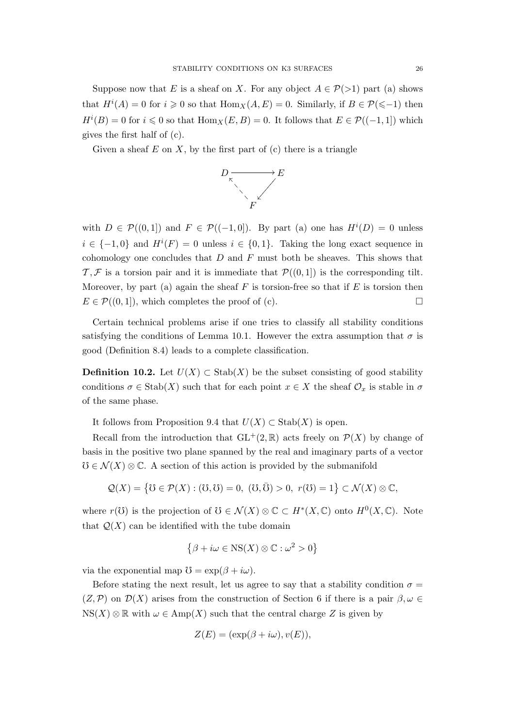Suppose now that $E$ is a sheaf on $X$. For any object $A \in \mathcal{P}(>1)$ part (a) shows that $H^i(A) = 0$ for $i \geqslant 0$ so that $\operatorname{Hom}_X(A, E) = 0$. Similarly, if $B \in \mathcal{P}(\leqslant -1)$ then $H^i(B) = 0$ for $i \leqslant 0$ so that $\operatorname{Hom}_X(E, B) = 0$. It follows that $E \in \mathcal{P}((-1, 1])$ which gives the first half of (c).

Given a sheaf $E$ on $X$, by the first part of (c) there is a triangle

$$\begin{array}{ccc} D & \longrightarrow & E \\ & \nwarrow \quad \swarrow & \\ & F & \end{array}$$

with $D \in \mathcal{P}((0, 1])$ and $F \in \mathcal{P}((-1, 0])$. By part (a) one has $H^i(D) = 0$ unless $i \in \{-1, 0\}$ and $H^i(F) = 0$ unless $i \in \{0, 1\}$. Taking the long exact sequence in cohomology one concludes that $D$ and $F$ must both be sheaves. This shows that $\mathcal{T}, \mathcal{F}$ is a torsion pair and it is immediate that $\mathcal{P}((0, 1])$ is the corresponding tilt. Moreover, by part (a) again the sheaf $F$ is torsion-free so that if $E$ is torsion then $E \in \mathcal{P}((0, 1])$, which completes the proof of (c). □

Certain technical problems arise if one tries to classify all stability conditions satisfying the conditions of Lemma 10.1. However the extra assumption that $\sigma$ is good (Definition 8.4) leads to a complete classification.

**Definition 10.2.** Let $U(X) \subset \operatorname{Stab}(X)$ be the subset consisting of good stability conditions $\sigma \in \operatorname{Stab}(X)$ such that for each point $x \in X$ the sheaf $\mathcal{O}_x$ is stable in $\sigma$ of the same phase.

It follows from Proposition 9.4 that $U(X) \subset \operatorname{Stab}(X)$ is open.

Recall from the introduction that $\mathrm{GL}^+(2, \mathbb{R})$ acts freely on $\mathcal{P}(X)$ by change of basis in the positive two plane spanned by the real and imaginary parts of a vector $\mho \in \mathcal{N}(X) \otimes \mathbb{C}$. A section of this action is provided by the submanifold

$$\mathcal{Q}(X) = \left\{ \mho \in \mathcal{P}(X) : (\mho, \mho) = 0,\ (\mho, \bar{\mho}) > 0,\ r(\mho) = 1 \right\} \subset \mathcal{N}(X) \otimes \mathbb{C},$$

where $r(\mho)$ is the projection of $\mho \in \mathcal{N}(X) \otimes \mathbb{C} \subset H^*(X, \mathbb{C})$ onto $H^0(X, \mathbb{C})$. Note that $\mathcal{Q}(X)$ can be identified with the tube domain

$$\left\{ \beta + i\omega \in \operatorname{NS}(X) \otimes \mathbb{C} : \omega^2 > 0 \right\}$$

via the exponential map $\mho = \exp(\beta + i\omega)$.

Before stating the next result, let us agree to say that a stability condition $\sigma = (Z, \mathcal{P})$ on $\mathcal{D}(X)$ arises from the construction of Section 6 if there is a pair $\beta, \omega \in \operatorname{NS}(X) \otimes \mathbb{R}$ with $\omega \in \operatorname{Amp}(X)$ such that the central charge $Z$ is given by

$$Z(E) = (\exp(\beta + i\omega), v(E)),$$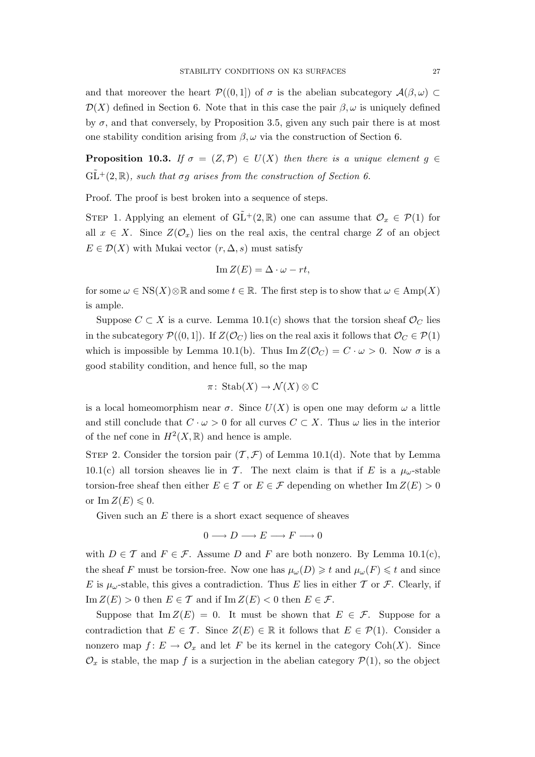and that moreover the heart $\mathcal{P}((0,1])$ of $\sigma$ is the abelian subcategory $\mathcal{A}(\beta,\omega) \subset \mathcal{D}(X)$ defined in Section 6. Note that in this case the pair $\beta,\omega$ is uniquely defined by $\sigma$, and that conversely, by Proposition 3.5, given any such pair there is at most one stability condition arising from $\beta,\omega$ via the construction of Section 6.

**Proposition 10.3.** *If $\sigma = (Z,\mathcal{P}) \in U(X)$ then there is a unique element $g \in \tilde{\mathrm{GL}}^+(2,\mathbb{R})$, such that $\sigma g$ arises from the construction of Section 6.*

Proof. The proof is best broken into a sequence of steps.

Step 1. Applying an element of $\tilde{\mathrm{GL}}^+(2,\mathbb{R})$ one can assume that $\mathcal{O}_x \in \mathcal{P}(1)$ for all $x \in X$. Since $Z(\mathcal{O}_x)$ lies on the real axis, the central charge $Z$ of an object $E \in \mathcal{D}(X)$ with Mukai vector $(r,\Delta,s)$ must satisfy

$$\operatorname{Im} Z(E) = \Delta \cdot \omega - rt,$$

for some $\omega \in \mathrm{NS}(X) \otimes \mathbb{R}$ and some $t \in \mathbb{R}$. The first step is to show that $\omega \in \mathrm{Amp}(X)$ is ample.

Suppose $C \subset X$ is a curve. Lemma 10.1(c) shows that the torsion sheaf $\mathcal{O}_C$ lies in the subcategory $\mathcal{P}((0,1])$. If $Z(\mathcal{O}_C)$ lies on the real axis it follows that $\mathcal{O}_C \in \mathcal{P}(1)$ which is impossible by Lemma 10.1(b). Thus $\operatorname{Im} Z(\mathcal{O}_C) = C \cdot \omega > 0$. Now $\sigma$ is a good stability condition, and hence full, so the map

$$\pi \colon \operatorname{Stab}(X) \to \mathcal{N}(X) \otimes \mathbb{C}$$

is a local homeomorphism near $\sigma$. Since $U(X)$ is open one may deform $\omega$ a little and still conclude that $C \cdot \omega > 0$ for all curves $C \subset X$. Thus $\omega$ lies in the interior of the nef cone in $H^2(X,\mathbb{R})$ and hence is ample.

Step 2. Consider the torsion pair $(\mathcal{T},\mathcal{F})$ of Lemma 10.1(d). Note that by Lemma 10.1(c) all torsion sheaves lie in $\mathcal{T}$. The next claim is that if $E$ is a $\mu_\omega$-stable torsion-free sheaf then either $E \in \mathcal{T}$ or $E \in \mathcal{F}$ depending on whether $\operatorname{Im} Z(E) > 0$ or $\operatorname{Im} Z(E) \leqslant 0$.

Given such an $E$ there is a short exact sequence of sheaves

$$0 \longrightarrow D \longrightarrow E \longrightarrow F \longrightarrow 0$$

with $D \in \mathcal{T}$ and $F \in \mathcal{F}$. Assume $D$ and $F$ are both nonzero. By Lemma 10.1(c), the sheaf $F$ must be torsion-free. Now one has $\mu_\omega(D) \geqslant t$ and $\mu_\omega(F) \leqslant t$ and since $E$ is $\mu_\omega$-stable, this gives a contradiction. Thus $E$ lies in either $\mathcal{T}$ or $\mathcal{F}$. Clearly, if $\operatorname{Im} Z(E) > 0$ then $E \in \mathcal{T}$ and if $\operatorname{Im} Z(E) < 0$ then $E \in \mathcal{F}$.

Suppose that $\operatorname{Im} Z(E) = 0$. It must be shown that $E \in \mathcal{F}$. Suppose for a contradiction that $E \in \mathcal{T}$. Since $Z(E) \in \mathbb{R}$ it follows that $E \in \mathcal{P}(1)$. Consider a nonzero map $f \colon E \to \mathcal{O}_x$ and let $F$ be its kernel in the category $\mathrm{Coh}(X)$. Since $\mathcal{O}_x$ is stable, the map $f$ is a surjection in the abelian category $\mathcal{P}(1)$, so the object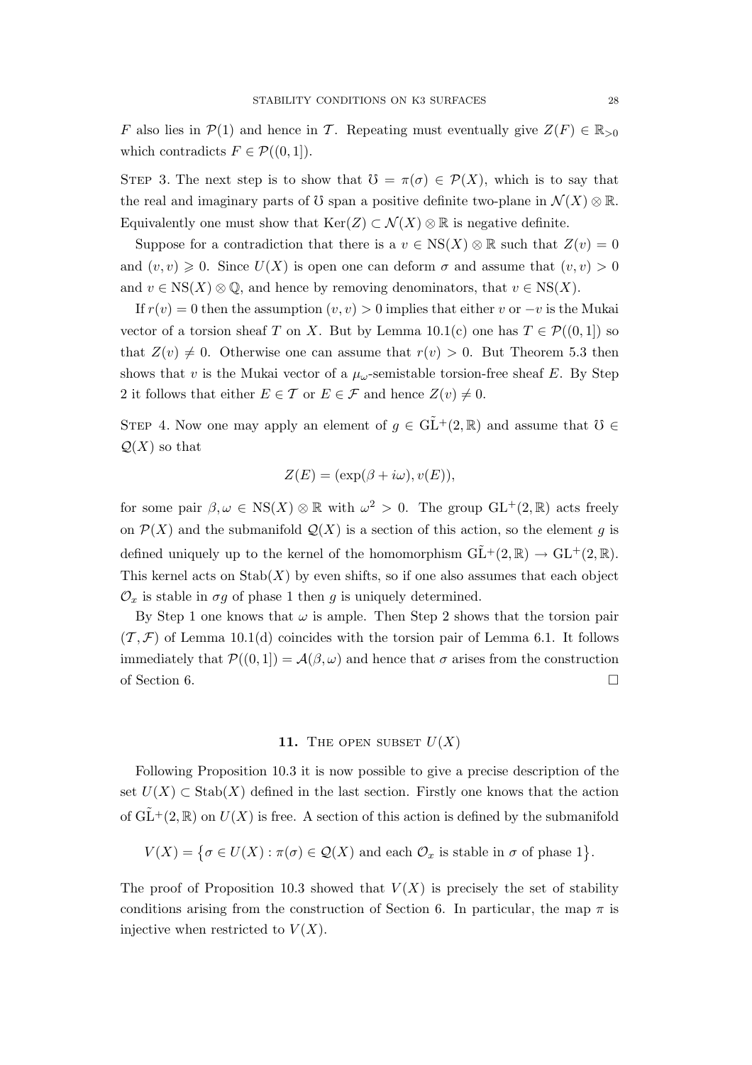$F$ also lies in $\mathcal{P}(1)$ and hence in $\mathcal{T}$. Repeating must eventually give $Z(F) \in \mathbb{R}_{>0}$ which contradicts $F \in \mathcal{P}((0,1])$.

Step 3. The next step is to show that $\mho = \pi(\sigma) \in \mathcal{P}(X)$, which is to say that the real and imaginary parts of $\mho$ span a positive definite two-plane in $\mathcal{N}(X) \otimes \mathbb{R}$. Equivalently one must show that $\operatorname{Ker}(Z) \subset \mathcal{N}(X) \otimes \mathbb{R}$ is negative definite.

Suppose for a contradiction that there is a $v \in \operatorname{NS}(X) \otimes \mathbb{R}$ such that $Z(v) = 0$ and $(v, v) \geqslant 0$. Since $U(X)$ is open one can deform $\sigma$ and assume that $(v, v) > 0$ and $v \in \operatorname{NS}(X) \otimes \mathbb{Q}$, and hence by removing denominators, that $v \in \operatorname{NS}(X)$.

If $r(v) = 0$ then the assumption $(v, v) > 0$ implies that either $v$ or $-v$ is the Mukai vector of a torsion sheaf $T$ on $X$. But by Lemma 10.1(c) one has $T \in \mathcal{P}((0,1])$ so that $Z(v) \neq 0$. Otherwise one can assume that $r(v) > 0$. But Theorem 5.3 then shows that $v$ is the Mukai vector of a $\mu_\omega$-semistable torsion-free sheaf $E$. By Step 2 it follows that either $E \in \mathcal{T}$ or $E \in \mathcal{F}$ and hence $Z(v) \neq 0$.

Step 4. Now one may apply an element of $g \in \tilde{\operatorname{GL}}^+(2, \mathbb{R})$ and assume that $\mho \in \mathcal{Q}(X)$ so that

$$Z(E) = (\exp(\beta + i\omega), v(E)),$$

for some pair $\beta, \omega \in \operatorname{NS}(X) \otimes \mathbb{R}$ with $\omega^2 > 0$. The group $\operatorname{GL}^+(2, \mathbb{R})$ acts freely on $\mathcal{P}(X)$ and the submanifold $\mathcal{Q}(X)$ is a section of this action, so the element $g$ is defined uniquely up to the kernel of the homomorphism $\tilde{\operatorname{GL}}^+(2, \mathbb{R}) \to \operatorname{GL}^+(2, \mathbb{R})$. This kernel acts on $\operatorname{Stab}(X)$ by even shifts, so if one also assumes that each object $\mathcal{O}_x$ is stable in $\sigma g$ of phase 1 then $g$ is uniquely determined.

By Step 1 one knows that $\omega$ is ample. Then Step 2 shows that the torsion pair $(\mathcal{T}, \mathcal{F})$ of Lemma 10.1(d) coincides with the torsion pair of Lemma 6.1. It follows immediately that $\mathcal{P}((0,1]) = \mathcal{A}(\beta, \omega)$ and hence that $\sigma$ arises from the construction of Section 6. $\square$

## 11. The open subset $U(X)$

Following Proposition 10.3 it is now possible to give a precise description of the set $U(X) \subset \operatorname{Stab}(X)$ defined in the last section. Firstly one knows that the action of $\tilde{\operatorname{GL}}^+(2, \mathbb{R})$ on $U(X)$ is free. A section of this action is defined by the submanifold

$$V(X) = \left\{\sigma \in U(X) : \pi(\sigma) \in \mathcal{Q}(X) \text{ and each } \mathcal{O}_x \text{ is stable in } \sigma \text{ of phase } 1\right\}.$$

The proof of Proposition 10.3 showed that $V(X)$ is precisely the set of stability conditions arising from the construction of Section 6. In particular, the map $\pi$ is injective when restricted to $V(X)$.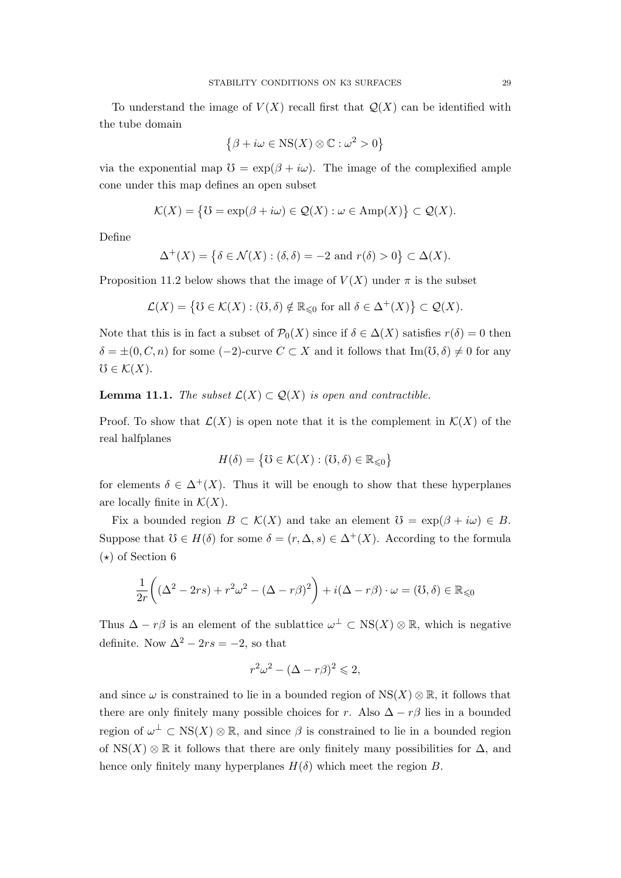To understand the image of $V(X)$ recall first that $\mathcal{Q}(X)$ can be identified with the tube domain

$$\big\{\beta + i\omega \in \mathrm{NS}(X) \otimes \mathbb{C} : \omega^2 > 0\big\}$$

via the exponential map $\mho = \exp(\beta + i\omega)$. The image of the complexified ample cone under this map defines an open subset

$$\mathcal{K}(X) = \big\{\mho = \exp(\beta + i\omega) \in \mathcal{Q}(X) : \omega \in \mathrm{Amp}(X)\big\} \subset \mathcal{Q}(X).$$

Define

$$\Delta^+(X) = \big\{\delta \in \mathcal{N}(X) : (\delta, \delta) = -2 \text{ and } r(\delta) > 0\big\} \subset \Delta(X).$$

Proposition 11.2 below shows that the image of $V(X)$ under $\pi$ is the subset

$$\mathcal{L}(X) = \big\{\mho \in \mathcal{K}(X) : (\mho, \delta) \notin \mathbb{R}_{\leqslant 0} \text{ for all } \delta \in \Delta^+(X)\big\} \subset \mathcal{Q}(X).$$

Note that this is in fact a subset of $\mathcal{P}_0(X)$ since if $\delta \in \Delta(X)$ satisfies $r(\delta) = 0$ then $\delta = \pm(0, C, n)$ for some $(-2)$-curve $C \subset X$ and it follows that $\mathrm{Im}(\mho, \delta) \neq 0$ for any $\mho \in \mathcal{K}(X)$.

**Lemma 11.1.** *The subset $\mathcal{L}(X) \subset \mathcal{Q}(X)$ is open and contractible.*

Proof. To show that $\mathcal{L}(X)$ is open note that it is the complement in $\mathcal{K}(X)$ of the real halfplanes

$$H(\delta) = \big\{\mho \in \mathcal{K}(X) : (\mho, \delta) \in \mathbb{R}_{\leqslant 0}\big\}$$

for elements $\delta \in \Delta^+(X)$. Thus it will be enough to show that these hyperplanes are locally finite in $\mathcal{K}(X)$.

Fix a bounded region $B \subset \mathcal{K}(X)$ and take an element $\mho = \exp(\beta + i\omega) \in B$. Suppose that $\mho \in H(\delta)$ for some $\delta = (r, \Delta, s) \in \Delta^+(X)$. According to the formula $(\star)$ of Section 6

$$\frac{1}{2r}\bigg((\Delta^2 - 2rs) + r^2\omega^2 - (\Delta - r\beta)^2\bigg) + i(\Delta - r\beta)\cdot\omega = (\mho, \delta) \in \mathbb{R}_{\leqslant 0}$$

Thus $\Delta - r\beta$ is an element of the sublattice $\omega^\perp \subset \mathrm{NS}(X) \otimes \mathbb{R}$, which is negative definite. Now $\Delta^2 - 2rs = -2$, so that

$$r^2\omega^2 - (\Delta - r\beta)^2 \leqslant 2,$$

and since $\omega$ is constrained to lie in a bounded region of $\mathrm{NS}(X) \otimes \mathbb{R}$, it follows that there are only finitely many possible choices for $r$. Also $\Delta - r\beta$ lies in a bounded region of $\omega^\perp \subset \mathrm{NS}(X) \otimes \mathbb{R}$, and since $\beta$ is constrained to lie in a bounded region of $\mathrm{NS}(X) \otimes \mathbb{R}$ it follows that there are only finitely many possibilities for $\Delta$, and hence only finitely many hyperplanes $H(\delta)$ which meet the region $B$.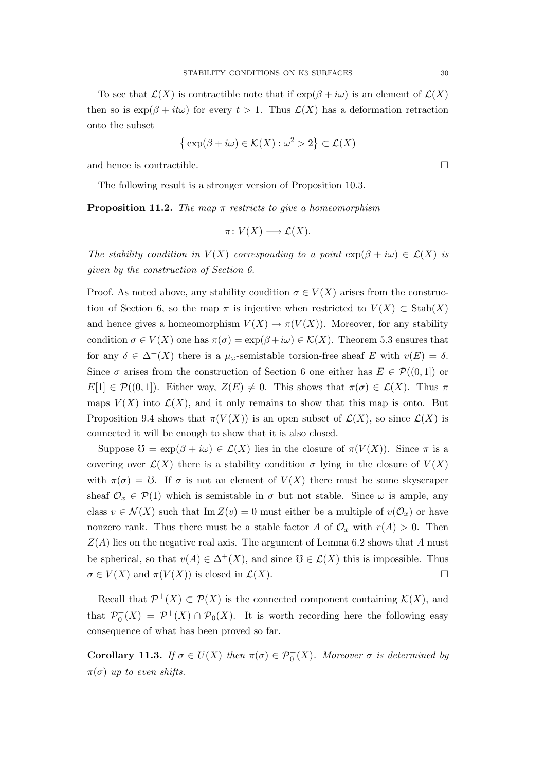To see that $\mathcal{L}(X)$ is contractible note that if $\exp(\beta + i\omega)$ is an element of $\mathcal{L}(X)$ then so is $\exp(\beta + it\omega)$ for every $t > 1$. Thus $\mathcal{L}(X)$ has a deformation retraction onto the subset

$$\left\{ \exp(\beta + i\omega) \in \mathcal{K}(X) : \omega^2 > 2 \right\} \subset \mathcal{L}(X)$$

and hence is contractible. $\square$

The following result is a stronger version of Proposition 10.3.

**Proposition 11.2.** *The map $\pi$ restricts to give a homeomorphism*

$$\pi \colon V(X) \longrightarrow \mathcal{L}(X).$$

*The stability condition in $V(X)$ corresponding to a point $\exp(\beta + i\omega) \in \mathcal{L}(X)$ is given by the construction of Section 6.*

Proof. As noted above, any stability condition $\sigma \in V(X)$ arises from the construction of Section 6, so the map $\pi$ is injective when restricted to $V(X) \subset \operatorname{Stab}(X)$ and hence gives a homeomorphism $V(X) \to \pi(V(X))$. Moreover, for any stability condition $\sigma \in V(X)$ one has $\pi(\sigma) = \exp(\beta + i\omega) \in \mathcal{K}(X)$. Theorem 5.3 ensures that for any $\delta \in \Delta^+(X)$ there is a $\mu_\omega$-semistable torsion-free sheaf $E$ with $v(E) = \delta$. Since $\sigma$ arises from the construction of Section 6 one either has $E \in \mathcal{P}((0,1])$ or $E[1] \in \mathcal{P}((0,1])$. Either way, $Z(E) \neq 0$. This shows that $\pi(\sigma) \in \mathcal{L}(X)$. Thus $\pi$ maps $V(X)$ into $\mathcal{L}(X)$, and it only remains to show that this map is onto. But Proposition 9.4 shows that $\pi(V(X))$ is an open subset of $\mathcal{L}(X)$, so since $\mathcal{L}(X)$ is connected it will be enough to show that it is also closed.

Suppose $\mho = \exp(\beta + i\omega) \in \mathcal{L}(X)$ lies in the closure of $\pi(V(X))$. Since $\pi$ is a covering over $\mathcal{L}(X)$ there is a stability condition $\sigma$ lying in the closure of $V(X)$ with $\pi(\sigma) = \mho$. If $\sigma$ is not an element of $V(X)$ there must be some skyscraper sheaf $\mathcal{O}_x \in \mathcal{P}(1)$ which is semistable in $\sigma$ but not stable. Since $\omega$ is ample, any class $v \in \mathcal{N}(X)$ such that $\operatorname{Im} Z(v) = 0$ must either be a multiple of $v(\mathcal{O}_x)$ or have nonzero rank. Thus there must be a stable factor $A$ of $\mathcal{O}_x$ with $r(A) > 0$. Then $Z(A)$ lies on the negative real axis. The argument of Lemma 6.2 shows that $A$ must be spherical, so that $v(A) \in \Delta^+(X)$, and since $\mho \in \mathcal{L}(X)$ this is impossible. Thus $\sigma \in V(X)$ and $\pi(V(X))$ is closed in $\mathcal{L}(X)$. $\square$

Recall that $\mathcal{P}^+(X) \subset \mathcal{P}(X)$ is the connected component containing $\mathcal{K}(X)$, and that $\mathcal{P}_0^+(X) = \mathcal{P}^+(X) \cap \mathcal{P}_0(X)$. It is worth recording here the following easy consequence of what has been proved so far.

**Corollary 11.3.** *If $\sigma \in U(X)$ then $\pi(\sigma) \in \mathcal{P}_0^+(X)$. Moreover $\sigma$ is determined by $\pi(\sigma)$ up to even shifts.*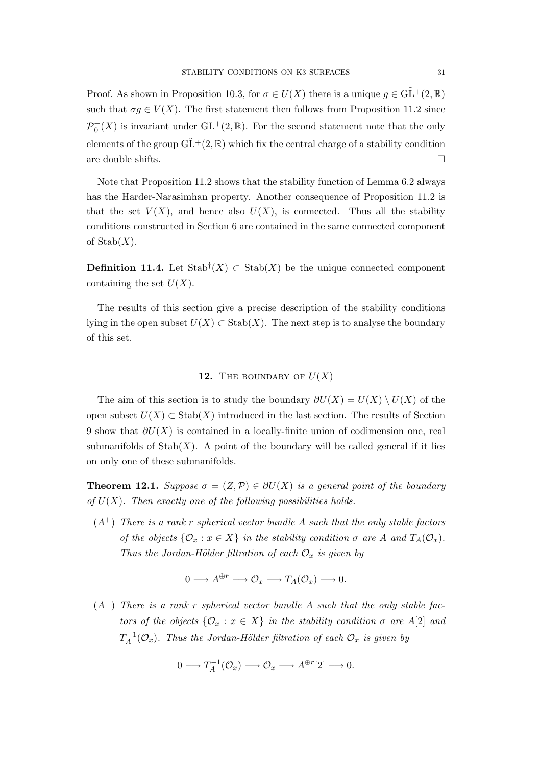*Proof.* As shown in Proposition 10.3, for $\sigma \in U(X)$ there is a unique $g \in \tilde{\mathrm{GL}}^+(2,\mathbb{R})$ such that $\sigma g \in V(X)$. The first statement then follows from Proposition 11.2 since $\mathcal{P}_0^+(X)$ is invariant under $\mathrm{GL}^+(2,\mathbb{R})$. For the second statement note that the only elements of the group $\tilde{\mathrm{GL}}^+(2,\mathbb{R})$ which fix the central charge of a stability condition are double shifts. □

Note that Proposition 11.2 shows that the stability function of Lemma 6.2 always has the Harder-Narasimhan property. Another consequence of Proposition 11.2 is that the set $V(X)$, and hence also $U(X)$, is connected. Thus all the stability conditions constructed in Section 6 are contained in the same connected component of $\mathrm{Stab}(X)$.

**Definition 11.4.** Let $\mathrm{Stab}^\dagger(X) \subset \mathrm{Stab}(X)$ be the unique connected component containing the set $U(X)$.

The results of this section give a precise description of the stability conditions lying in the open subset $U(X) \subset \mathrm{Stab}(X)$. The next step is to analyse the boundary of this set.

## 12. The boundary of $U(X)$

The aim of this section is to study the boundary $\partial U(X) = \overline{U(X)} \setminus U(X)$ of the open subset $U(X) \subset \mathrm{Stab}(X)$ introduced in the last section. The results of Section 9 show that $\partial U(X)$ is contained in a locally-finite union of codimension one, real submanifolds of $\mathrm{Stab}(X)$. A point of the boundary will be called general if it lies on only one of these submanifolds.

**Theorem 12.1.** *Suppose $\sigma = (Z, \mathcal{P}) \in \partial U(X)$ is a general point of the boundary of $U(X)$. Then exactly one of the following possibilities holds.*

- $(A^+)$ *There is a rank $r$ spherical vector bundle $A$ such that the only stable factors of the objects $\{\mathcal{O}_x : x \in X\}$ in the stability condition $\sigma$ are $A$ and $T_A(\mathcal{O}_x)$. Thus the Jordan-Hölder filtration of each $\mathcal{O}_x$ is given by*

$$0 \longrightarrow A^{\oplus r} \longrightarrow \mathcal{O}_x \longrightarrow T_A(\mathcal{O}_x) \longrightarrow 0.$$

- $(A^-)$ *There is a rank $r$ spherical vector bundle $A$ such that the only stable factors of the objects $\{\mathcal{O}_x : x \in X\}$ in the stability condition $\sigma$ are $A[2]$ and $T_A^{-1}(\mathcal{O}_x)$. Thus the Jordan-Hölder filtration of each $\mathcal{O}_x$ is given by*

$$0 \longrightarrow T_A^{-1}(\mathcal{O}_x) \longrightarrow \mathcal{O}_x \longrightarrow A^{\oplus r}[2] \longrightarrow 0.$$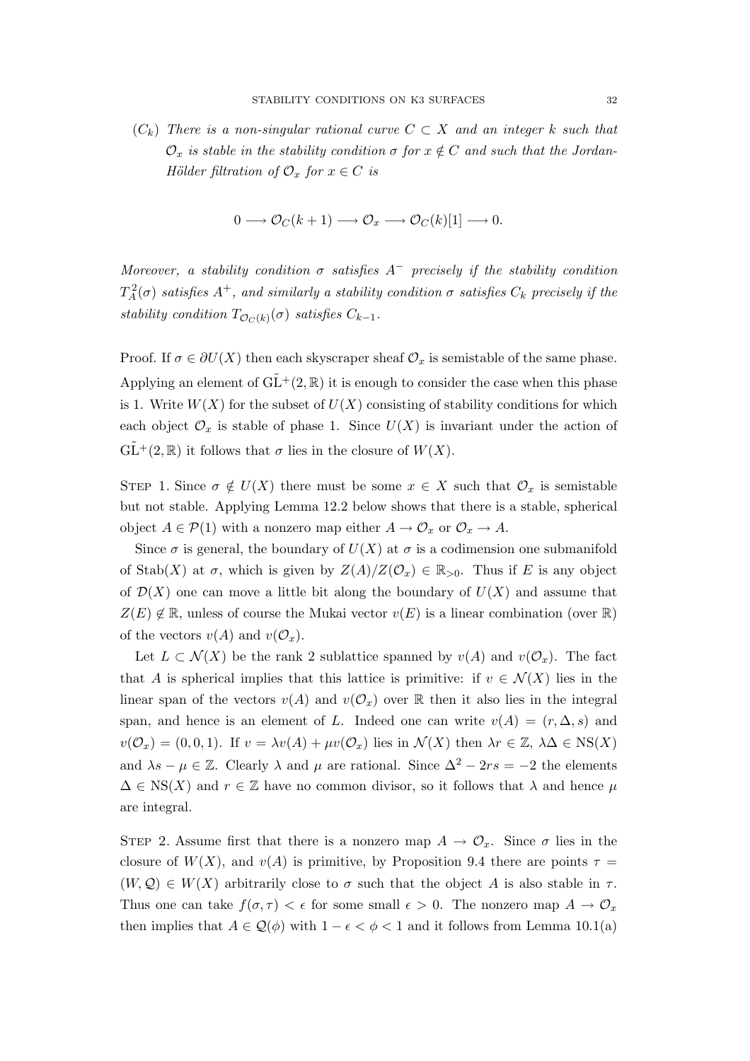($C_k$) *There is a non-singular rational curve $C \subset X$ and an integer $k$ such that $\mathcal{O}_x$ is stable in the stability condition $\sigma$ for $x \notin C$ and such that the Jordan-Hölder filtration of $\mathcal{O}_x$ for $x \in C$ is*

$$0 \longrightarrow \mathcal{O}_C(k+1) \longrightarrow \mathcal{O}_x \longrightarrow \mathcal{O}_C(k)[1] \longrightarrow 0.$$

*Moreover, a stability condition $\sigma$ satisfies $A^-$ precisely if the stability condition $T_A^2(\sigma)$ satisfies $A^+$, and similarly a stability condition $\sigma$ satisfies $C_k$ precisely if the stability condition $T_{\mathcal{O}_C(k)}(\sigma)$ satisfies $C_{k-1}$.*

Proof. If $\sigma \in \partial U(X)$ then each skyscraper sheaf $\mathcal{O}_x$ is semistable of the same phase. Applying an element of $\tilde{\mathrm{GL}}^+(2,\mathbb{R})$ it is enough to consider the case when this phase is 1. Write $W(X)$ for the subset of $U(X)$ consisting of stability conditions for which each object $\mathcal{O}_x$ is stable of phase 1. Since $U(X)$ is invariant under the action of $\tilde{\mathrm{GL}}^+(2,\mathbb{R})$ it follows that $\sigma$ lies in the closure of $W(X)$.

Step 1. Since $\sigma \notin U(X)$ there must be some $x \in X$ such that $\mathcal{O}_x$ is semistable but not stable. Applying Lemma 12.2 below shows that there is a stable, spherical object $A \in \mathcal{P}(1)$ with a nonzero map either $A \to \mathcal{O}_x$ or $\mathcal{O}_x \to A$.

Since $\sigma$ is general, the boundary of $U(X)$ at $\sigma$ is a codimension one submanifold of $\mathrm{Stab}(X)$ at $\sigma$, which is given by $Z(A)/Z(\mathcal{O}_x) \in \mathbb{R}_{>0}$. Thus if $E$ is any object of $\mathcal{D}(X)$ one can move a little bit along the boundary of $U(X)$ and assume that $Z(E) \notin \mathbb{R}$, unless of course the Mukai vector $v(E)$ is a linear combination (over $\mathbb{R}$) of the vectors $v(A)$ and $v(\mathcal{O}_x)$.

Let $L \subset \mathcal{N}(X)$ be the rank 2 sublattice spanned by $v(A)$ and $v(\mathcal{O}_x)$. The fact that $A$ is spherical implies that this lattice is primitive: if $v \in \mathcal{N}(X)$ lies in the linear span of the vectors $v(A)$ and $v(\mathcal{O}_x)$ over $\mathbb{R}$ then it also lies in the integral span, and hence is an element of $L$. Indeed one can write $v(A) = (r, \Delta, s)$ and $v(\mathcal{O}_x) = (0,0,1)$. If $v = \lambda v(A) + \mu v(\mathcal{O}_x)$ lies in $\mathcal{N}(X)$ then $\lambda r \in \mathbb{Z}$, $\lambda\Delta \in \mathrm{NS}(X)$ and $\lambda s - \mu \in \mathbb{Z}$. Clearly $\lambda$ and $\mu$ are rational. Since $\Delta^2 - 2rs = -2$ the elements $\Delta \in \mathrm{NS}(X)$ and $r \in \mathbb{Z}$ have no common divisor, so it follows that $\lambda$ and hence $\mu$ are integral.

Step 2. Assume first that there is a nonzero map $A \to \mathcal{O}_x$. Since $\sigma$ lies in the closure of $W(X)$, and $v(A)$ is primitive, by Proposition 9.4 there are points $\tau = (W, \mathcal{Q}) \in W(X)$ arbitrarily close to $\sigma$ such that the object $A$ is also stable in $\tau$. Thus one can take $f(\sigma, \tau) < \epsilon$ for some small $\epsilon > 0$. The nonzero map $A \to \mathcal{O}_x$ then implies that $A \in \mathcal{Q}(\phi)$ with $1 - \epsilon < \phi < 1$ and it follows from Lemma 10.1(a)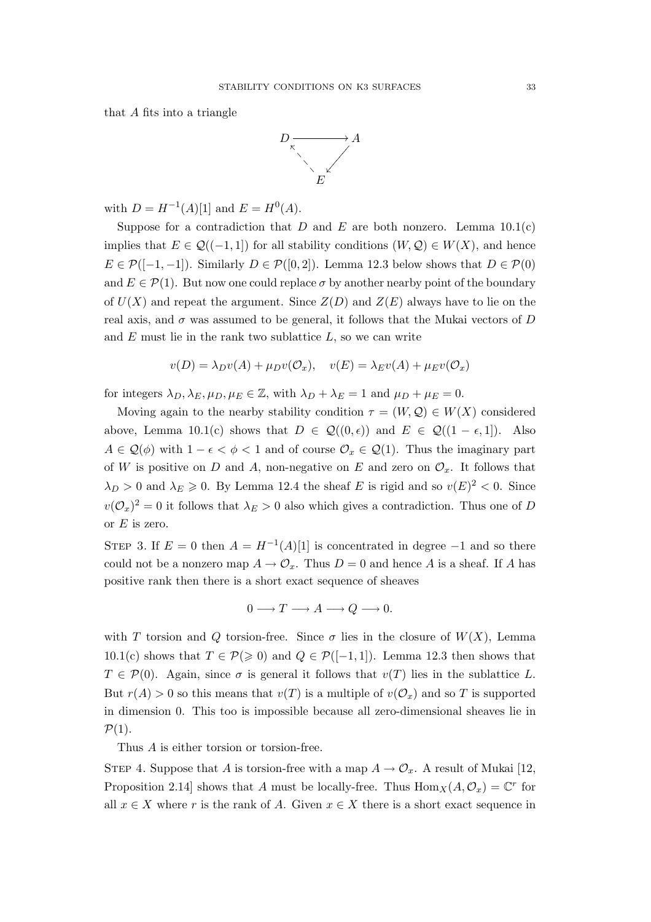that $A$ fits into a triangle

$$\begin{array}{ccc} D & \longrightarrow & A \\ & \nwarrow \quad \swarrow & \\ & E & \end{array}$$

with $D = H^{-1}(A)[1]$ and $E = H^0(A)$.

Suppose for a contradiction that $D$ and $E$ are both nonzero. Lemma 10.1(c) implies that $E \in \mathcal{Q}((-1,1])$ for all stability conditions $(W,\mathcal{Q}) \in W(X)$, and hence $E \in \mathcal{P}([-1,-1])$. Similarly $D \in \mathcal{P}([0,2])$. Lemma 12.3 below shows that $D \in \mathcal{P}(0)$ and $E \in \mathcal{P}(1)$. But now one could replace $\sigma$ by another nearby point of the boundary of $U(X)$ and repeat the argument. Since $Z(D)$ and $Z(E)$ always have to lie on the real axis, and $\sigma$ was assumed to be general, it follows that the Mukai vectors of $D$ and $E$ must lie in the rank two sublattice $L$, so we can write

$$v(D) = \lambda_D v(A) + \mu_D v(\mathcal{O}_x), \quad v(E) = \lambda_E v(A) + \mu_E v(\mathcal{O}_x)$$

for integers $\lambda_D, \lambda_E, \mu_D, \mu_E \in \mathbb{Z}$, with $\lambda_D + \lambda_E = 1$ and $\mu_D + \mu_E = 0$.

Moving again to the nearby stability condition $\tau = (W,\mathcal{Q}) \in W(X)$ considered above, Lemma 10.1(c) shows that $D \in \mathcal{Q}((0,\epsilon))$ and $E \in \mathcal{Q}((1-\epsilon,1])$. Also $A \in \mathcal{Q}(\phi)$ with $1-\epsilon < \phi < 1$ and of course $\mathcal{O}_x \in \mathcal{Q}(1)$. Thus the imaginary part of $W$ is positive on $D$ and $A$, non-negative on $E$ and zero on $\mathcal{O}_x$. It follows that $\lambda_D > 0$ and $\lambda_E \geqslant 0$. By Lemma 12.4 the sheaf $E$ is rigid and so $v(E)^2 < 0$. Since $v(\mathcal{O}_x)^2 = 0$ it follows that $\lambda_E > 0$ also which gives a contradiction. Thus one of $D$ or $E$ is zero.

Step 3. If $E = 0$ then $A = H^{-1}(A)[1]$ is concentrated in degree $-1$ and so there could not be a nonzero map $A \to \mathcal{O}_x$. Thus $D = 0$ and hence $A$ is a sheaf. If $A$ has positive rank then there is a short exact sequence of sheaves

$$0 \longrightarrow T \longrightarrow A \longrightarrow Q \longrightarrow 0.$$

with $T$ torsion and $Q$ torsion-free. Since $\sigma$ lies in the closure of $W(X)$, Lemma 10.1(c) shows that $T \in \mathcal{P}(\geqslant 0)$ and $Q \in \mathcal{P}([-1,1])$. Lemma 12.3 then shows that $T \in \mathcal{P}(0)$. Again, since $\sigma$ is general it follows that $v(T)$ lies in the sublattice $L$. But $r(A) > 0$ so this means that $v(T)$ is a multiple of $v(\mathcal{O}_x)$ and so $T$ is supported in dimension 0. This too is impossible because all zero-dimensional sheaves lie in $\mathcal{P}(1)$.

Thus $A$ is either torsion or torsion-free.

Step 4. Suppose that $A$ is torsion-free with a map $A \to \mathcal{O}_x$. A result of Mukai [12, Proposition 2.14] shows that $A$ must be locally-free. Thus $\operatorname{Hom}_X(A,\mathcal{O}_x) = \mathbb{C}^r$ for all $x \in X$ where $r$ is the rank of $A$. Given $x \in X$ there is a short exact sequence in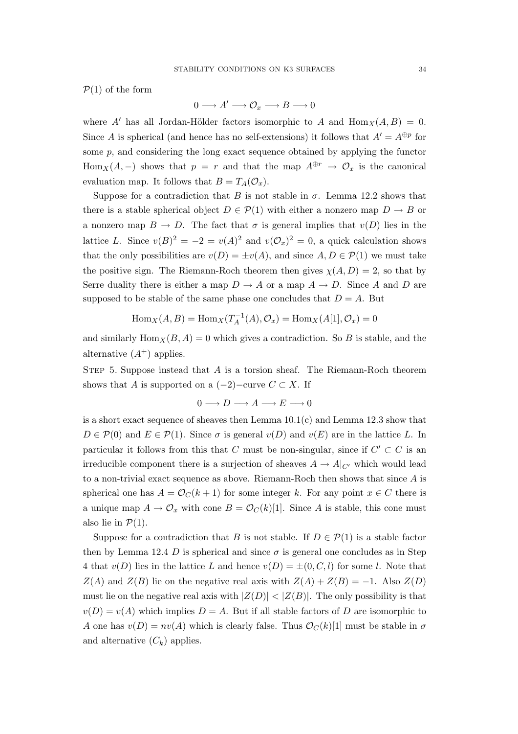$\mathcal{P}(1)$ of the form

$$0 \longrightarrow A' \longrightarrow \mathcal{O}_x \longrightarrow B \longrightarrow 0$$

where $A'$ has all Jordan-Hölder factors isomorphic to $A$ and $\operatorname{Hom}_X(A, B) = 0$. Since $A$ is spherical (and hence has no self-extensions) it follows that $A' = A^{\oplus p}$ for some $p$, and considering the long exact sequence obtained by applying the functor $\operatorname{Hom}_X(A, -)$ shows that $p = r$ and that the map $A^{\oplus r} \to \mathcal{O}_x$ is the canonical evaluation map. It follows that $B = T_A(\mathcal{O}_x)$.

Suppose for a contradiction that $B$ is not stable in $\sigma$. Lemma 12.2 shows that there is a stable spherical object $D \in \mathcal{P}(1)$ with either a nonzero map $D \to B$ or a nonzero map $B \to D$. The fact that $\sigma$ is general implies that $v(D)$ lies in the lattice $L$. Since $v(B)^2 = -2 = v(A)^2$ and $v(\mathcal{O}_x)^2 = 0$, a quick calculation shows that the only possibilities are $v(D) = \pm v(A)$, and since $A, D \in \mathcal{P}(1)$ we must take the positive sign. The Riemann-Roch theorem then gives $\chi(A, D) = 2$, so that by Serre duality there is either a map $D \to A$ or a map $A \to D$. Since $A$ and $D$ are supposed to be stable of the same phase one concludes that $D = A$. But

$$\operatorname{Hom}_X(A, B) = \operatorname{Hom}_X(T_A^{-1}(A), \mathcal{O}_x) = \operatorname{Hom}_X(A[1], \mathcal{O}_x) = 0$$

and similarly $\operatorname{Hom}_X(B, A) = 0$ which gives a contradiction. So $B$ is stable, and the alternative $(A^+)$ applies.

Step 5. Suppose instead that $A$ is a torsion sheaf. The Riemann-Roch theorem shows that $A$ is supported on a $(-2)-$curve $C \subset X$. If

$$0 \longrightarrow D \longrightarrow A \longrightarrow E \longrightarrow 0$$

is a short exact sequence of sheaves then Lemma 10.1(c) and Lemma 12.3 show that $D \in \mathcal{P}(0)$ and $E \in \mathcal{P}(1)$. Since $\sigma$ is general $v(D)$ and $v(E)$ are in the lattice $L$. In particular it follows from this that $C$ must be non-singular, since if $C' \subset C$ is an irreducible component there is a surjection of sheaves $A \to A|_{C'}$ which would lead to a non-trivial exact sequence as above. Riemann-Roch then shows that since $A$ is spherical one has $A = \mathcal{O}_C(k+1)$ for some integer $k$. For any point $x \in C$ there is a unique map $A \to \mathcal{O}_x$ with cone $B = \mathcal{O}_C(k)[1]$. Since $A$ is stable, this cone must also lie in $\mathcal{P}(1)$.

Suppose for a contradiction that $B$ is not stable. If $D \in \mathcal{P}(1)$ is a stable factor then by Lemma 12.4 $D$ is spherical and since $\sigma$ is general one concludes as in Step 4 that $v(D)$ lies in the lattice $L$ and hence $v(D) = \pm(0, C, l)$ for some $l$. Note that $Z(A)$ and $Z(B)$ lie on the negative real axis with $Z(A) + Z(B) = -1$. Also $Z(D)$ must lie on the negative real axis with $|Z(D)| < |Z(B)|$. The only possibility is that $v(D) = v(A)$ which implies $D = A$. But if all stable factors of $D$ are isomorphic to $A$ one has $v(D) = nv(A)$ which is clearly false. Thus $\mathcal{O}_C(k)[1]$ must be stable in $\sigma$ and alternative $(C_k)$ applies.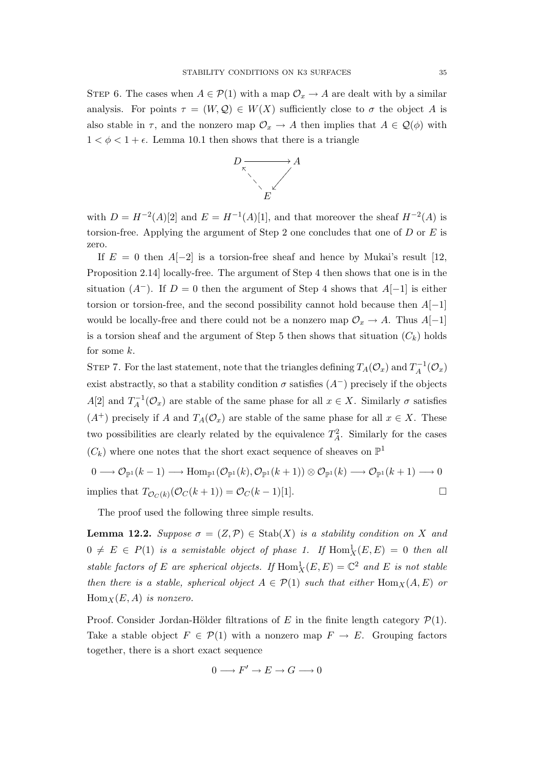STEP 6. The cases when $A \in \mathcal{P}(1)$ with a map $\mathcal{O}_x \to A$ are dealt with by a similar analysis. For points $\tau = (W, \mathcal{Q}) \in W(X)$ sufficiently close to $\sigma$ the object $A$ is also stable in $\tau$, and the nonzero map $\mathcal{O}_x \to A$ then implies that $A \in \mathcal{Q}(\phi)$ with $1 < \phi < 1 + \epsilon$. Lemma 10.1 then shows that there is a triangle

$$\begin{array}{ccc} D & \longrightarrow & A \\ & \nwarrow \quad \swarrow & \\ & E & \end{array}$$

with $D = H^{-2}(A)[2]$ and $E = H^{-1}(A)[1]$, and that moreover the sheaf $H^{-2}(A)$ is torsion-free. Applying the argument of Step 2 one concludes that one of $D$ or $E$ is zero.

If $E = 0$ then $A[-2]$ is a torsion-free sheaf and hence by Mukai's result [12, Proposition 2.14] locally-free. The argument of Step 4 then shows that one is in the situation $(A^-)$. If $D = 0$ then the argument of Step 4 shows that $A[-1]$ is either torsion or torsion-free, and the second possibility cannot hold because then $A[-1]$ would be locally-free and there could not be a nonzero map $\mathcal{O}_x \to A$. Thus $A[-1]$ is a torsion sheaf and the argument of Step 5 then shows that situation $(C_k)$ holds for some $k$.

STEP 7. For the last statement, note that the triangles defining $T_A(\mathcal{O}_x)$ and $T_A^{-1}(\mathcal{O}_x)$ exist abstractly, so that a stability condition $\sigma$ satisfies $(A^-)$ precisely if the objects $A[2]$ and $T_A^{-1}(\mathcal{O}_x)$ are stable of the same phase for all $x \in X$. Similarly $\sigma$ satisfies $(A^+)$ precisely if $A$ and $T_A(\mathcal{O}_x)$ are stable of the same phase for all $x \in X$. These two possibilities are clearly related by the equivalence $T_A^2$. Similarly for the cases $(C_k)$ where one notes that the short exact sequence of sheaves on $\mathbb{P}^1$

$$0 \longrightarrow \mathcal{O}_{\mathbb{P}^1}(k-1) \longrightarrow \operatorname{Hom}_{\mathbb{P}^1}(\mathcal{O}_{\mathbb{P}^1}(k), \mathcal{O}_{\mathbb{P}^1}(k+1)) \otimes \mathcal{O}_{\mathbb{P}^1}(k) \longrightarrow \mathcal{O}_{\mathbb{P}^1}(k+1) \longrightarrow 0$$

implies that $T_{\mathcal{O}_C(k)}(\mathcal{O}_C(k+1)) = \mathcal{O}_C(k-1)[1]$. $\square$

The proof used the following three simple results.

**Lemma 12.2.** *Suppose $\sigma = (Z, \mathcal{P}) \in \operatorname{Stab}(X)$ is a stability condition on $X$ and $0 \neq E \in P(1)$ is a semistable object of phase 1. If $\operatorname{Hom}^1_X(E, E) = 0$ then all stable factors of $E$ are spherical objects. If $\operatorname{Hom}^1_X(E, E) = \mathbb{C}^2$ and $E$ is not stable then there is a stable, spherical object $A \in \mathcal{P}(1)$ such that either $\operatorname{Hom}_X(A, E)$ or $\operatorname{Hom}_X(E, A)$ is nonzero.*

Proof. Consider Jordan-Hölder filtrations of $E$ in the finite length category $\mathcal{P}(1)$. Take a stable object $F \in \mathcal{P}(1)$ with a nonzero map $F \to E$. Grouping factors together, there is a short exact sequence

$$0 \longrightarrow F' \to E \to G \longrightarrow 0$$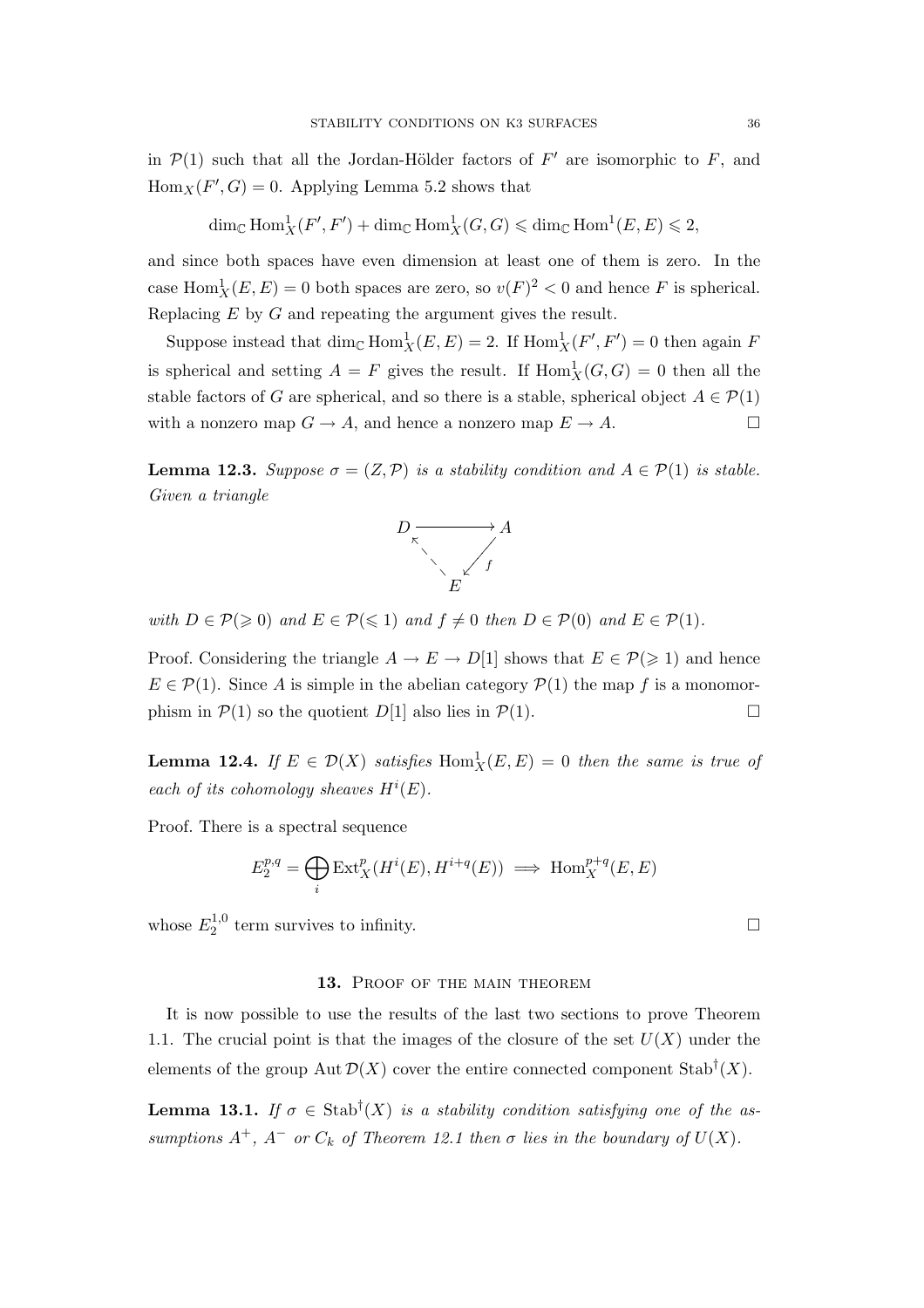in $\mathcal{P}(1)$ such that all the Jordan-Hölder factors of $F'$ are isomorphic to $F$, and $\operatorname{Hom}_X(F', G) = 0$. Applying Lemma 5.2 shows that

$$\dim_{\mathbb{C}} \operatorname{Hom}^1_X(F', F') + \dim_{\mathbb{C}} \operatorname{Hom}^1_X(G, G) \leqslant \dim_{\mathbb{C}} \operatorname{Hom}^1(E, E) \leqslant 2,$$

and since both spaces have even dimension at least one of them is zero. In the case $\operatorname{Hom}^1_X(E, E) = 0$ both spaces are zero, so $v(F)^2 < 0$ and hence $F$ is spherical. Replacing $E$ by $G$ and repeating the argument gives the result.

Suppose instead that $\dim_{\mathbb{C}} \operatorname{Hom}^1_X(E, E) = 2$. If $\operatorname{Hom}^1_X(F', F') = 0$ then again $F$ is spherical and setting $A = F$ gives the result. If $\operatorname{Hom}^1_X(G, G) = 0$ then all the stable factors of $G$ are spherical, and so there is a stable, spherical object $A \in \mathcal{P}(1)$ with a nonzero map $G \to A$, and hence a nonzero map $E \to A$. $\square$

**Lemma 12.3.** *Suppose $\sigma = (Z, \mathcal{P})$ is a stability condition and $A \in \mathcal{P}(1)$ is stable. Given a triangle*

$$\begin{array}{ccc} D & \longrightarrow & A \\ & \nwarrow \quad \swarrow f & \\ & E & \end{array}$$

*with $D \in \mathcal{P}(\geqslant 0)$ and $E \in \mathcal{P}(\leqslant 1)$ and $f \neq 0$ then $D \in \mathcal{P}(0)$ and $E \in \mathcal{P}(1)$.*

Proof. Considering the triangle $A \to E \to D[1]$ shows that $E \in \mathcal{P}(\geqslant 1)$ and hence $E \in \mathcal{P}(1)$. Since $A$ is simple in the abelian category $\mathcal{P}(1)$ the map $f$ is a monomorphism in $\mathcal{P}(1)$ so the quotient $D[1]$ also lies in $\mathcal{P}(1)$. $\square$

**Lemma 12.4.** *If $E \in \mathcal{D}(X)$ satisfies $\operatorname{Hom}^1_X(E, E) = 0$ then the same is true of each of its cohomology sheaves $H^i(E)$.*

Proof. There is a spectral sequence

$$E_2^{p,q} = \bigoplus_i \operatorname{Ext}^p_X(H^i(E), H^{i+q}(E)) \implies \operatorname{Hom}^{p+q}_X(E, E)$$

whose $E_2^{1,0}$ term survives to infinity. $\square$

## 13. Proof of the main theorem

It is now possible to use the results of the last two sections to prove Theorem 1.1. The crucial point is that the images of the closure of the set $U(X)$ under the elements of the group $\operatorname{Aut} \mathcal{D}(X)$ cover the entire connected component $\operatorname{Stab}^\dagger(X)$.

**Lemma 13.1.** *If $\sigma \in \operatorname{Stab}^\dagger(X)$ is a stability condition satisfying one of the assumptions $A^+$, $A^-$ or $C_k$ of Theorem 12.1 then $\sigma$ lies in the boundary of $U(X)$.*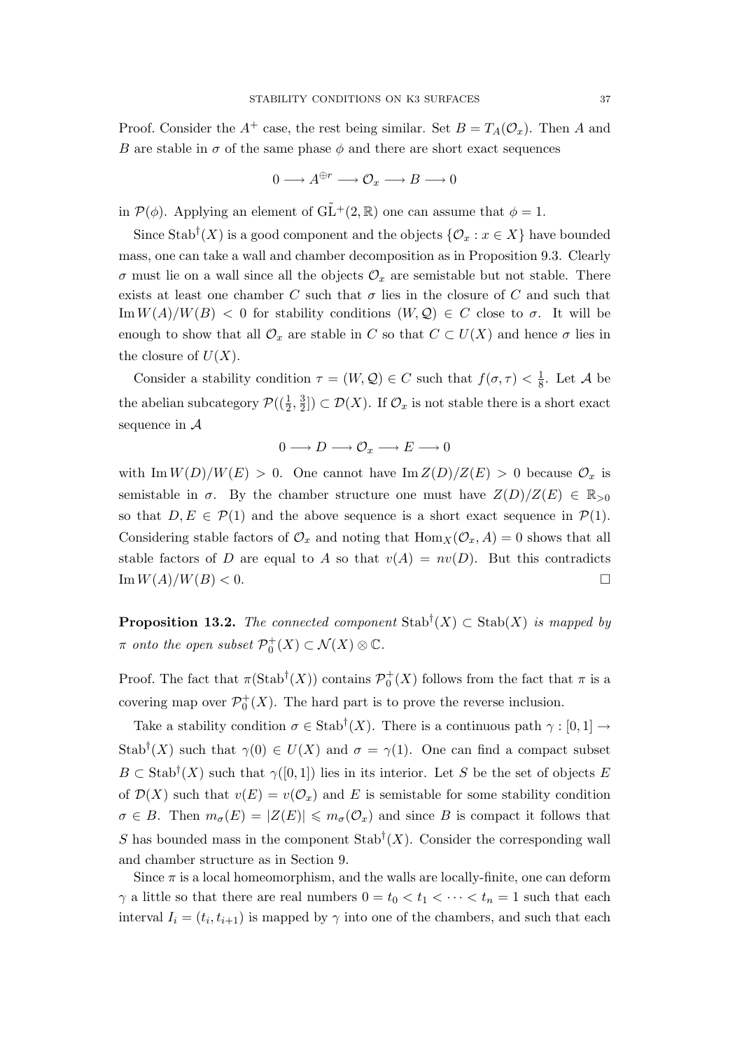Proof. Consider the $A^+$ case, the rest being similar. Set $B = T_A(\mathcal{O}_x)$. Then $A$ and $B$ are stable in $\sigma$ of the same phase $\phi$ and there are short exact sequences

$$0 \longrightarrow A^{\oplus r} \longrightarrow \mathcal{O}_x \longrightarrow B \longrightarrow 0$$

in $\mathcal{P}(\phi)$. Applying an element of $\tilde{\mathrm{GL}}^+(2,\mathbb{R})$ one can assume that $\phi = 1$.

Since $\mathrm{Stab}^\dagger(X)$ is a good component and the objects $\{\mathcal{O}_x : x \in X\}$ have bounded mass, one can take a wall and chamber decomposition as in Proposition 9.3. Clearly $\sigma$ must lie on a wall since all the objects $\mathcal{O}_x$ are semistable but not stable. There exists at least one chamber $C$ such that $\sigma$ lies in the closure of $C$ and such that $\operatorname{Im} W(A)/W(B) < 0$ for stability conditions $(W, \mathcal{Q}) \in C$ close to $\sigma$. It will be enough to show that all $\mathcal{O}_x$ are stable in $C$ so that $C \subset U(X)$ and hence $\sigma$ lies in the closure of $U(X)$.

Consider a stability condition $\tau = (W, \mathcal{Q}) \in C$ such that $f(\sigma, \tau) < \frac{1}{8}$. Let $\mathcal{A}$ be the abelian subcategory $\mathcal{P}((\frac{1}{2}, \frac{3}{2}]) \subset \mathcal{D}(X)$. If $\mathcal{O}_x$ is not stable there is a short exact sequence in $\mathcal{A}$

$$0 \longrightarrow D \longrightarrow \mathcal{O}_x \longrightarrow E \longrightarrow 0$$

with $\operatorname{Im} W(D)/W(E) > 0$. One cannot have $\operatorname{Im} Z(D)/Z(E) > 0$ because $\mathcal{O}_x$ is semistable in $\sigma$. By the chamber structure one must have $Z(D)/Z(E) \in \mathbb{R}_{>0}$ so that $D, E \in \mathcal{P}(1)$ and the above sequence is a short exact sequence in $\mathcal{P}(1)$. Considering stable factors of $\mathcal{O}_x$ and noting that $\operatorname{Hom}_X(\mathcal{O}_x, A) = 0$ shows that all stable factors of $D$ are equal to $A$ so that $v(A) = nv(D)$. But this contradicts $\operatorname{Im} W(A)/W(B) < 0$. $\square$

**Proposition 13.2.** *The connected component* $\mathrm{Stab}^\dagger(X) \subset \mathrm{Stab}(X)$ *is mapped by* $\pi$ *onto the open subset* $\mathcal{P}_0^+(X) \subset \mathcal{N}(X) \otimes \mathbb{C}$.

Proof. The fact that $\pi(\mathrm{Stab}^\dagger(X))$ contains $\mathcal{P}_0^+(X)$ follows from the fact that $\pi$ is a covering map over $\mathcal{P}_0^+(X)$. The hard part is to prove the reverse inclusion.

Take a stability condition $\sigma \in \mathrm{Stab}^\dagger(X)$. There is a continuous path $\gamma : [0,1] \to \mathrm{Stab}^\dagger(X)$ such that $\gamma(0) \in U(X)$ and $\sigma = \gamma(1)$. One can find a compact subset $B \subset \mathrm{Stab}^\dagger(X)$ such that $\gamma([0,1])$ lies in its interior. Let $S$ be the set of objects $E$ of $\mathcal{D}(X)$ such that $v(E) = v(\mathcal{O}_x)$ and $E$ is semistable for some stability condition $\sigma \in B$. Then $m_\sigma(E) = |Z(E)| \leqslant m_\sigma(\mathcal{O}_x)$ and since $B$ is compact it follows that $S$ has bounded mass in the component $\mathrm{Stab}^\dagger(X)$. Consider the corresponding wall and chamber structure as in Section 9.

Since $\pi$ is a local homeomorphism, and the walls are locally-finite, one can deform $\gamma$ a little so that there are real numbers $0 = t_0 < t_1 < \cdots < t_n = 1$ such that each interval $I_i = (t_i, t_{i+1})$ is mapped by $\gamma$ into one of the chambers, and such that each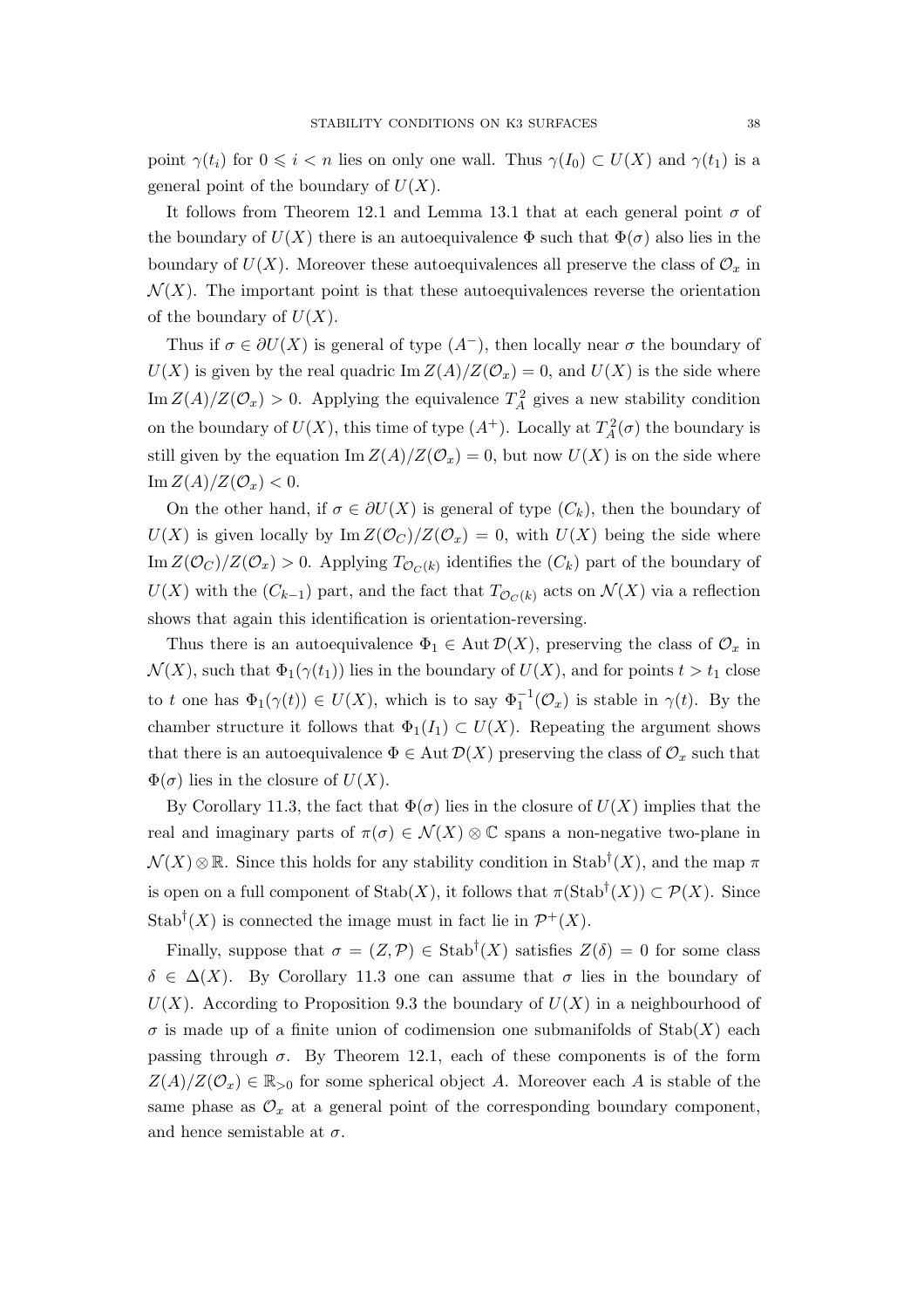point $\gamma(t_i)$ for $0 \leqslant i < n$ lies on only one wall. Thus $\gamma(I_0) \subset U(X)$ and $\gamma(t_1)$ is a general point of the boundary of $U(X)$.

It follows from Theorem 12.1 and Lemma 13.1 that at each general point $\sigma$ of the boundary of $U(X)$ there is an autoequivalence $\Phi$ such that $\Phi(\sigma)$ also lies in the boundary of $U(X)$. Moreover these autoequivalences all preserve the class of $\mathcal{O}_x$ in $\mathcal{N}(X)$. The important point is that these autoequivalences reverse the orientation of the boundary of $U(X)$.

Thus if $\sigma \in \partial U(X)$ is general of type $(A^-)$, then locally near $\sigma$ the boundary of $U(X)$ is given by the real quadric $\operatorname{Im} Z(A)/Z(\mathcal{O}_x) = 0$, and $U(X)$ is the side where $\operatorname{Im} Z(A)/Z(\mathcal{O}_x) > 0$. Applying the equivalence $T_A^2$ gives a new stability condition on the boundary of $U(X)$, this time of type $(A^+)$. Locally at $T_A^2(\sigma)$ the boundary is still given by the equation $\operatorname{Im} Z(A)/Z(\mathcal{O}_x) = 0$, but now $U(X)$ is on the side where $\operatorname{Im} Z(A)/Z(\mathcal{O}_x) < 0$.

On the other hand, if $\sigma \in \partial U(X)$ is general of type $(C_k)$, then the boundary of $U(X)$ is given locally by $\operatorname{Im} Z(\mathcal{O}_C)/Z(\mathcal{O}_x) = 0$, with $U(X)$ being the side where $\operatorname{Im} Z(\mathcal{O}_C)/Z(\mathcal{O}_x) > 0$. Applying $T_{\mathcal{O}_C(k)}$ identifies the $(C_k)$ part of the boundary of $U(X)$ with the $(C_{k-1})$ part, and the fact that $T_{\mathcal{O}_C(k)}$ acts on $\mathcal{N}(X)$ via a reflection shows that again this identification is orientation-reversing.

Thus there is an autoequivalence $\Phi_1 \in \operatorname{Aut} \mathcal{D}(X)$, preserving the class of $\mathcal{O}_x$ in $\mathcal{N}(X)$, such that $\Phi_1(\gamma(t_1))$ lies in the boundary of $U(X)$, and for points $t > t_1$ close to $t$ one has $\Phi_1(\gamma(t)) \in U(X)$, which is to say $\Phi_1^{-1}(\mathcal{O}_x)$ is stable in $\gamma(t)$. By the chamber structure it follows that $\Phi_1(I_1) \subset U(X)$. Repeating the argument shows that there is an autoequivalence $\Phi \in \operatorname{Aut} \mathcal{D}(X)$ preserving the class of $\mathcal{O}_x$ such that $\Phi(\sigma)$ lies in the closure of $U(X)$.

By Corollary 11.3, the fact that $\Phi(\sigma)$ lies in the closure of $U(X)$ implies that the real and imaginary parts of $\pi(\sigma) \in \mathcal{N}(X) \otimes \mathbb{C}$ spans a non-negative two-plane in $\mathcal{N}(X) \otimes \mathbb{R}$. Since this holds for any stability condition in $\operatorname{Stab}^\dagger(X)$, and the map $\pi$ is open on a full component of $\operatorname{Stab}(X)$, it follows that $\pi(\operatorname{Stab}^\dagger(X)) \subset \mathcal{P}(X)$. Since $\operatorname{Stab}^\dagger(X)$ is connected the image must in fact lie in $\mathcal{P}^+(X)$.

Finally, suppose that $\sigma = (Z, \mathcal{P}) \in \operatorname{Stab}^\dagger(X)$ satisfies $Z(\delta) = 0$ for some class $\delta \in \Delta(X)$. By Corollary 11.3 one can assume that $\sigma$ lies in the boundary of $U(X)$. According to Proposition 9.3 the boundary of $U(X)$ in a neighbourhood of $\sigma$ is made up of a finite union of codimension one submanifolds of $\operatorname{Stab}(X)$ each passing through $\sigma$. By Theorem 12.1, each of these components is of the form $Z(A)/Z(\mathcal{O}_x) \in \mathbb{R}_{>0}$ for some spherical object $A$. Moreover each $A$ is stable of the same phase as $\mathcal{O}_x$ at a general point of the corresponding boundary component, and hence semistable at $\sigma$.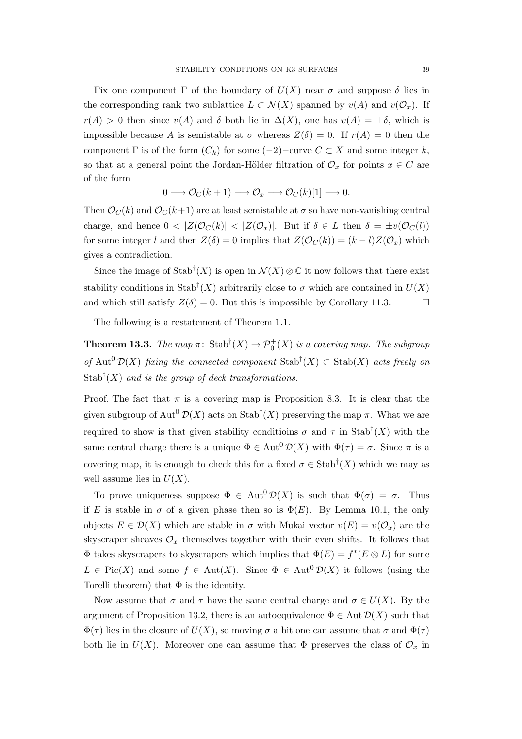Fix one component $\Gamma$ of the boundary of $U(X)$ near $\sigma$ and suppose $\delta$ lies in the corresponding rank two sublattice $L \subset \mathcal{N}(X)$ spanned by $v(A)$ and $v(\mathcal{O}_x)$. If $r(A) > 0$ then since $v(A)$ and $\delta$ both lie in $\Delta(X)$, one has $v(A) = \pm\delta$, which is impossible because $A$ is semistable at $\sigma$ whereas $Z(\delta) = 0$. If $r(A) = 0$ then the component $\Gamma$ is of the form $(C_k)$ for some $(-2)-$curve $C \subset X$ and some integer $k$, so that at a general point the Jordan-Hölder filtration of $\mathcal{O}_x$ for points $x \in C$ are of the form

$$0 \longrightarrow \mathcal{O}_C(k+1) \longrightarrow \mathcal{O}_x \longrightarrow \mathcal{O}_C(k)[1] \longrightarrow 0.$$

Then $\mathcal{O}_C(k)$ and $\mathcal{O}_C(k+1)$ are at least semistable at $\sigma$ so have non-vanishing central charge, and hence $0 < |Z(\mathcal{O}_C(k)| < |Z(\mathcal{O}_x)|$. But if $\delta \in L$ then $\delta = \pm v(\mathcal{O}_C(l))$ for some integer $l$ and then $Z(\delta) = 0$ implies that $Z(\mathcal{O}_C(k)) = (k-l)Z(\mathcal{O}_x)$ which gives a contradiction.

Since the image of $\operatorname{Stab}^\dagger(X)$ is open in $\mathcal{N}(X) \otimes \mathbb{C}$ it now follows that there exist stability conditions in $\operatorname{Stab}^\dagger(X)$ arbitrarily close to $\sigma$ which are contained in $U(X)$ and which still satisfy $Z(\delta) = 0$. But this is impossible by Corollary 11.3. $\square$

The following is a restatement of Theorem 1.1.

**Theorem 13.3.** *The map $\pi\colon \operatorname{Stab}^\dagger(X) \to \mathcal{P}_0^+(X)$ is a covering map. The subgroup of $\operatorname{Aut}^0 \mathcal{D}(X)$ fixing the connected component $\operatorname{Stab}^\dagger(X) \subset \operatorname{Stab}(X)$ acts freely on $\operatorname{Stab}^\dagger(X)$ and is the group of deck transformations.*

Proof. The fact that $\pi$ is a covering map is Proposition 8.3. It is clear that the given subgroup of $\operatorname{Aut}^0 \mathcal{D}(X)$ acts on $\operatorname{Stab}^\dagger(X)$ preserving the map $\pi$. What we are required to show is that given stability conditioins $\sigma$ and $\tau$ in $\operatorname{Stab}^\dagger(X)$ with the same central charge there is a unique $\Phi \in \operatorname{Aut}^0 \mathcal{D}(X)$ with $\Phi(\tau) = \sigma$. Since $\pi$ is a covering map, it is enough to check this for a fixed $\sigma \in \operatorname{Stab}^\dagger(X)$ which we may as well assume lies in $U(X)$.

To prove uniqueness suppose $\Phi \in \operatorname{Aut}^0 \mathcal{D}(X)$ is such that $\Phi(\sigma) = \sigma$. Thus if $E$ is stable in $\sigma$ of a given phase then so is $\Phi(E)$. By Lemma 10.1, the only objects $E \in \mathcal{D}(X)$ which are stable in $\sigma$ with Mukai vector $v(E) = v(\mathcal{O}_x)$ are the skyscraper sheaves $\mathcal{O}_x$ themselves together with their even shifts. It follows that $\Phi$ takes skyscrapers to skyscrapers which implies that $\Phi(E) = f^*(E \otimes L)$ for some $L \in \operatorname{Pic}(X)$ and some $f \in \operatorname{Aut}(X)$. Since $\Phi \in \operatorname{Aut}^0 \mathcal{D}(X)$ it follows (using the Torelli theorem) that $\Phi$ is the identity.

Now assume that $\sigma$ and $\tau$ have the same central charge and $\sigma \in U(X)$. By the argument of Proposition 13.2, there is an autoequivalence $\Phi \in \operatorname{Aut} \mathcal{D}(X)$ such that $\Phi(\tau)$ lies in the closure of $U(X)$, so moving $\sigma$ a bit one can assume that $\sigma$ and $\Phi(\tau)$ both lie in $U(X)$. Moreover one can assume that $\Phi$ preserves the class of $\mathcal{O}_x$ in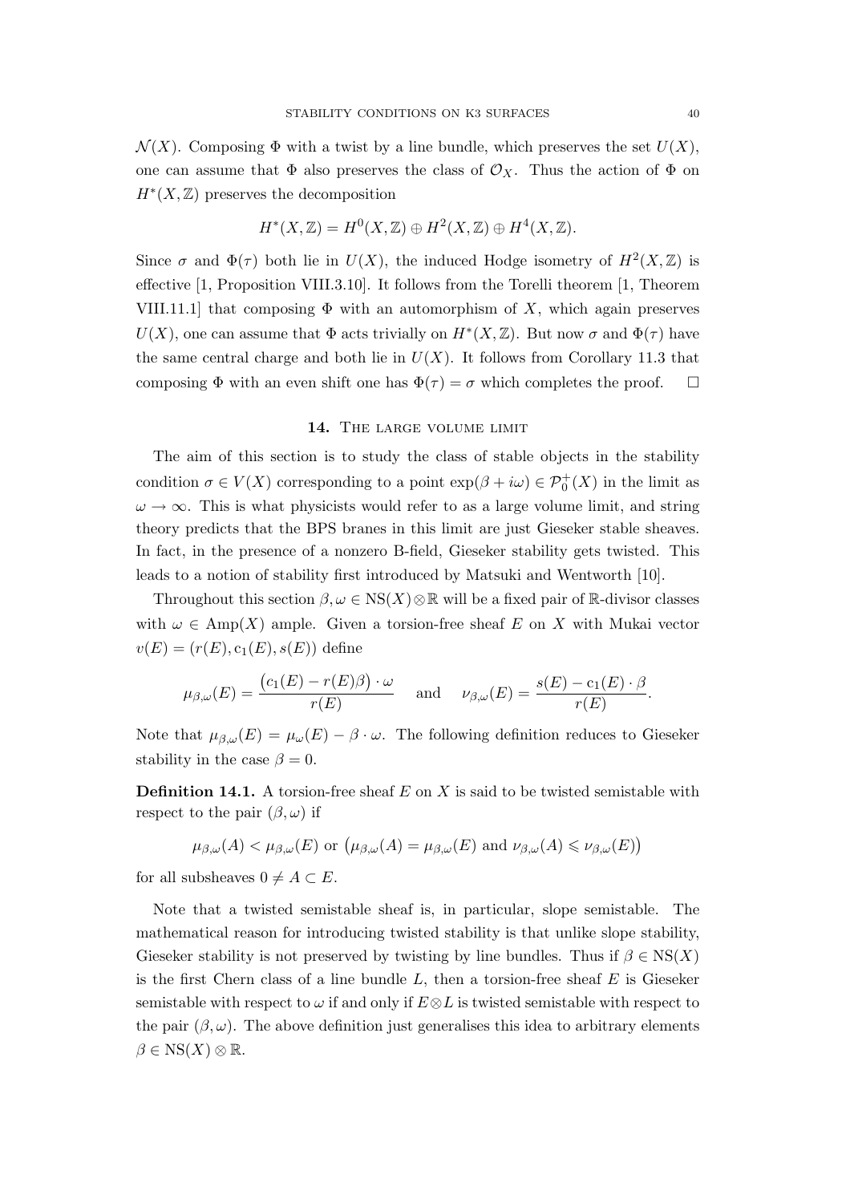$\mathcal{N}(X)$. Composing $\Phi$ with a twist by a line bundle, which preserves the set $U(X)$, one can assume that $\Phi$ also preserves the class of $\mathcal{O}_X$. Thus the action of $\Phi$ on $H^*(X,\mathbb{Z})$ preserves the decomposition

$$H^*(X,\mathbb{Z}) = H^0(X,\mathbb{Z}) \oplus H^2(X,\mathbb{Z}) \oplus H^4(X,\mathbb{Z}).$$

Since $\sigma$ and $\Phi(\tau)$ both lie in $U(X)$, the induced Hodge isometry of $H^2(X,\mathbb{Z})$ is effective [1, Proposition VIII.3.10]. It follows from the Torelli theorem [1, Theorem VIII.11.1] that composing $\Phi$ with an automorphism of $X$, which again preserves $U(X)$, one can assume that $\Phi$ acts trivially on $H^*(X,\mathbb{Z})$. But now $\sigma$ and $\Phi(\tau)$ have the same central charge and both lie in $U(X)$. It follows from Corollary 11.3 that composing $\Phi$ with an even shift one has $\Phi(\tau) = \sigma$ which completes the proof. $\square$

## 14. The large volume limit

The aim of this section is to study the class of stable objects in the stability condition $\sigma \in V(X)$ corresponding to a point $\exp(\beta + i\omega) \in \mathcal{P}_0^+(X)$ in the limit as $\omega \to \infty$. This is what physicists would refer to as a large volume limit, and string theory predicts that the BPS branes in this limit are just Gieseker stable sheaves. In fact, in the presence of a nonzero B-field, Gieseker stability gets twisted. This leads to a notion of stability first introduced by Matsuki and Wentworth [10].

Throughout this section $\beta, \omega \in \mathrm{NS}(X) \otimes \mathbb{R}$ will be a fixed pair of $\mathbb{R}$-divisor classes with $\omega \in \mathrm{Amp}(X)$ ample. Given a torsion-free sheaf $E$ on $X$ with Mukai vector $v(E) = (r(E), \mathrm{c}_1(E), s(E))$ define

$$\mu_{\beta,\omega}(E) = \frac{\big(c_1(E) - r(E)\beta\big) \cdot \omega}{r(E)} \quad \text{ and } \quad \nu_{\beta,\omega}(E) = \frac{s(E) - \mathrm{c}_1(E) \cdot \beta}{r(E)}.$$

Note that $\mu_{\beta,\omega}(E) = \mu_\omega(E) - \beta \cdot \omega$. The following definition reduces to Gieseker stability in the case $\beta = 0$.

**Definition 14.1.** A torsion-free sheaf $E$ on $X$ is said to be twisted semistable with respect to the pair $(\beta, \omega)$ if

$$\mu_{\beta,\omega}(A) < \mu_{\beta,\omega}(E) \text{ or } \big(\mu_{\beta,\omega}(A) = \mu_{\beta,\omega}(E) \text{ and } \nu_{\beta,\omega}(A) \leqslant \nu_{\beta,\omega}(E)\big)$$

for all subsheaves $0 \neq A \subset E$.

Note that a twisted semistable sheaf is, in particular, slope semistable. The mathematical reason for introducing twisted stability is that unlike slope stability, Gieseker stability is not preserved by twisting by line bundles. Thus if $\beta \in \mathrm{NS}(X)$ is the first Chern class of a line bundle $L$, then a torsion-free sheaf $E$ is Gieseker semistable with respect to $\omega$ if and only if $E \otimes L$ is twisted semistable with respect to the pair $(\beta, \omega)$. The above definition just generalises this idea to arbitrary elements $\beta \in \mathrm{NS}(X) \otimes \mathbb{R}$.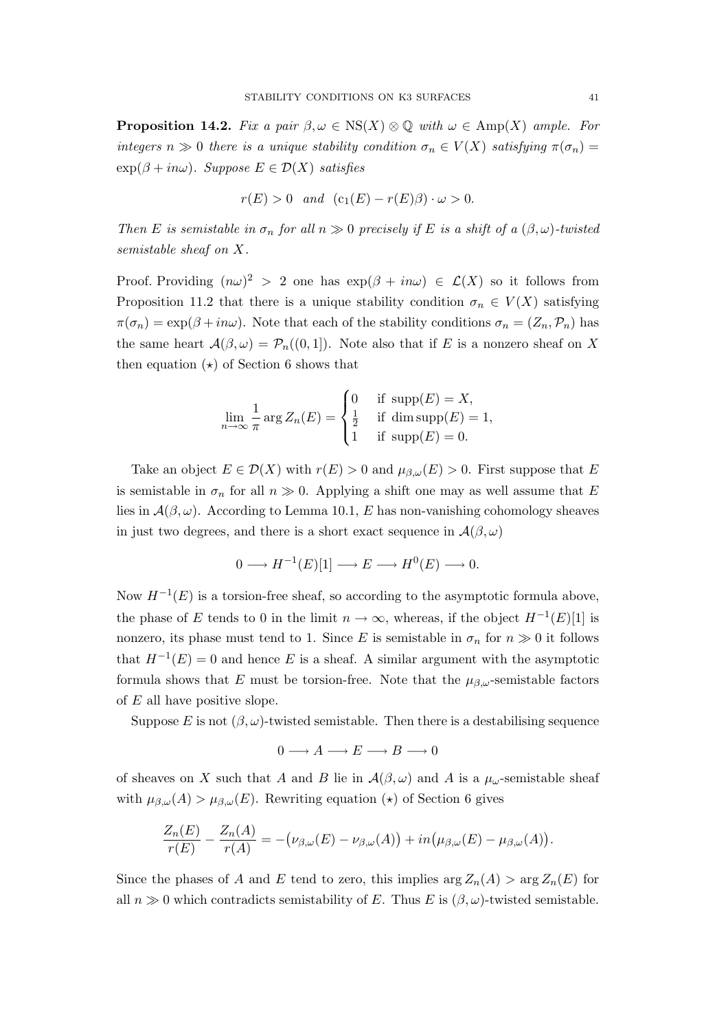**Proposition 14.2.** *Fix a pair $\beta, \omega \in \mathrm{NS}(X) \otimes \mathbb{Q}$ with $\omega \in \mathrm{Amp}(X)$ ample. For integers $n \gg 0$ there is a unique stability condition $\sigma_n \in V(X)$ satisfying $\pi(\sigma_n) = \exp(\beta + in\omega)$. Suppose $E \in \mathcal{D}(X)$ satisfies*

$$r(E) > 0 \quad and \quad (\mathrm{c}_1(E) - r(E)\beta) \cdot \omega > 0.$$

*Then $E$ is semistable in $\sigma_n$ for all $n \gg 0$ precisely if $E$ is a shift of a $(\beta, \omega)$-twisted semistable sheaf on $X$.*

Proof. Providing $(n\omega)^2 > 2$ one has $\exp(\beta + in\omega) \in \mathcal{L}(X)$ so it follows from Proposition 11.2 that there is a unique stability condition $\sigma_n \in V(X)$ satisfying $\pi(\sigma_n) = \exp(\beta + in\omega)$. Note that each of the stability conditions $\sigma_n = (Z_n, \mathcal{P}_n)$ has the same heart $\mathcal{A}(\beta, \omega) = \mathcal{P}_n((0, 1])$. Note also that if $E$ is a nonzero sheaf on $X$ then equation $(\star)$ of Section 6 shows that

$$\lim_{n \to \infty} \frac{1}{\pi} \arg Z_n(E) = \begin{cases} 0 & \text{if } \mathrm{supp}(E) = X, \\ \frac{1}{2} & \text{if } \dim \mathrm{supp}(E) = 1, \\ 1 & \text{if } \mathrm{supp}(E) = 0. \end{cases}$$

Take an object $E \in \mathcal{D}(X)$ with $r(E) > 0$ and $\mu_{\beta,\omega}(E) > 0$. First suppose that $E$ is semistable in $\sigma_n$ for all $n \gg 0$. Applying a shift one may as well assume that $E$ lies in $\mathcal{A}(\beta, \omega)$. According to Lemma 10.1, $E$ has non-vanishing cohomology sheaves in just two degrees, and there is a short exact sequence in $\mathcal{A}(\beta, \omega)$

$$0 \longrightarrow H^{-1}(E)[1] \longrightarrow E \longrightarrow H^0(E) \longrightarrow 0.$$

Now $H^{-1}(E)$ is a torsion-free sheaf, so according to the asymptotic formula above, the phase of $E$ tends to 0 in the limit $n \to \infty$, whereas, if the object $H^{-1}(E)[1]$ is nonzero, its phase must tend to 1. Since $E$ is semistable in $\sigma_n$ for $n \gg 0$ it follows that $H^{-1}(E) = 0$ and hence $E$ is a sheaf. A similar argument with the asymptotic formula shows that $E$ must be torsion-free. Note that the $\mu_{\beta,\omega}$-semistable factors of $E$ all have positive slope.

Suppose $E$ is not $(\beta, \omega)$-twisted semistable. Then there is a destabilising sequence

$$0 \longrightarrow A \longrightarrow E \longrightarrow B \longrightarrow 0$$

of sheaves on $X$ such that $A$ and $B$ lie in $\mathcal{A}(\beta, \omega)$ and $A$ is a $\mu_\omega$-semistable sheaf with $\mu_{\beta,\omega}(A) > \mu_{\beta,\omega}(E)$. Rewriting equation $(\star)$ of Section 6 gives

$$\frac{Z_n(E)}{r(E)} - \frac{Z_n(A)}{r(A)} = -\big(\nu_{\beta,\omega}(E) - \nu_{\beta,\omega}(A)\big) + in\big(\mu_{\beta,\omega}(E) - \mu_{\beta,\omega}(A)\big).$$

Since the phases of $A$ and $E$ tend to zero, this implies $\arg Z_n(A) > \arg Z_n(E)$ for all $n \gg 0$ which contradicts semistability of $E$. Thus $E$ is $(\beta, \omega)$-twisted semistable.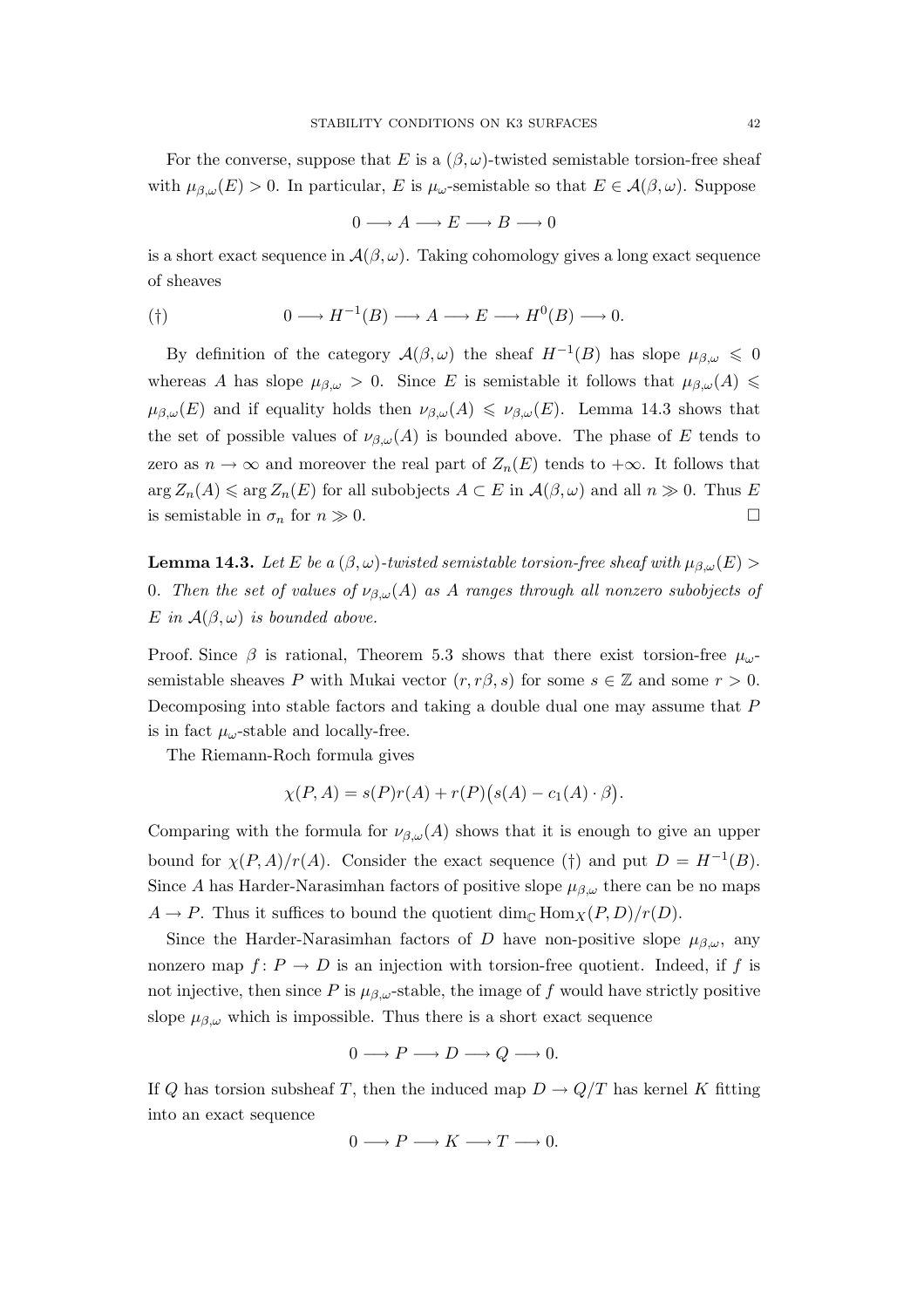For the converse, suppose that $E$ is a $(\beta, \omega)$-twisted semistable torsion-free sheaf with $\mu_{\beta,\omega}(E) > 0$. In particular, $E$ is $\mu_\omega$-semistable so that $E \in \mathcal{A}(\beta, \omega)$. Suppose

$$0 \longrightarrow A \longrightarrow E \longrightarrow B \longrightarrow 0$$

is a short exact sequence in $\mathcal{A}(\beta, \omega)$. Taking cohomology gives a long exact sequence of sheaves

$$(\dagger) \qquad 0 \longrightarrow H^{-1}(B) \longrightarrow A \longrightarrow E \longrightarrow H^0(B) \longrightarrow 0.$$

By definition of the category $\mathcal{A}(\beta, \omega)$ the sheaf $H^{-1}(B)$ has slope $\mu_{\beta,\omega} \leqslant 0$ whereas $A$ has slope $\mu_{\beta,\omega} > 0$. Since $E$ is semistable it follows that $\mu_{\beta,\omega}(A) \leqslant \mu_{\beta,\omega}(E)$ and if equality holds then $\nu_{\beta,\omega}(A) \leqslant \nu_{\beta,\omega}(E)$. Lemma 14.3 shows that the set of possible values of $\nu_{\beta,\omega}(A)$ is bounded above. The phase of $E$ tends to zero as $n \to \infty$ and moreover the real part of $Z_n(E)$ tends to $+\infty$. It follows that $\arg Z_n(A) \leqslant \arg Z_n(E)$ for all subobjects $A \subset E$ in $\mathcal{A}(\beta, \omega)$ and all $n \gg 0$. Thus $E$ is semistable in $\sigma_n$ for $n \gg 0$. $\square$

**Lemma 14.3.** *Let $E$ be a $(\beta, \omega)$-twisted semistable torsion-free sheaf with $\mu_{\beta,\omega}(E) > 0$. Then the set of values of $\nu_{\beta,\omega}(A)$ as $A$ ranges through all nonzero subobjects of $E$ in $\mathcal{A}(\beta, \omega)$ is bounded above.*

Proof. Since $\beta$ is rational, Theorem 5.3 shows that there exist torsion-free $\mu_\omega$-semistable sheaves $P$ with Mukai vector $(r, r\beta, s)$ for some $s \in \mathbb{Z}$ and some $r > 0$. Decomposing into stable factors and taking a double dual one may assume that $P$ is in fact $\mu_\omega$-stable and locally-free.

The Riemann-Roch formula gives

$$\chi(P, A) = s(P)r(A) + r(P)\big(s(A) - c_1(A) \cdot \beta\big).$$

Comparing with the formula for $\nu_{\beta,\omega}(A)$ shows that it is enough to give an upper bound for $\chi(P, A)/r(A)$. Consider the exact sequence $(\dagger)$ and put $D = H^{-1}(B)$. Since $A$ has Harder-Narasimhan factors of positive slope $\mu_{\beta,\omega}$ there can be no maps $A \to P$. Thus it suffices to bound the quotient $\dim_{\mathbb{C}} \operatorname{Hom}_X(P, D)/r(D)$.

Since the Harder-Narasimhan factors of $D$ have non-positive slope $\mu_{\beta,\omega}$, any nonzero map $f \colon P \to D$ is an injection with torsion-free quotient. Indeed, if $f$ is not injective, then since $P$ is $\mu_{\beta,\omega}$-stable, the image of $f$ would have strictly positive slope $\mu_{\beta,\omega}$ which is impossible. Thus there is a short exact sequence

$$0 \longrightarrow P \longrightarrow D \longrightarrow Q \longrightarrow 0.$$

If $Q$ has torsion subsheaf $T$, then the induced map $D \to Q/T$ has kernel $K$ fitting into an exact sequence

$$0 \longrightarrow P \longrightarrow K \longrightarrow T \longrightarrow 0.$$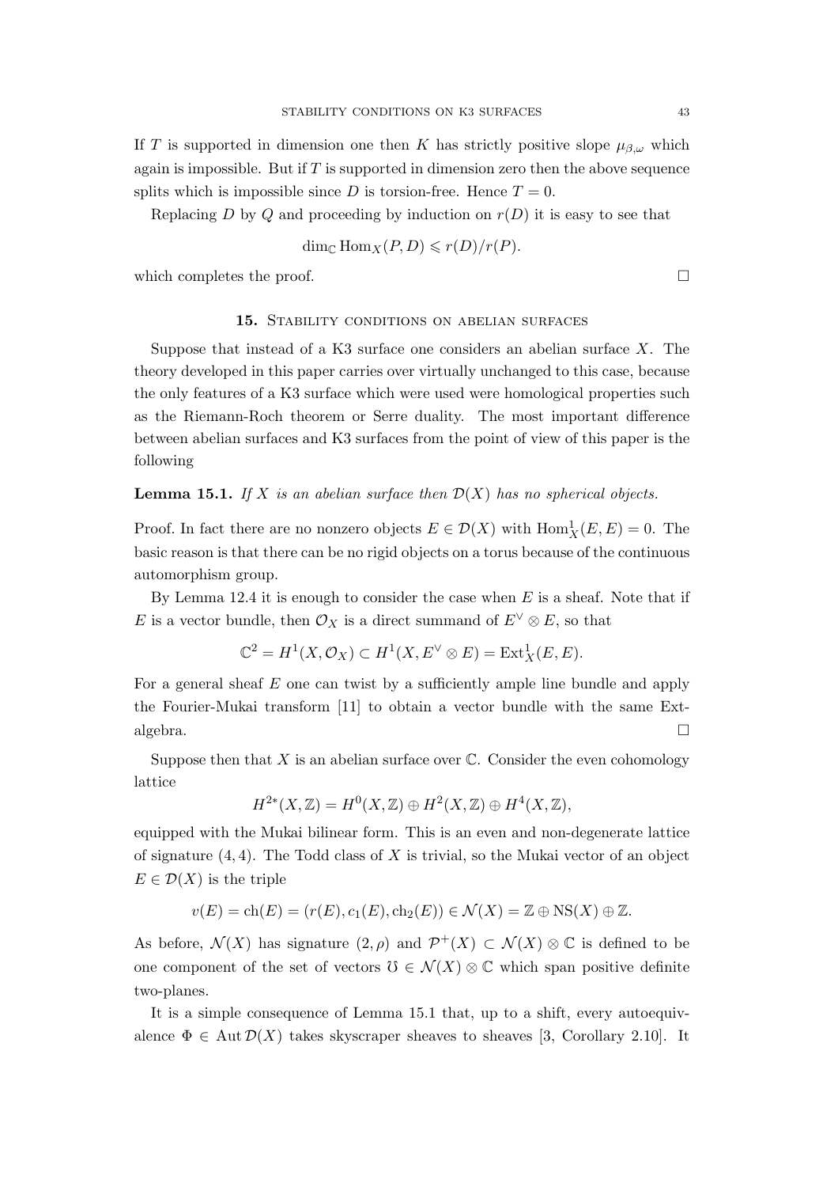If $T$ is supported in dimension one then $K$ has strictly positive slope $\mu_{\beta,\omega}$ which again is impossible. But if $T$ is supported in dimension zero then the above sequence splits which is impossible since $D$ is torsion-free. Hence $T = 0$.

Replacing $D$ by $Q$ and proceeding by induction on $r(D)$ it is easy to see that

$$\dim_{\mathbb{C}} \operatorname{Hom}_X(P, D) \leqslant r(D)/r(P).$$

which completes the proof. $\square$

## 15. Stability conditions on abelian surfaces

Suppose that instead of a K3 surface one considers an abelian surface $X$. The theory developed in this paper carries over virtually unchanged to this case, because the only features of a K3 surface which were used were homological properties such as the Riemann-Roch theorem or Serre duality. The most important difference between abelian surfaces and K3 surfaces from the point of view of this paper is the following

**Lemma 15.1.** *If $X$ is an abelian surface then $\mathcal{D}(X)$ has no spherical objects.*

Proof. In fact there are no nonzero objects $E \in \mathcal{D}(X)$ with $\operatorname{Hom}^1_X(E, E) = 0$. The basic reason is that there can be no rigid objects on a torus because of the continuous automorphism group.

By Lemma 12.4 it is enough to consider the case when $E$ is a sheaf. Note that if $E$ is a vector bundle, then $\mathcal{O}_X$ is a direct summand of $E^\vee \otimes E$, so that

$$\mathbb{C}^2 = H^1(X, \mathcal{O}_X) \subset H^1(X, E^\vee \otimes E) = \operatorname{Ext}^1_X(E, E).$$

For a general sheaf $E$ one can twist by a sufficiently ample line bundle and apply the Fourier-Mukai transform [11] to obtain a vector bundle with the same Ext-algebra. $\square$

Suppose then that $X$ is an abelian surface over $\mathbb{C}$. Consider the even cohomology lattice

$$H^{2*}(X, \mathbb{Z}) = H^0(X, \mathbb{Z}) \oplus H^2(X, \mathbb{Z}) \oplus H^4(X, \mathbb{Z}),$$

equipped with the Mukai bilinear form. This is an even and non-degenerate lattice of signature $(4, 4)$. The Todd class of $X$ is trivial, so the Mukai vector of an object $E \in \mathcal{D}(X)$ is the triple

$$v(E) = \operatorname{ch}(E) = (r(E), c_1(E), \operatorname{ch}_2(E)) \in \mathcal{N}(X) = \mathbb{Z} \oplus \operatorname{NS}(X) \oplus \mathbb{Z}.$$

As before, $\mathcal{N}(X)$ has signature $(2, \rho)$ and $\mathcal{P}^+(X) \subset \mathcal{N}(X) \otimes \mathbb{C}$ is defined to be one component of the set of vectors $\mho \in \mathcal{N}(X) \otimes \mathbb{C}$ which span positive definite two-planes.

It is a simple consequence of Lemma 15.1 that, up to a shift, every autoequivalence $\Phi \in \operatorname{Aut} \mathcal{D}(X)$ takes skyscraper sheaves to sheaves [3, Corollary 2.10]. It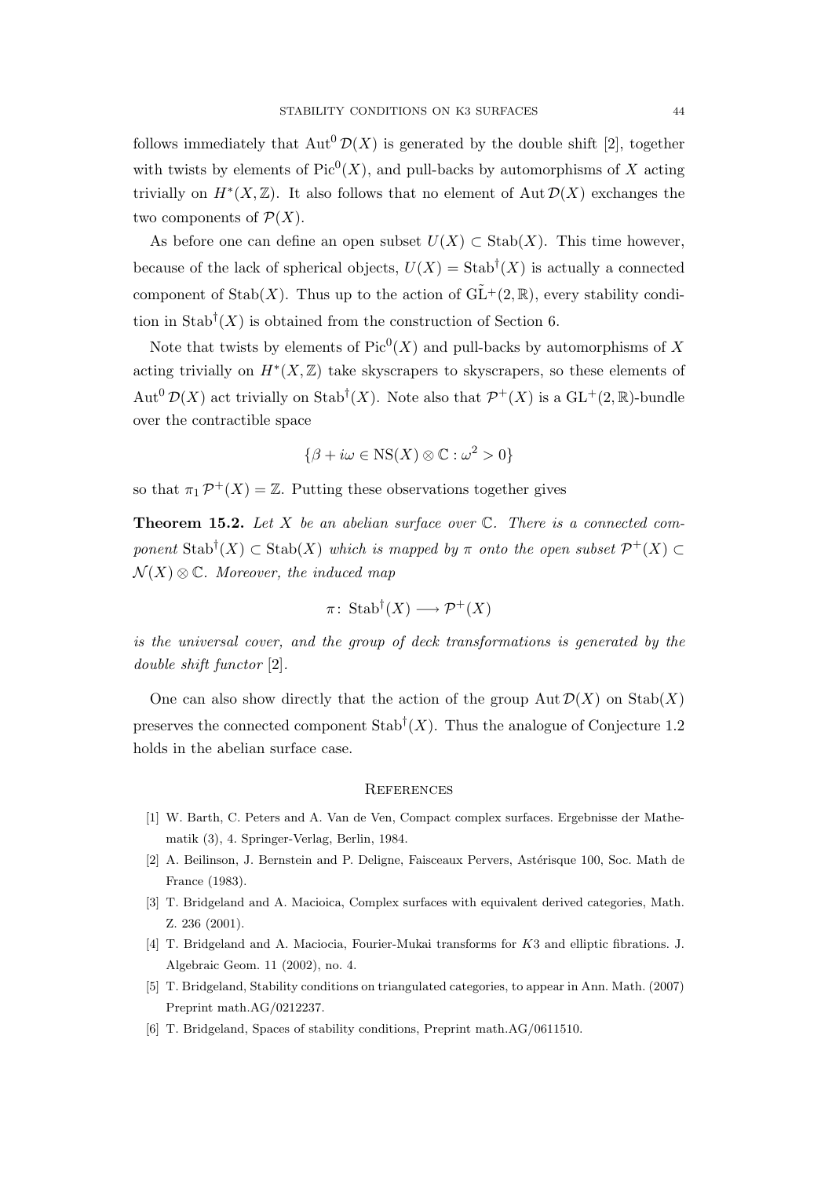follows immediately that $\operatorname{Aut}^0 \mathcal{D}(X)$ is generated by the double shift [2], together with twists by elements of $\operatorname{Pic}^0(X)$, and pull-backs by automorphisms of $X$ acting trivially on $H^*(X,\mathbb{Z})$. It also follows that no element of $\operatorname{Aut}\mathcal{D}(X)$ exchanges the two components of $\mathcal{P}(X)$.

As before one can define an open subset $U(X) \subset \operatorname{Stab}(X)$. This time however, because of the lack of spherical objects, $U(X) = \operatorname{Stab}^\dagger(X)$ is actually a connected component of $\operatorname{Stab}(X)$. Thus up to the action of $\tilde{\operatorname{GL}}^+(2,\mathbb{R})$, every stability condition in $\operatorname{Stab}^\dagger(X)$ is obtained from the construction of Section 6.

Note that twists by elements of $\operatorname{Pic}^0(X)$ and pull-backs by automorphisms of $X$ acting trivially on $H^*(X,\mathbb{Z})$ take skyscrapers to skyscrapers, so these elements of $\operatorname{Aut}^0 \mathcal{D}(X)$ act trivially on $\operatorname{Stab}^\dagger(X)$. Note also that $\mathcal{P}^+(X)$ is a $\operatorname{GL}^+(2,\mathbb{R})$-bundle over the contractible space

$$\{\beta + i\omega \in \operatorname{NS}(X) \otimes \mathbb{C} : \omega^2 > 0\}$$

so that $\pi_1 \mathcal{P}^+(X) = \mathbb{Z}$. Putting these observations together gives

**Theorem 15.2.** *Let $X$ be an abelian surface over $\mathbb{C}$. There is a connected component $\operatorname{Stab}^\dagger(X) \subset \operatorname{Stab}(X)$ which is mapped by $\pi$ onto the open subset $\mathcal{P}^+(X) \subset \mathcal{N}(X) \otimes \mathbb{C}$. Moreover, the induced map*

$$\pi \colon \operatorname{Stab}^\dagger(X) \longrightarrow \mathcal{P}^+(X)$$

*is the universal cover, and the group of deck transformations is generated by the double shift functor* [2].

One can also show directly that the action of the group $\operatorname{Aut}\mathcal{D}(X)$ on $\operatorname{Stab}(X)$ preserves the connected component $\operatorname{Stab}^\dagger(X)$. Thus the analogue of Conjecture 1.2 holds in the abelian surface case.

## References

[1] W. Barth, C. Peters and A. Van de Ven, Compact complex surfaces. Ergebnisse der Mathematik (3), 4. Springer-Verlag, Berlin, 1984.

[2] A. Beilinson, J. Bernstein and P. Deligne, Faisceaux Pervers, Astérisque 100, Soc. Math de France (1983).

[3] T. Bridgeland and A. Macioica, Complex surfaces with equivalent derived categories, Math. Z. 236 (2001).

[4] T. Bridgeland and A. Maciocia, Fourier-Mukai transforms for $K3$ and elliptic fibrations. J. Algebraic Geom. 11 (2002), no. 4.

[5] T. Bridgeland, Stability conditions on triangulated categories, to appear in Ann. Math. (2007) Preprint math.AG/0212237.

[6] T. Bridgeland, Spaces of stability conditions, Preprint math.AG/0611510.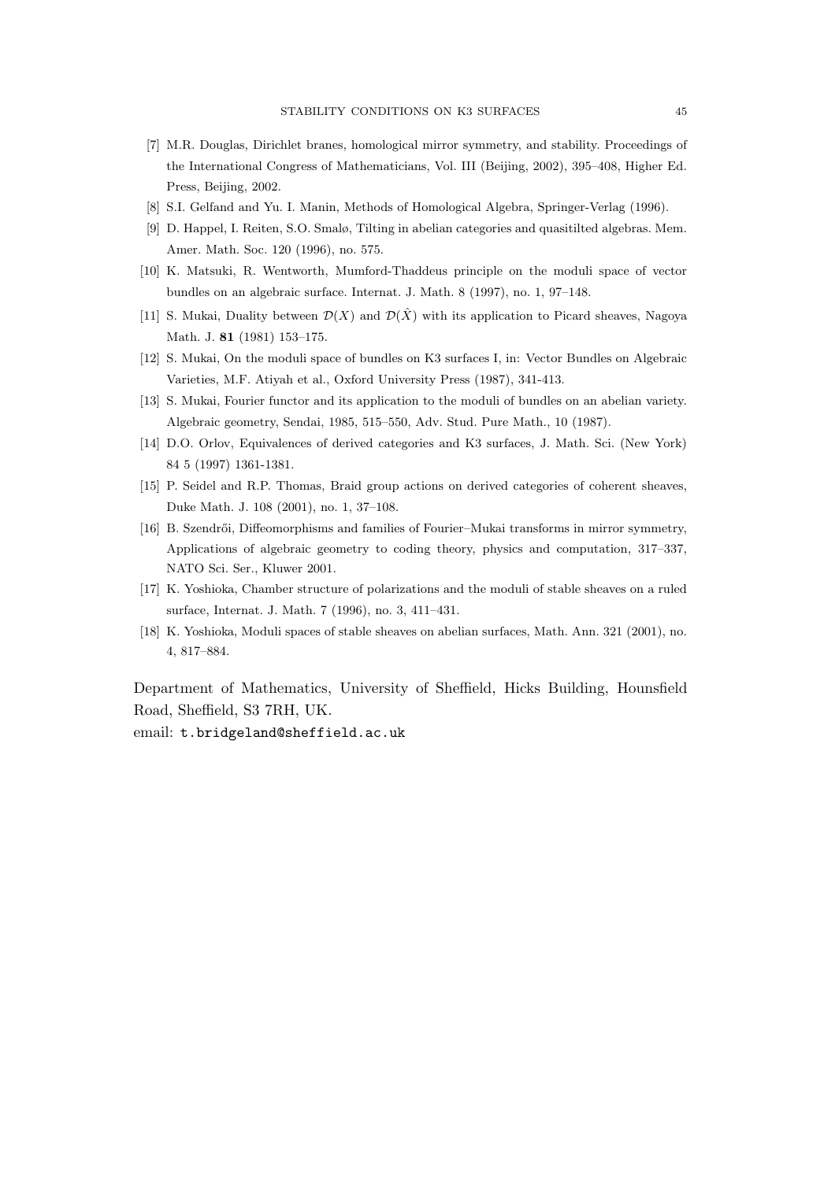[7] M.R. Douglas, Dirichlet branes, homological mirror symmetry, and stability. Proceedings of the International Congress of Mathematicians, Vol. III (Beijing, 2002), 395–408, Higher Ed. Press, Beijing, 2002.

[8] S.I. Gelfand and Yu. I. Manin, Methods of Homological Algebra, Springer-Verlag (1996).

[9] D. Happel, I. Reiten, S.O. Smalø, Tilting in abelian categories and quasitilted algebras. Mem. Amer. Math. Soc. 120 (1996), no. 575.

[10] K. Matsuki, R. Wentworth, Mumford-Thaddeus principle on the moduli space of vector bundles on an algebraic surface. Internat. J. Math. 8 (1997), no. 1, 97–148.

[11] S. Mukai, Duality between $\mathcal{D}(X)$ and $\mathcal{D}(\hat{X})$ with its application to Picard sheaves, Nagoya Math. J. **81** (1981) 153–175.

[12] S. Mukai, On the moduli space of bundles on K3 surfaces I, in: Vector Bundles on Algebraic Varieties, M.F. Atiyah et al., Oxford University Press (1987), 341-413.

[13] S. Mukai, Fourier functor and its application to the moduli of bundles on an abelian variety. Algebraic geometry, Sendai, 1985, 515–550, Adv. Stud. Pure Math., 10 (1987).

[14] D.O. Orlov, Equivalences of derived categories and K3 surfaces, J. Math. Sci. (New York) 84 5 (1997) 1361-1381.

[15] P. Seidel and R.P. Thomas, Braid group actions on derived categories of coherent sheaves, Duke Math. J. 108 (2001), no. 1, 37–108.

[16] B. Szendrői, Diffeomorphisms and families of Fourier–Mukai transforms in mirror symmetry, Applications of algebraic geometry to coding theory, physics and computation, 317–337, NATO Sci. Ser., Kluwer 2001.

[17] K. Yoshioka, Chamber structure of polarizations and the moduli of stable sheaves on a ruled surface, Internat. J. Math. 7 (1996), no. 3, 411–431.

[18] K. Yoshioka, Moduli spaces of stable sheaves on abelian surfaces, Math. Ann. 321 (2001), no. 4, 817–884.

Department of Mathematics, University of Sheffield, Hicks Building, Hounsfield Road, Sheffield, S3 7RH, UK.
email: `t.bridgeland@sheffield.ac.uk`